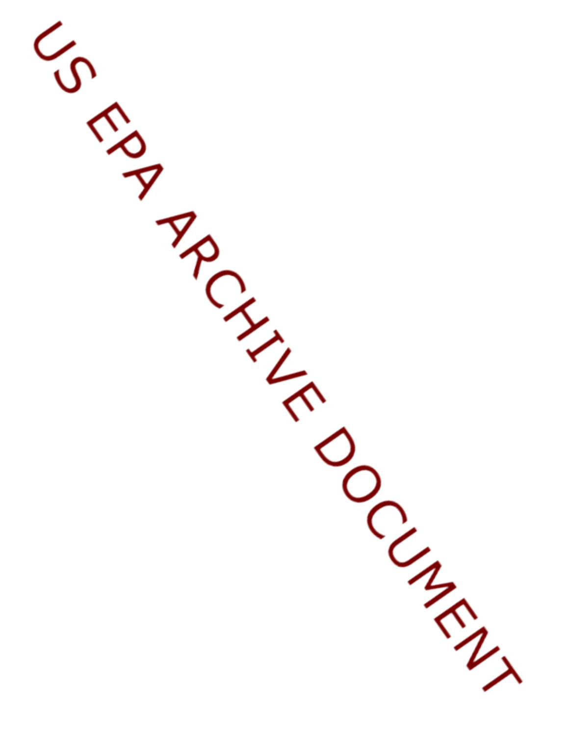US EPA ARCHIVE DOCUMENT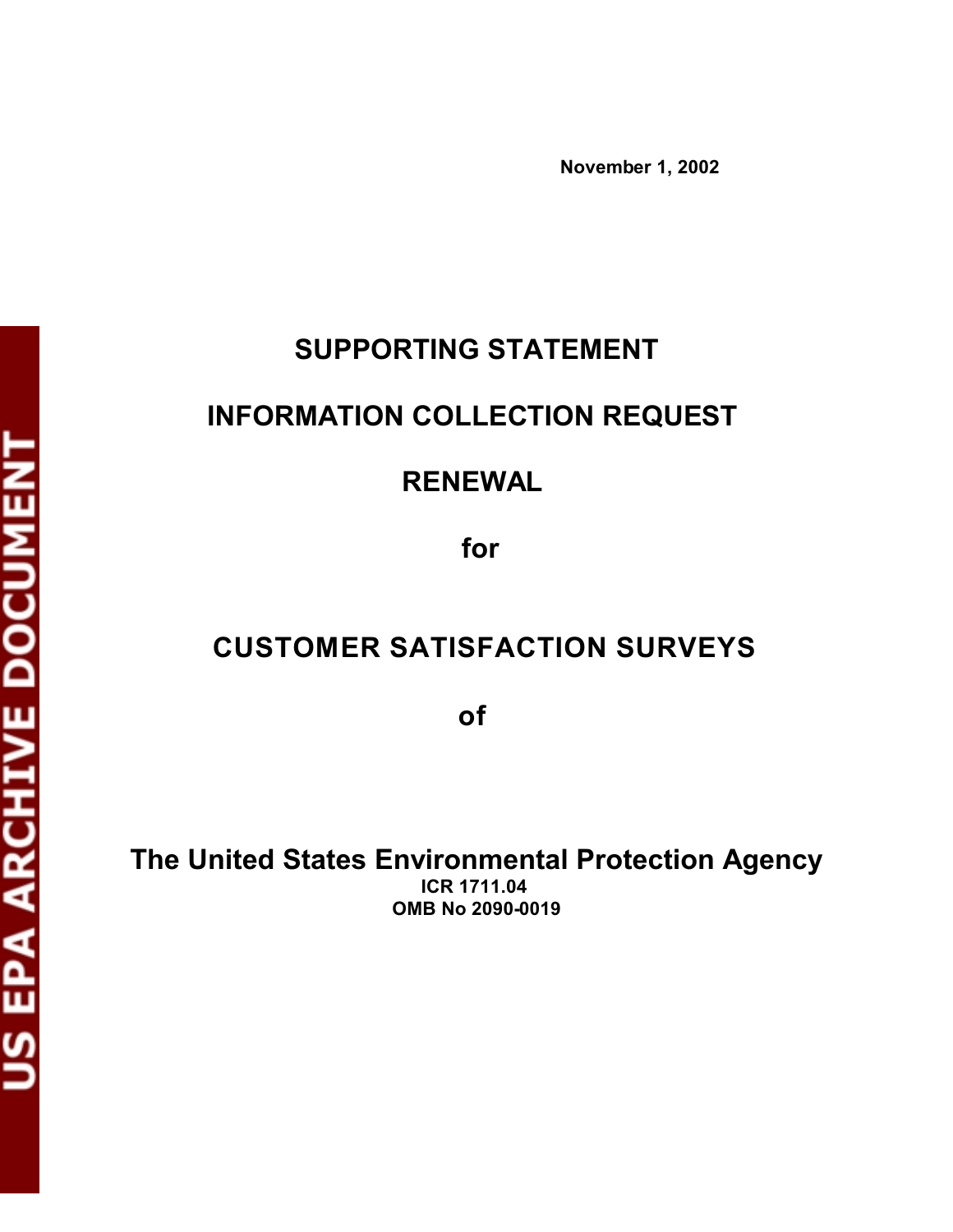November 1, 2002

# SUPPORTING STATEMENT

# INFORMATION COLLECTION REQUEST

# RENEWAL

# for

# CUSTOMER SATISFACTION SURVEYS

# of

## The United States Environmental Protection Agency

**ICR 1711.04**

**OMB No 2090-0019**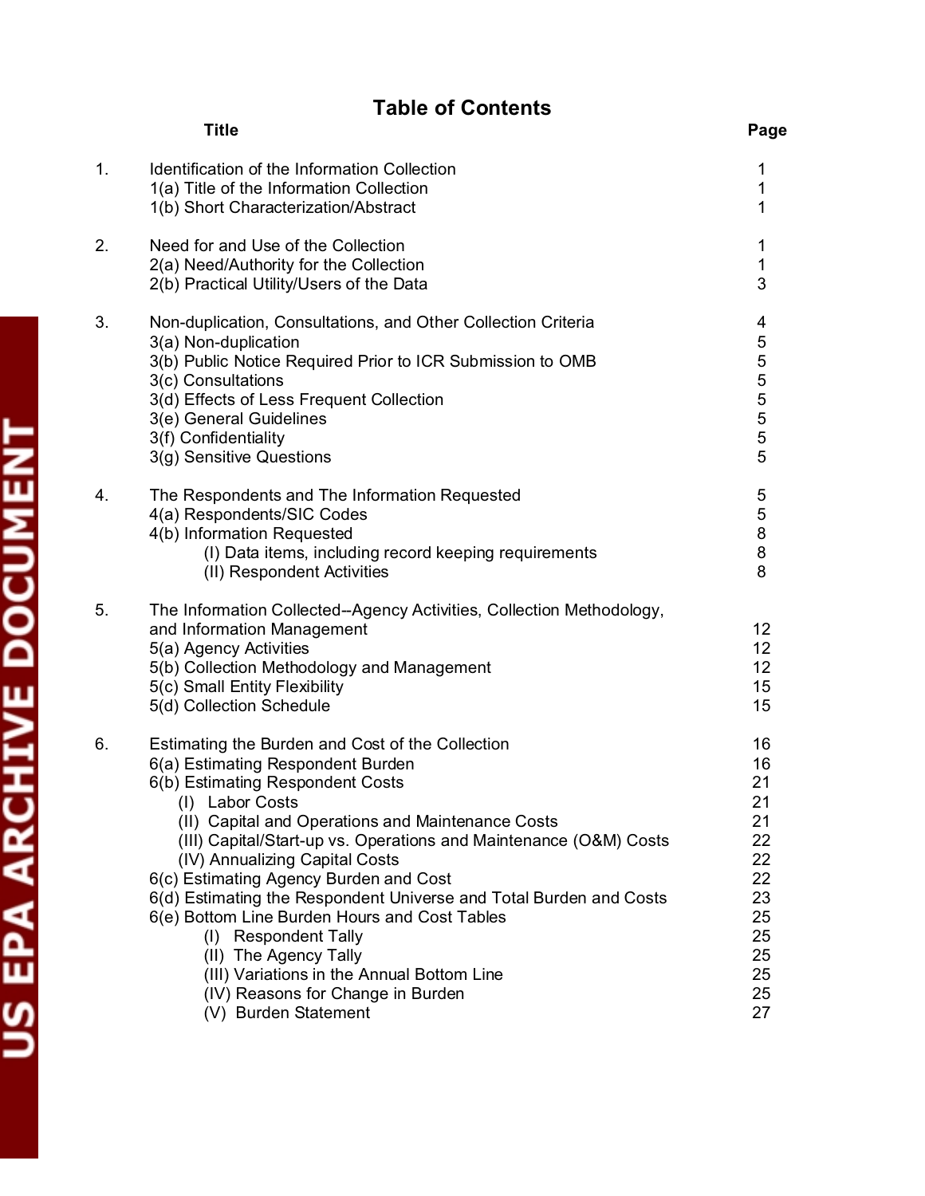# Table of Contents

| | Title | Page |
|---|---|---|
| 1. | Identification of the Information Collection | 1 |
| | 1(a) Title of the Information Collection | 1 |
| | 1(b) Short Characterization/Abstract | 1 |
| 2. | Need for and Use of the Collection | 1 |
| | 2(a) Need/Authority for the Collection | 1 |
| | 2(b) Practical Utility/Users of the Data | 3 |
| 3. | Non-duplication, Consultations, and Other Collection Criteria | 4 |
| | 3(a) Non-duplication | 5 |
| | 3(b) Public Notice Required Prior to ICR Submission to OMB | 5 |
| | 3(c) Consultations | 5 |
| | 3(d) Effects of Less Frequent Collection | 5 |
| | 3(e) General Guidelines | 5 |
| | 3(f) Confidentiality | 5 |
| | 3(g) Sensitive Questions | 5 |
| 4. | The Respondents and The Information Requested | 5 |
| | 4(a) Respondents/SIC Codes | 5 |
| | 4(b) Information Requested | 8 |
| | (I) Data items, including record keeping requirements | 8 |
| | (II) Respondent Activities | 8 |
| 5. | The Information Collected--Agency Activities, Collection Methodology, and Information Management | 12 |
| | 5(a) Agency Activities | 12 |
| | 5(b) Collection Methodology and Management | 12 |
| | 5(c) Small Entity Flexibility | 15 |
| | 5(d) Collection Schedule | 15 |
| 6. | Estimating the Burden and Cost of the Collection | 16 |
| | 6(a) Estimating Respondent Burden | 16 |
| | 6(b) Estimating Respondent Costs | 21 |
| | (I) Labor Costs | 21 |
| | (II) Capital and Operations and Maintenance Costs | 21 |
| | (III) Capital/Start-up vs. Operations and Maintenance (O&M) Costs | 22 |
| | (IV) Annualizing Capital Costs | 22 |
| | 6(c) Estimating Agency Burden and Cost | 22 |
| | 6(d) Estimating the Respondent Universe and Total Burden and Costs | 23 |
| | 6(e) Bottom Line Burden Hours and Cost Tables | 25 |
| | (I) Respondent Tally | 25 |
| | (II) The Agency Tally | 25 |
| | (III) Variations in the Annual Bottom Line | 25 |
| | (IV) Reasons for Change in Burden | 25 |
| | (V) Burden Statement | 27 |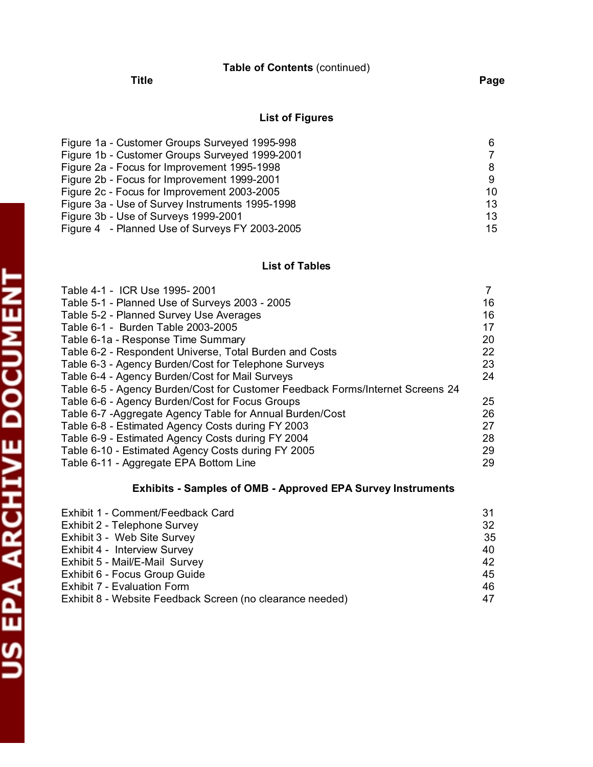**Table of Contents** (continued)

| Title | Page |
|---|---|

### List of Figures

| | |
|---|---|
| Figure 1a - Customer Groups Surveyed 1995-998 | 6 |
| Figure 1b - Customer Groups Surveyed 1999-2001 | 7 |
| Figure 2a - Focus for Improvement 1995-1998 | 8 |
| Figure 2b - Focus for Improvement 1999-2001 | 9 |
| Figure 2c - Focus for Improvement 2003-2005 | 10 |
| Figure 3a - Use of Survey Instruments 1995-1998 | 13 |
| Figure 3b - Use of Surveys 1999-2001 | 13 |
| Figure 4 - Planned Use of Surveys FY 2003-2005 | 15 |

### List of Tables

| | |
|---|---|
| Table 4-1 - ICR Use 1995- 2001 | 7 |
| Table 5-1 - Planned Use of Surveys 2003 - 2005 | 16 |
| Table 5-2 - Planned Survey Use Averages | 16 |
| Table 6-1 - Burden Table 2003-2005 | 17 |
| Table 6-1a - Response Time Summary | 20 |
| Table 6-2 - Respondent Universe, Total Burden and Costs | 22 |
| Table 6-3 - Agency Burden/Cost for Telephone Surveys | 23 |
| Table 6-4 - Agency Burden/Cost for Mail Surveys | 24 |
| Table 6-5 - Agency Burden/Cost for Customer Feedback Forms/Internet Screens | 24 |
| Table 6-6 - Agency Burden/Cost for Focus Groups | 25 |
| Table 6-7 -Aggregate Agency Table for Annual Burden/Cost | 26 |
| Table 6-8 - Estimated Agency Costs during FY 2003 | 27 |
| Table 6-9 - Estimated Agency Costs during FY 2004 | 28 |
| Table 6-10 - Estimated Agency Costs during FY 2005 | 29 |
| Table 6-11 - Aggregate EPA Bottom Line | 29 |

### Exhibits - Samples of OMB - Approved EPA Survey Instruments

| | |
|---|---|
| Exhibit 1 - Comment/Feedback Card | 31 |
| Exhibit 2 - Telephone Survey | 32 |
| Exhibit 3 - Web Site Survey | 35 |
| Exhibit 4 - Interview Survey | 40 |
| Exhibit 5 - Mail/E-Mail Survey | 42 |
| Exhibit 6 - Focus Group Guide | 45 |
| Exhibit 7 - Evaluation Form | 46 |
| Exhibit 8 - Website Feedback Screen (no clearance needed) | 47 |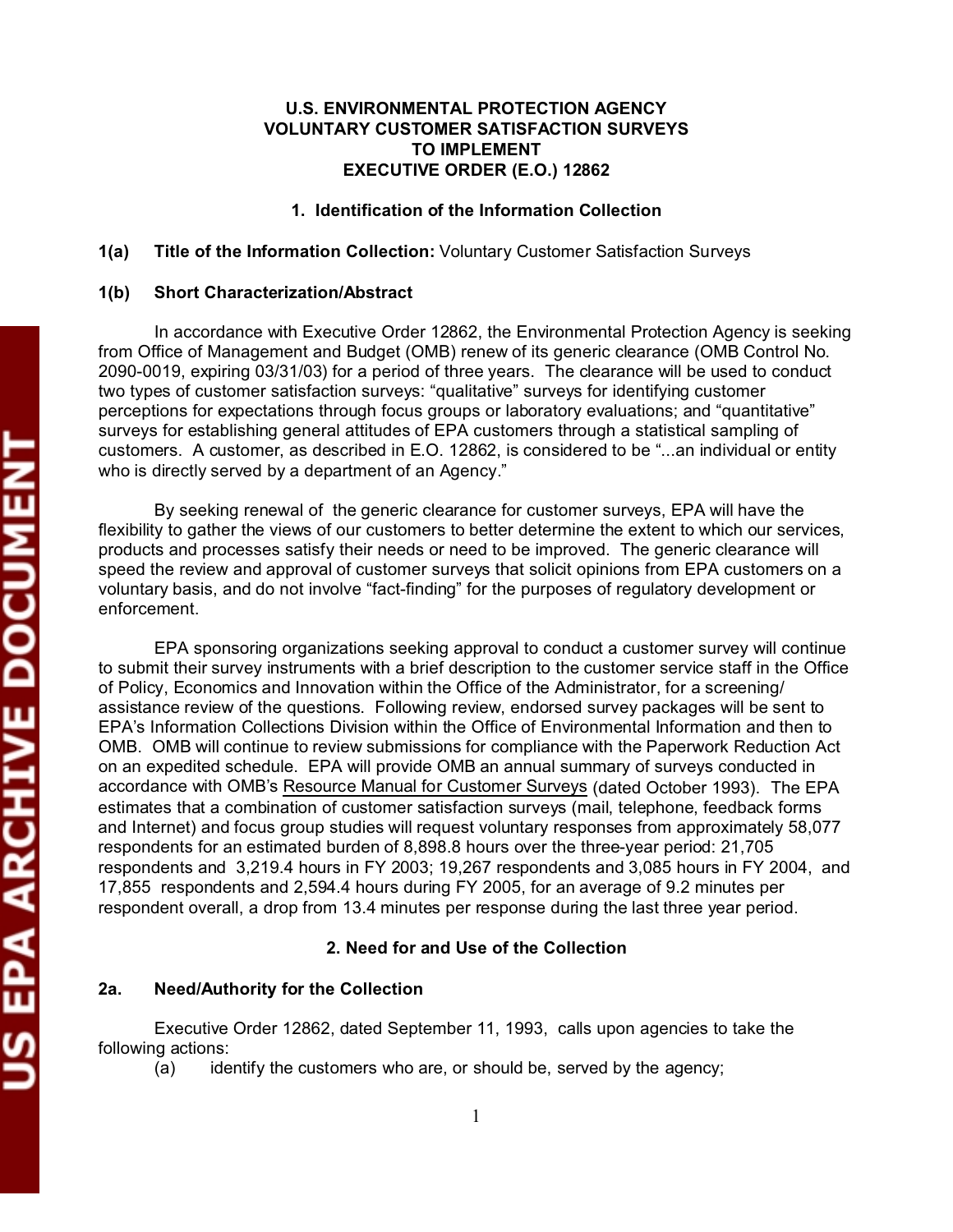**U.S. ENVIRONMENTAL PROTECTION AGENCY**
**VOLUNTARY CUSTOMER SATISFACTION SURVEYS**
**TO IMPLEMENT**
**EXECUTIVE ORDER (E.O.) 12862**

## 1. Identification of the Information Collection

**1(a) Title of the Information Collection:** Voluntary Customer Satisfaction Surveys

**1(b) Short Characterization/Abstract**

In accordance with Executive Order 12862, the Environmental Protection Agency is seeking from Office of Management and Budget (OMB) renew of its generic clearance (OMB Control No. 2090-0019, expiring 03/31/03) for a period of three years. The clearance will be used to conduct two types of customer satisfaction surveys: "qualitative" surveys for identifying customer perceptions for expectations through focus groups or laboratory evaluations; and "quantitative" surveys for establishing general attitudes of EPA customers through a statistical sampling of customers. A customer, as described in E.O. 12862, is considered to be "...an individual or entity who is directly served by a department of an Agency."

By seeking renewal of the generic clearance for customer surveys, EPA will have the flexibility to gather the views of our customers to better determine the extent to which our services, products and processes satisfy their needs or need to be improved. The generic clearance will speed the review and approval of customer surveys that solicit opinions from EPA customers on a voluntary basis, and do not involve "fact-finding" for the purposes of regulatory development or enforcement.

EPA sponsoring organizations seeking approval to conduct a customer survey will continue to submit their survey instruments with a brief description to the customer service staff in the Office of Policy, Economics and Innovation within the Office of the Administrator, for a screening/ assistance review of the questions. Following review, endorsed survey packages will be sent to EPA's Information Collections Division within the Office of Environmental Information and then to OMB. OMB will continue to review submissions for compliance with the Paperwork Reduction Act on an expedited schedule. EPA will provide OMB an annual summary of surveys conducted in accordance with OMB's Resource Manual for Customer Surveys (dated October 1993). The EPA estimates that a combination of customer satisfaction surveys (mail, telephone, feedback forms and Internet) and focus group studies will request voluntary responses from approximately 58,077 respondents for an estimated burden of 8,898.8 hours over the three-year period: 21,705 respondents and 3,219.4 hours in FY 2003; 19,267 respondents and 3,085 hours in FY 2004, and 17,855 respondents and 2,594.4 hours during FY 2005, for an average of 9.2 minutes per respondent overall, a drop from 13.4 minutes per response during the last three year period.

## 2. Need for and Use of the Collection

**2a. Need/Authority for the Collection**

Executive Order 12862, dated September 11, 1993, calls upon agencies to take the following actions:

(a) identify the customers who are, or should be, served by the agency;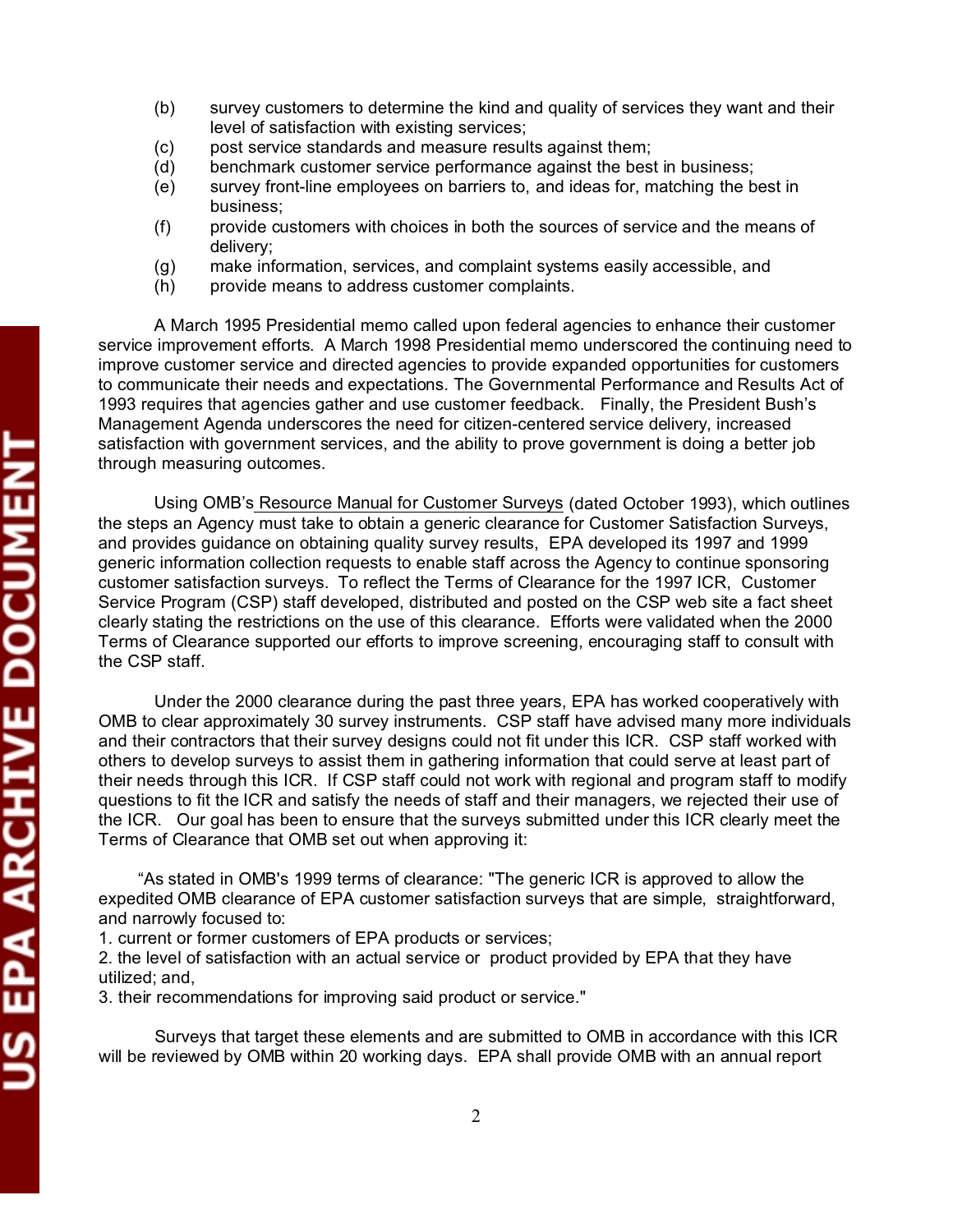(b) survey customers to determine the kind and quality of services they want and their level of satisfaction with existing services;
(c) post service standards and measure results against them;
(d) benchmark customer service performance against the best in business;
(e) survey front-line employees on barriers to, and ideas for, matching the best in business;
(f) provide customers with choices in both the sources of service and the means of delivery;
(g) make information, services, and complaint systems easily accessible, and
(h) provide means to address customer complaints.

A March 1995 Presidential memo called upon federal agencies to enhance their customer service improvement efforts. A March 1998 Presidential memo underscored the continuing need to improve customer service and directed agencies to provide expanded opportunities for customers to communicate their needs and expectations. The Governmental Performance and Results Act of 1993 requires that agencies gather and use customer feedback. Finally, the President Bush's Management Agenda underscores the need for citizen-centered service delivery, increased satisfaction with government services, and the ability to prove government is doing a better job through measuring outcomes.

Using OMB's Resource Manual for Customer Surveys (dated October 1993), which outlines the steps an Agency must take to obtain a generic clearance for Customer Satisfaction Surveys, and provides guidance on obtaining quality survey results, EPA developed its 1997 and 1999 generic information collection requests to enable staff across the Agency to continue sponsoring customer satisfaction surveys. To reflect the Terms of Clearance for the 1997 ICR, Customer Service Program (CSP) staff developed, distributed and posted on the CSP web site a fact sheet clearly stating the restrictions on the use of this clearance. Efforts were validated when the 2000 Terms of Clearance supported our efforts to improve screening, encouraging staff to consult with the CSP staff.

Under the 2000 clearance during the past three years, EPA has worked cooperatively with OMB to clear approximately 30 survey instruments. CSP staff have advised many more individuals and their contractors that their survey designs could not fit under this ICR. CSP staff worked with others to develop surveys to assist them in gathering information that could serve at least part of their needs through this ICR. If CSP staff could not work with regional and program staff to modify questions to fit the ICR and satisfy the needs of staff and their managers, we rejected their use of the ICR. Our goal has been to ensure that the surveys submitted under this ICR clearly meet the Terms of Clearance that OMB set out when approving it:

"As stated in OMB's 1999 terms of clearance: "The generic ICR is approved to allow the expedited OMB clearance of EPA customer satisfaction surveys that are simple, straightforward, and narrowly focused to:
1. current or former customers of EPA products or services;
2. the level of satisfaction with an actual service or product provided by EPA that they have utilized; and,
3. their recommendations for improving said product or service."

Surveys that target these elements and are submitted to OMB in accordance with this ICR will be reviewed by OMB within 20 working days. EPA shall provide OMB with an annual report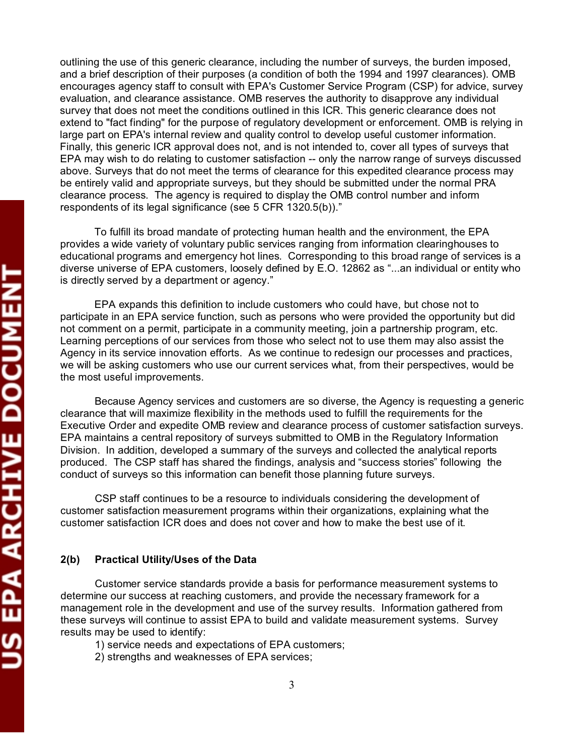outlining the use of this generic clearance, including the number of surveys, the burden imposed, and a brief description of their purposes (a condition of both the 1994 and 1997 clearances). OMB encourages agency staff to consult with EPA's Customer Service Program (CSP) for advice, survey evaluation, and clearance assistance. OMB reserves the authority to disapprove any individual survey that does not meet the conditions outlined in this ICR. This generic clearance does not extend to "fact finding" for the purpose of regulatory development or enforcement. OMB is relying in large part on EPA's internal review and quality control to develop useful customer information. Finally, this generic ICR approval does not, and is not intended to, cover all types of surveys that EPA may wish to do relating to customer satisfaction -- only the narrow range of surveys discussed above. Surveys that do not meet the terms of clearance for this expedited clearance process may be entirely valid and appropriate surveys, but they should be submitted under the normal PRA clearance process. The agency is required to display the OMB control number and inform respondents of its legal significance (see 5 CFR 1320.5(b))."

To fulfill its broad mandate of protecting human health and the environment, the EPA provides a wide variety of voluntary public services ranging from information clearinghouses to educational programs and emergency hot lines. Corresponding to this broad range of services is a diverse universe of EPA customers, loosely defined by E.O. 12862 as "...an individual or entity who is directly served by a department or agency."

EPA expands this definition to include customers who could have, but chose not to participate in an EPA service function, such as persons who were provided the opportunity but did not comment on a permit, participate in a community meeting, join a partnership program, etc. Learning perceptions of our services from those who select not to use them may also assist the Agency in its service innovation efforts. As we continue to redesign our processes and practices, we will be asking customers who use our current services what, from their perspectives, would be the most useful improvements.

Because Agency services and customers are so diverse, the Agency is requesting a generic clearance that will maximize flexibility in the methods used to fulfill the requirements for the Executive Order and expedite OMB review and clearance process of customer satisfaction surveys. EPA maintains a central repository of surveys submitted to OMB in the Regulatory Information Division. In addition, developed a summary of the surveys and collected the analytical reports produced. The CSP staff has shared the findings, analysis and "success stories" following the conduct of surveys so this information can benefit those planning future surveys.

CSP staff continues to be a resource to individuals considering the development of customer satisfaction measurement programs within their organizations, explaining what the customer satisfaction ICR does and does not cover and how to make the best use of it.

### 2(b) Practical Utility/Uses of the Data

Customer service standards provide a basis for performance measurement systems to determine our success at reaching customers, and provide the necessary framework for a management role in the development and use of the survey results. Information gathered from these surveys will continue to assist EPA to build and validate measurement systems. Survey results may be used to identify:

1) service needs and expectations of EPA customers;
2) strengths and weaknesses of EPA services;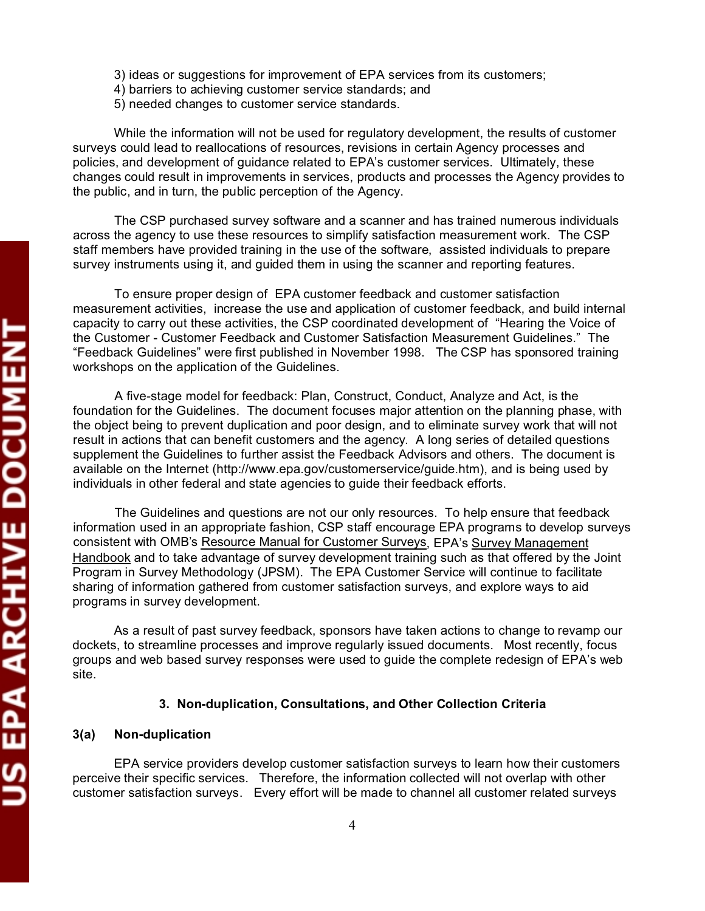3) ideas or suggestions for improvement of EPA services from its customers;
4) barriers to achieving customer service standards; and
5) needed changes to customer service standards.

While the information will not be used for regulatory development, the results of customer surveys could lead to reallocations of resources, revisions in certain Agency processes and policies, and development of guidance related to EPA's customer services. Ultimately, these changes could result in improvements in services, products and processes the Agency provides to the public, and in turn, the public perception of the Agency.

The CSP purchased survey software and a scanner and has trained numerous individuals across the agency to use these resources to simplify satisfaction measurement work. The CSP staff members have provided training in the use of the software, assisted individuals to prepare survey instruments using it, and guided them in using the scanner and reporting features.

To ensure proper design of EPA customer feedback and customer satisfaction measurement activities, increase the use and application of customer feedback, and build internal capacity to carry out these activities, the CSP coordinated development of "Hearing the Voice of the Customer - Customer Feedback and Customer Satisfaction Measurement Guidelines." The "Feedback Guidelines" were first published in November 1998. The CSP has sponsored training workshops on the application of the Guidelines.

A five-stage model for feedback: Plan, Construct, Conduct, Analyze and Act, is the foundation for the Guidelines. The document focuses major attention on the planning phase, with the object being to prevent duplication and poor design, and to eliminate survey work that will not result in actions that can benefit customers and the agency. A long series of detailed questions supplement the Guidelines to further assist the Feedback Advisors and others. The document is available on the Internet (http://www.epa.gov/customerservice/guide.htm), and is being used by individuals in other federal and state agencies to guide their feedback efforts.

The Guidelines and questions are not our only resources. To help ensure that feedback information used in an appropriate fashion, CSP staff encourage EPA programs to develop surveys consistent with OMB's <u>Resource Manual for Customer Surveys</u>, EPA's <u>Survey Management Handbook</u> and to take advantage of survey development training such as that offered by the Joint Program in Survey Methodology (JPSM). The EPA Customer Service will continue to facilitate sharing of information gathered from customer satisfaction surveys, and explore ways to aid programs in survey development.

As a result of past survey feedback, sponsors have taken actions to change to revamp our dockets, to streamline processes and improve regularly issued documents. Most recently, focus groups and web based survey responses were used to guide the complete redesign of EPA's web site.

## 3. Non-duplication, Consultations, and Other Collection Criteria

### 3(a) Non-duplication

EPA service providers develop customer satisfaction surveys to learn how their customers perceive their specific services. Therefore, the information collected will not overlap with other customer satisfaction surveys. Every effort will be made to channel all customer related surveys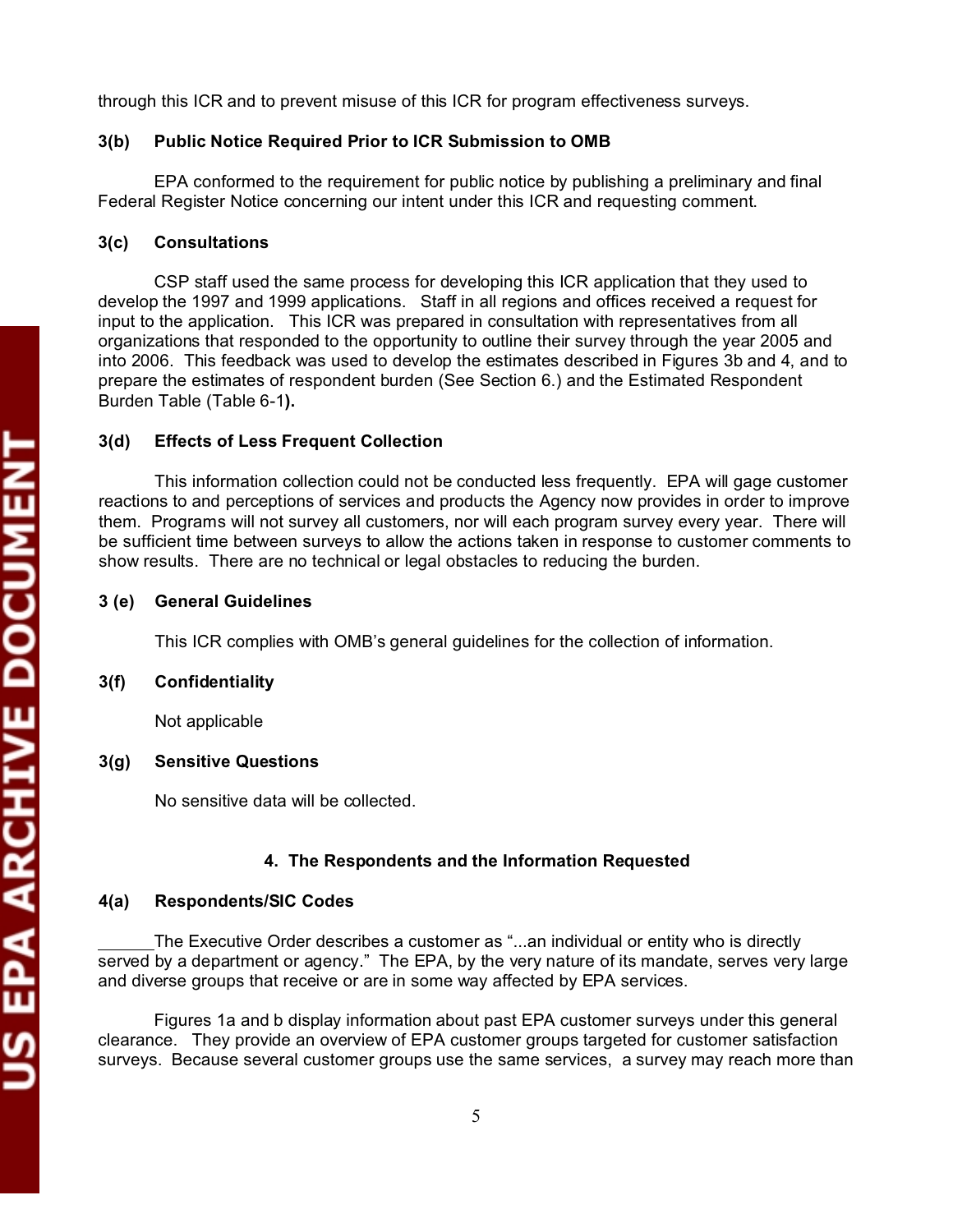through this ICR and to prevent misuse of this ICR for program effectiveness surveys.

### 3(b) Public Notice Required Prior to ICR Submission to OMB

EPA conformed to the requirement for public notice by publishing a preliminary and final Federal Register Notice concerning our intent under this ICR and requesting comment.

### 3(c) Consultations

CSP staff used the same process for developing this ICR application that they used to develop the 1997 and 1999 applications. Staff in all regions and offices received a request for input to the application. This ICR was prepared in consultation with representatives from all organizations that responded to the opportunity to outline their survey through the year 2005 and into 2006. This feedback was used to develop the estimates described in Figures 3b and 4, and to prepare the estimates of respondent burden (See Section 6.) and the Estimated Respondent Burden Table (Table 6-1**).**

### 3(d) Effects of Less Frequent Collection

This information collection could not be conducted less frequently. EPA will gage customer reactions to and perceptions of services and products the Agency now provides in order to improve them. Programs will not survey all customers, nor will each program survey every year. There will be sufficient time between surveys to allow the actions taken in response to customer comments to show results. There are no technical or legal obstacles to reducing the burden.

### 3 (e) General Guidelines

This ICR complies with OMB's general guidelines for the collection of information.

### 3(f) Confidentiality

Not applicable

### 3(g) Sensitive Questions

No sensitive data will be collected.

## 4. The Respondents and the Information Requested

### 4(a) Respondents/SIC Codes

The Executive Order describes a customer as "...an individual or entity who is directly served by a department or agency." The EPA, by the very nature of its mandate, serves very large and diverse groups that receive or are in some way affected by EPA services.

Figures 1a and b display information about past EPA customer surveys under this general clearance. They provide an overview of EPA customer groups targeted for customer satisfaction surveys. Because several customer groups use the same services, a survey may reach more than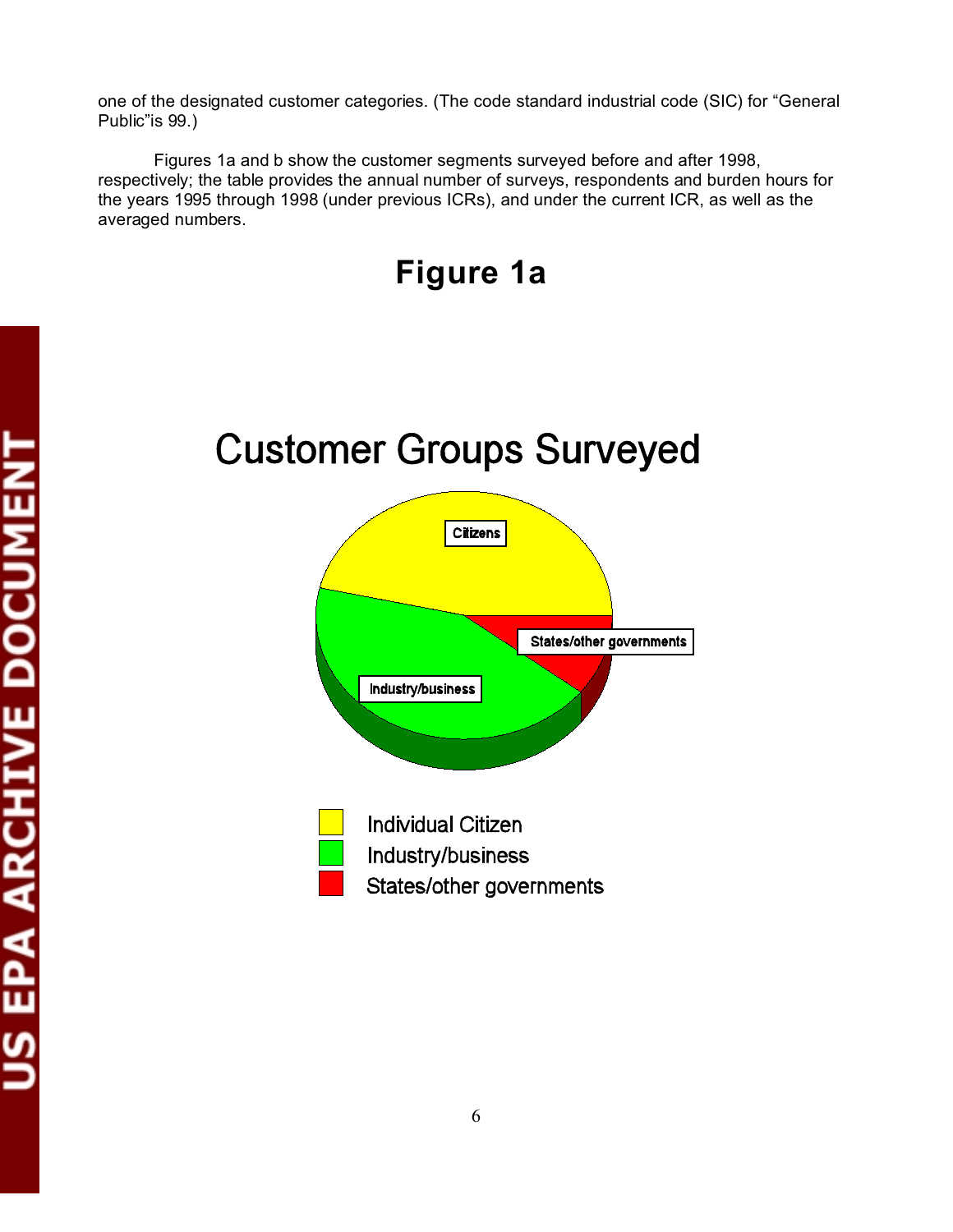one of the designated customer categories. (The code standard industrial code (SIC) for "General Public"is 99.)

Figures 1a and b show the customer segments surveyed before and after 1998, respectively; the table provides the annual number of surveys, respondents and burden hours for the years 1995 through 1998 (under previous ICRs), and under the current ICR, as well as the averaged numbers.

## Figure 1a

### Customer Groups Surveyed

Citizens

States/other governments

Industry/business

- Individual Citizen
- Industry/business
- States/other governments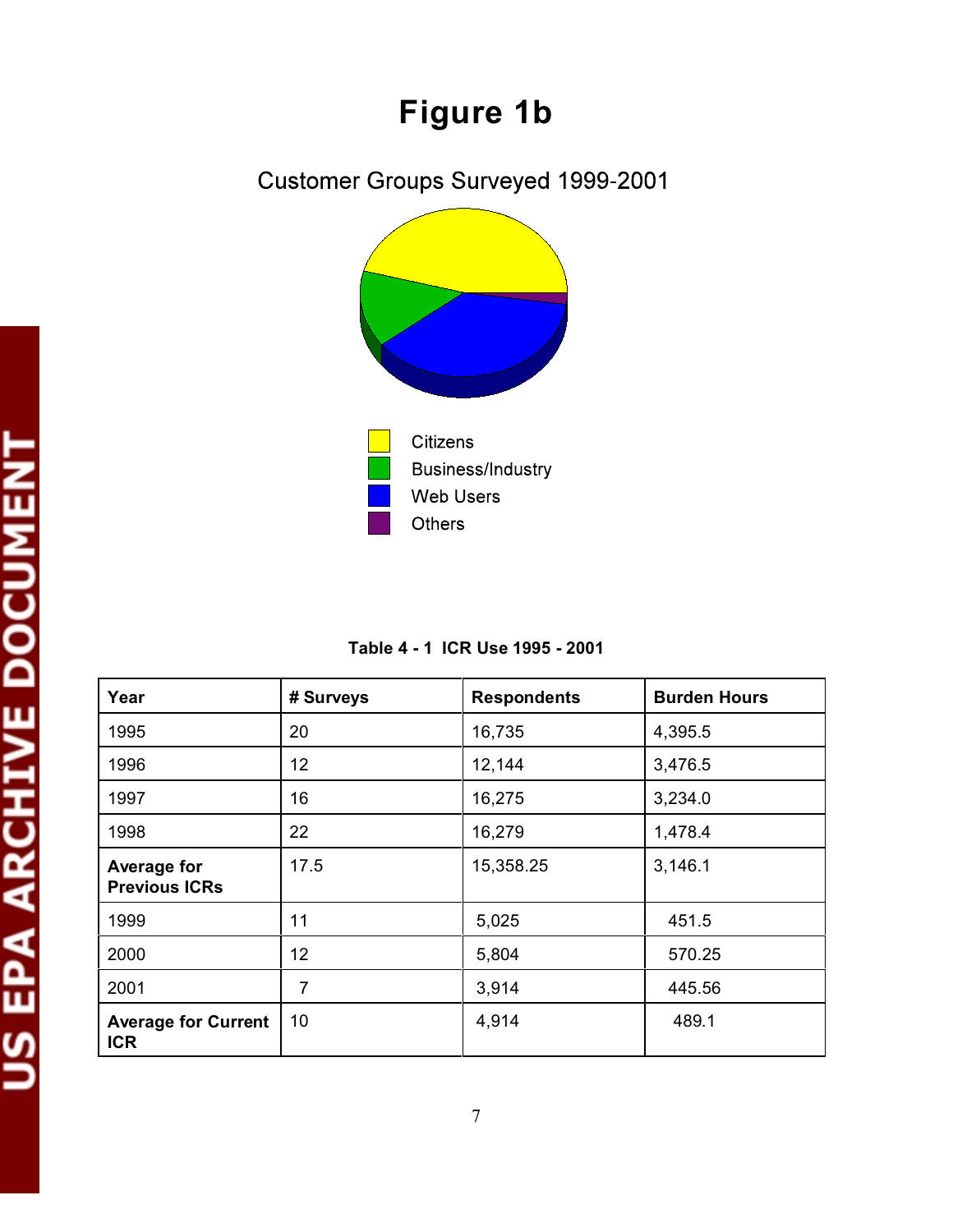# Figure 1b

Customer Groups Surveyed 1999-2001

Citizens
Business/Industry
Web Users
Others

**Table 4 - 1 ICR Use 1995 - 2001**

| **Year** | **# Surveys** | **Respondents** | **Burden Hours** |
|---|---|---|---|
| 1995 | 20 | 16,735 | 4,395.5 |
| 1996 | 12 | 12,144 | 3,476.5 |
| 1997 | 16 | 16,275 | 3,234.0 |
| 1998 | 22 | 16,279 | 1,478.4 |
| **Average for Previous ICRs** | 17.5 | 15,358.25 | 3,146.1 |
| 1999 | 11 | 5,025 | 451.5 |
| 2000 | 12 | 5,804 | 570.25 |
| 2001 | 7 | 3,914 | 445.56 |
| **Average for Current ICR** | 10 | 4,914 | 489.1 |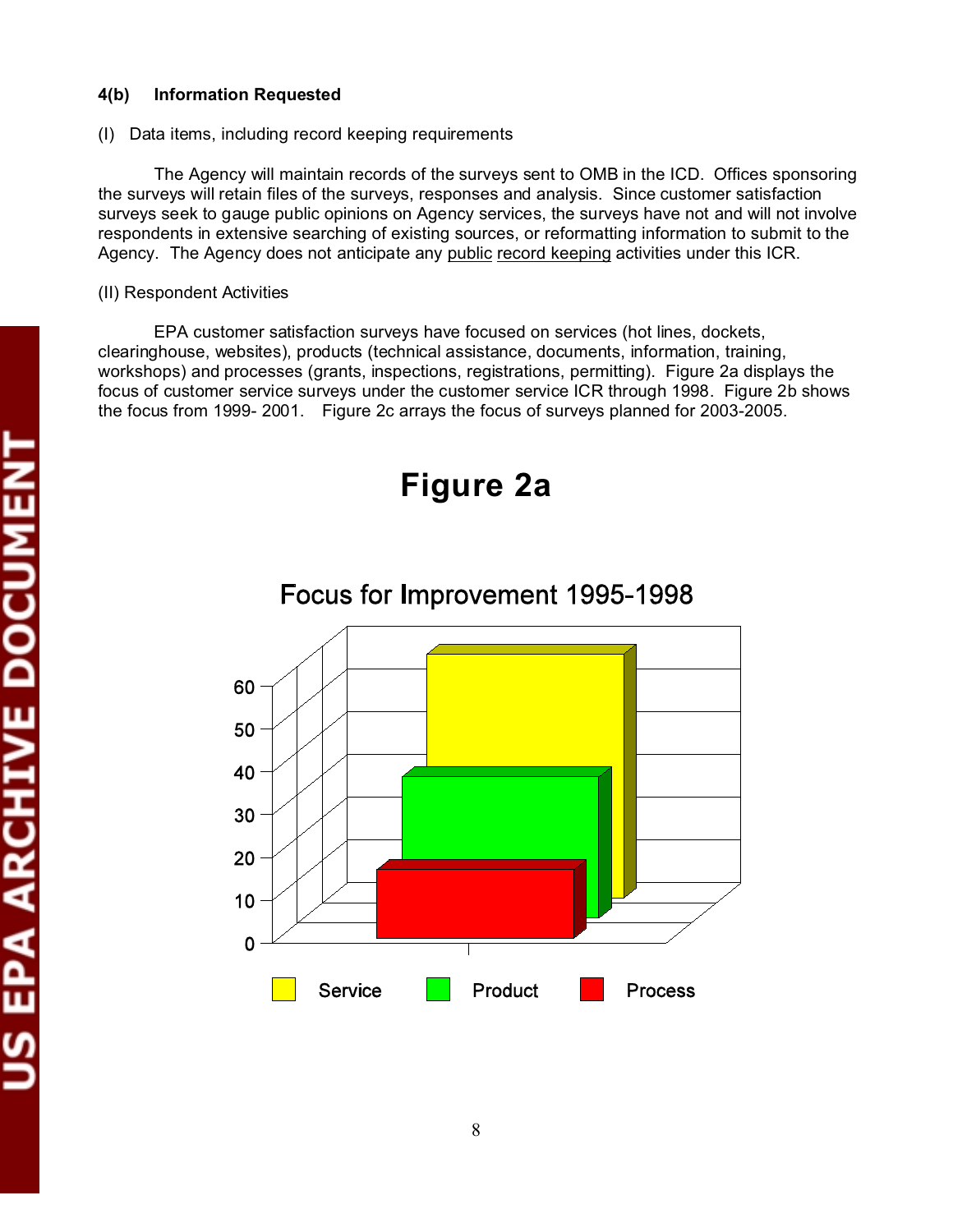**4(b) Information Requested**

(I) Data items, including record keeping requirements

The Agency will maintain records of the surveys sent to OMB in the ICD. Offices sponsoring the surveys will retain files of the surveys, responses and analysis. Since customer satisfaction surveys seek to gauge public opinions on Agency services, the surveys have not and will not involve respondents in extensive searching of existing sources, or reformatting information to submit to the Agency. The Agency does not anticipate any public record keeping activities under this ICR.

(II) Respondent Activities

EPA customer satisfaction surveys have focused on services (hot lines, dockets, clearinghouse, websites), products (technical assistance, documents, information, training, workshops) and processes (grants, inspections, registrations, permitting). Figure 2a displays the focus of customer service surveys under the customer service ICR through 1998. Figure 2b shows the focus from 1999- 2001. Figure 2c arrays the focus of surveys planned for 2003-2005.

## Figure 2a

Focus for Improvement 1995-1998

Service | Product | Process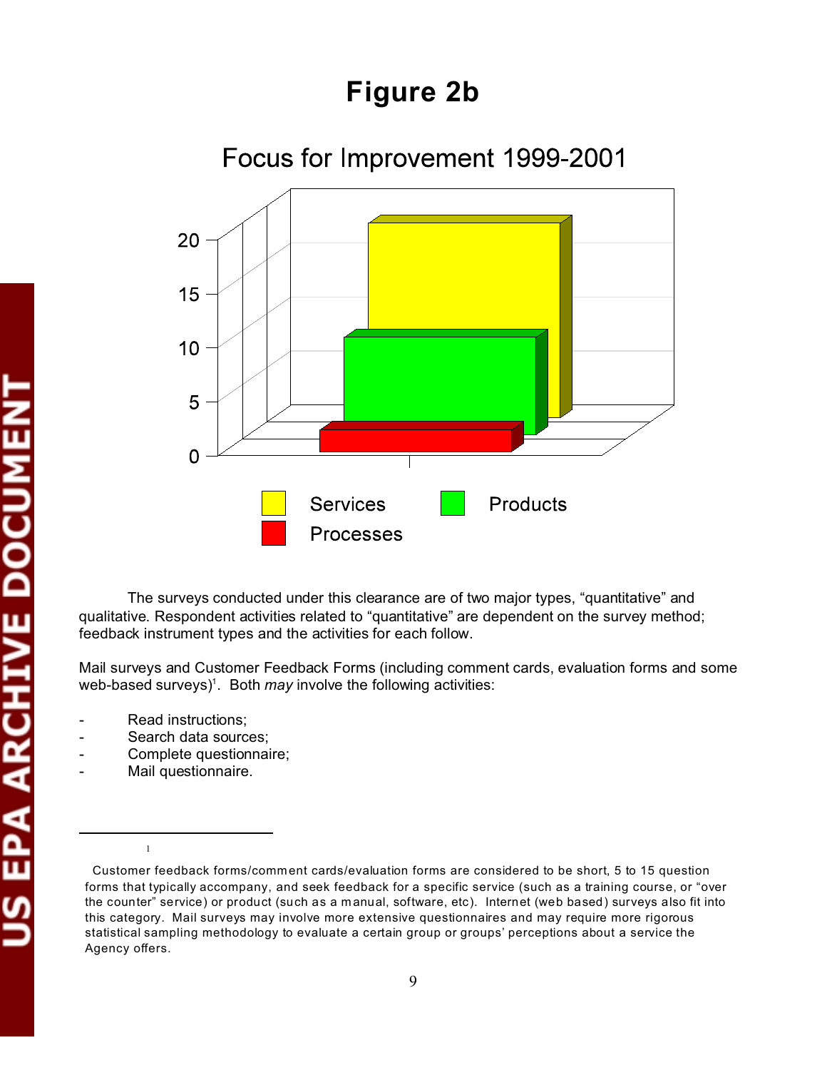# Figure 2b

Focus for Improvement 1999-2001

The surveys conducted under this clearance are of two major types, “quantitative” and qualitative. Respondent activities related to “quantitative” are dependent on the survey method; feedback instrument types and the activities for each follow.

Mail surveys and Customer Feedback Forms (including comment cards, evaluation forms and some web-based surveys)[1]. Both *may* involve the following activities:

- Read instructions;
- Search data sources;
- Complete questionnaire;
- Mail questionnaire.

---

[1] Customer feedback forms/comment cards/evaluation forms are considered to be short, 5 to 15 question forms that typically accompany, and seek feedback for a specific service (such as a training course, or “over the counter” service) or product (such as a manual, software, etc). Internet (web based) surveys also fit into this category. Mail surveys may involve more extensive questionnaires and may require more rigorous statistical sampling methodology to evaluate a certain group or groups' perceptions about a service the Agency offers.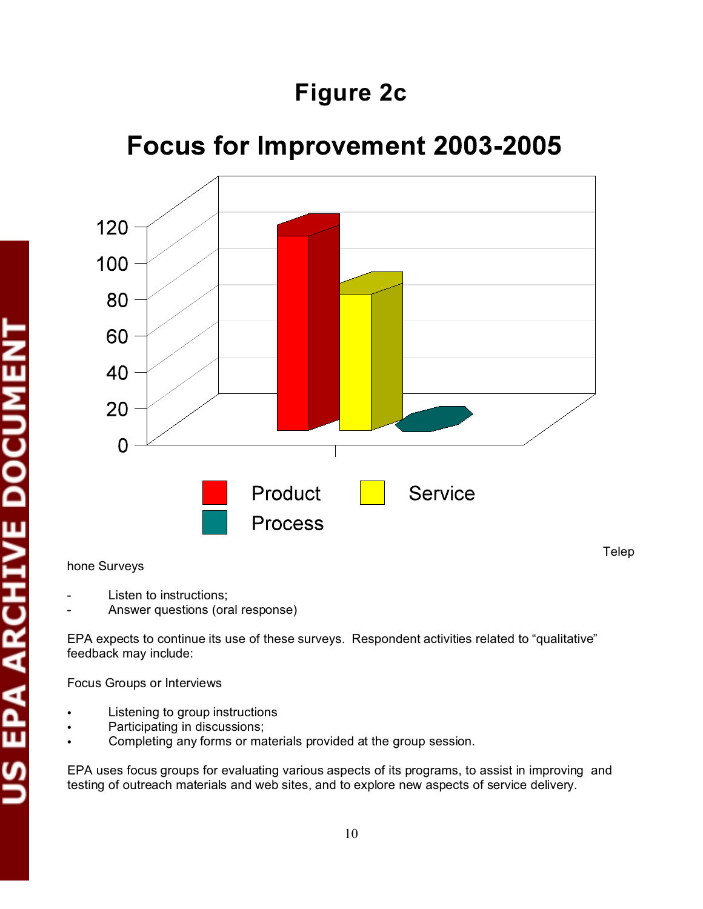# Figure 2c

## Focus for Improvement 2003-2005

Product  Service  Process

Telephone Surveys

- Listen to instructions;
- Answer questions (oral response)

EPA expects to continue its use of these surveys. Respondent activities related to "qualitative" feedback may include:

Focus Groups or Interviews

- Listening to group instructions
- Participating in discussions;
- Completing any forms or materials provided at the group session.

EPA uses focus groups for evaluating various aspects of its programs, to assist in improving and testing of outreach materials and web sites, and to explore new aspects of service delivery.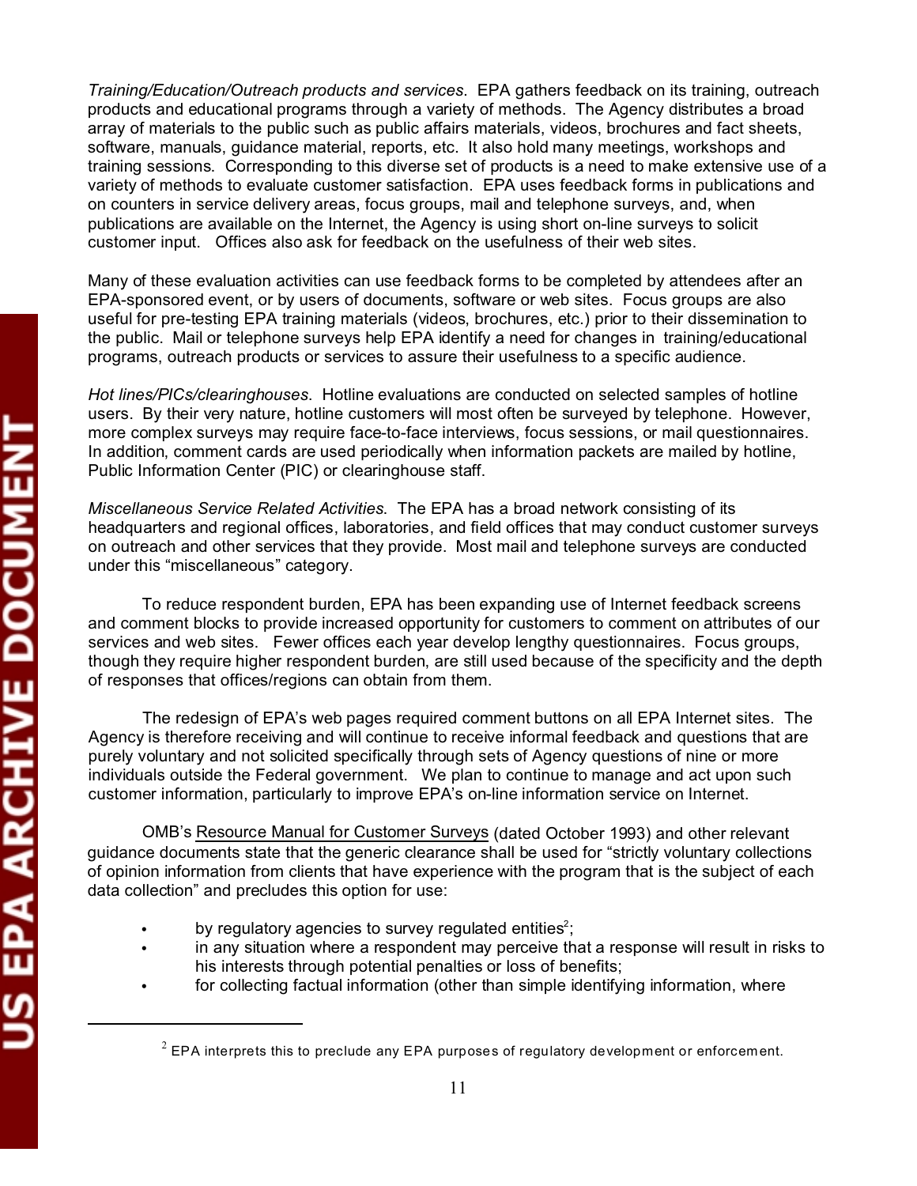*Training/Education/Outreach products and services*. EPA gathers feedback on its training, outreach products and educational programs through a variety of methods. The Agency distributes a broad array of materials to the public such as public affairs materials, videos, brochures and fact sheets, software, manuals, guidance material, reports, etc. It also hold many meetings, workshops and training sessions. Corresponding to this diverse set of products is a need to make extensive use of a variety of methods to evaluate customer satisfaction. EPA uses feedback forms in publications and on counters in service delivery areas, focus groups, mail and telephone surveys, and, when publications are available on the Internet, the Agency is using short on-line surveys to solicit customer input. Offices also ask for feedback on the usefulness of their web sites.

Many of these evaluation activities can use feedback forms to be completed by attendees after an EPA-sponsored event, or by users of documents, software or web sites. Focus groups are also useful for pre-testing EPA training materials (videos, brochures, etc.) prior to their dissemination to the public. Mail or telephone surveys help EPA identify a need for changes in training/educational programs, outreach products or services to assure their usefulness to a specific audience.

*Hot lines/PICs/clearinghouses*. Hotline evaluations are conducted on selected samples of hotline users. By their very nature, hotline customers will most often be surveyed by telephone. However, more complex surveys may require face-to-face interviews, focus sessions, or mail questionnaires. In addition, comment cards are used periodically when information packets are mailed by hotline, Public Information Center (PIC) or clearinghouse staff.

*Miscellaneous Service Related Activities*. The EPA has a broad network consisting of its headquarters and regional offices, laboratories, and field offices that may conduct customer surveys on outreach and other services that they provide. Most mail and telephone surveys are conducted under this "miscellaneous" category.

To reduce respondent burden, EPA has been expanding use of Internet feedback screens and comment blocks to provide increased opportunity for customers to comment on attributes of our services and web sites. Fewer offices each year develop lengthy questionnaires. Focus groups, though they require higher respondent burden, are still used because of the specificity and the depth of responses that offices/regions can obtain from them.

The redesign of EPA's web pages required comment buttons on all EPA Internet sites. The Agency is therefore receiving and will continue to receive informal feedback and questions that are purely voluntary and not solicited specifically through sets of Agency questions of nine or more individuals outside the Federal government. We plan to continue to manage and act upon such customer information, particularly to improve EPA's on-line information service on Internet.

OMB's Resource Manual for Customer Surveys (dated October 1993) and other relevant guidance documents state that the generic clearance shall be used for "strictly voluntary collections of opinion information from clients that have experience with the program that is the subject of each data collection" and precludes this option for use:

- by regulatory agencies to survey regulated entities[2];
- in any situation where a respondent may perceive that a response will result in risks to his interests through potential penalties or loss of benefits;
- for collecting factual information (other than simple identifying information, where

[2] EPA interprets this to preclude any EPA purposes of regulatory development or enforcement.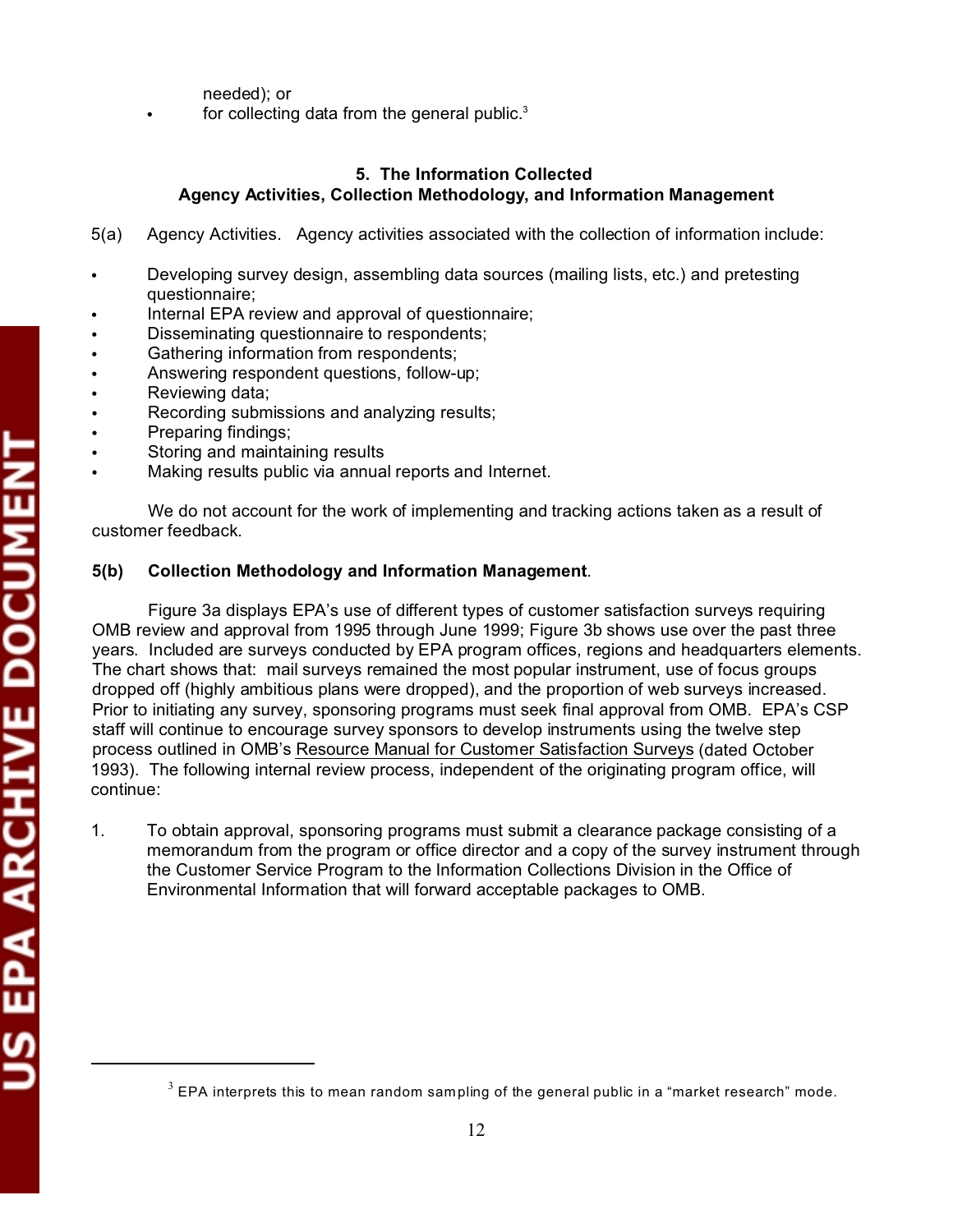needed); or

- for collecting data from the general public.[3]

## 5. The Information Collected
## Agency Activities, Collection Methodology, and Information Management

5(a) Agency Activities. Agency activities associated with the collection of information include:

- Developing survey design, assembling data sources (mailing lists, etc.) and pretesting questionnaire;
- Internal EPA review and approval of questionnaire;
- Disseminating questionnaire to respondents;
- Gathering information from respondents;
- Answering respondent questions, follow-up;
- Reviewing data;
- Recording submissions and analyzing results;
- Preparing findings;
- Storing and maintaining results
- Making results public via annual reports and Internet.

We do not account for the work of implementing and tracking actions taken as a result of customer feedback.

**5(b) Collection Methodology and Information Management**.

Figure 3a displays EPA's use of different types of customer satisfaction surveys requiring OMB review and approval from 1995 through June 1999; Figure 3b shows use over the past three years. Included are surveys conducted by EPA program offices, regions and headquarters elements. The chart shows that: mail surveys remained the most popular instrument, use of focus groups dropped off (highly ambitious plans were dropped), and the proportion of web surveys increased. Prior to initiating any survey, sponsoring programs must seek final approval from OMB. EPA's CSP staff will continue to encourage survey sponsors to develop instruments using the twelve step process outlined in OMB's Resource Manual for Customer Satisfaction Surveys (dated October 1993). The following internal review process, independent of the originating program office, will continue:

1. To obtain approval, sponsoring programs must submit a clearance package consisting of a memorandum from the program or office director and a copy of the survey instrument through the Customer Service Program to the Information Collections Division in the Office of Environmental Information that will forward acceptable packages to OMB.

[3] EPA interprets this to mean random sampling of the general public in a "market research" mode.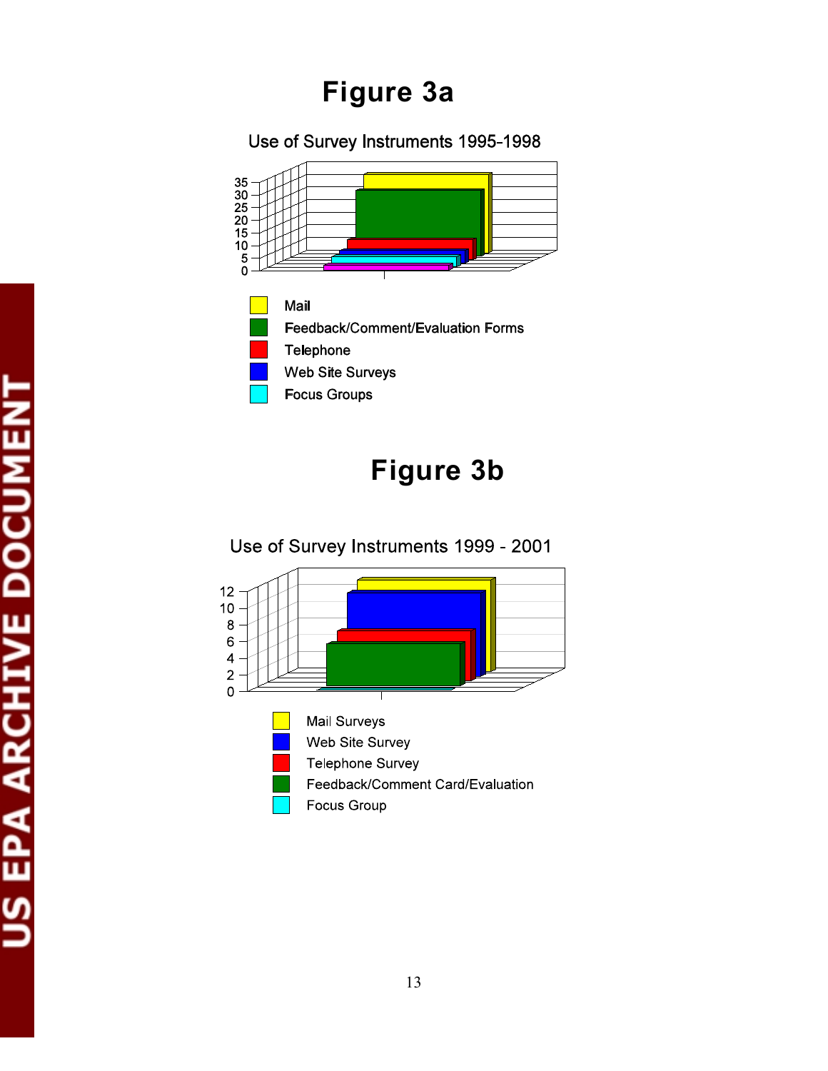# Figure 3a

Use of Survey Instruments 1995-1998

35
30
25
20
15
10
5
0

Mail
Feedback/Comment/Evaluation Forms
Telephone
Web Site Surveys
Focus Groups

# Figure 3b

Use of Survey Instruments 1999 - 2001

12
10
8
6
4
2
0

Mail Surveys
Web Site Survey
Telephone Survey
Feedback/Comment Card/Evaluation
Focus Group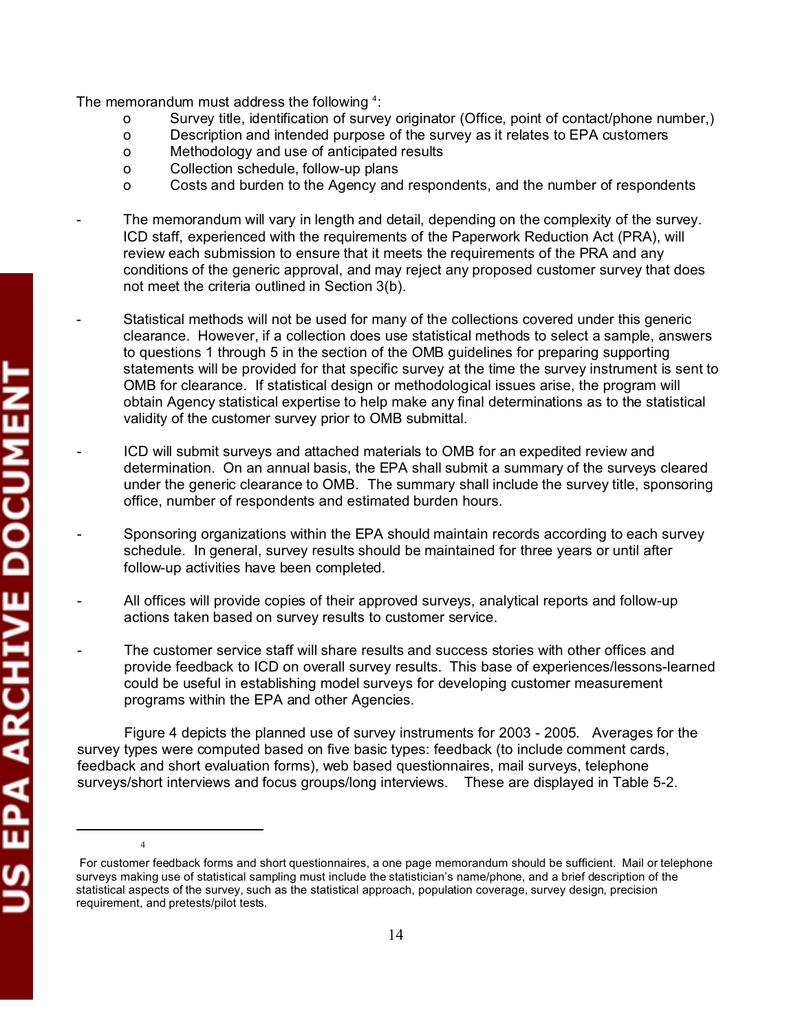The memorandum must address the following [4]:

- Survey title, identification of survey originator (Office, point of contact/phone number,)
- Description and intended purpose of the survey as it relates to EPA customers
- Methodology and use of anticipated results
- Collection schedule, follow-up plans
- Costs and burden to the Agency and respondents, and the number of respondents

- The memorandum will vary in length and detail, depending on the complexity of the survey. ICD staff, experienced with the requirements of the Paperwork Reduction Act (PRA), will review each submission to ensure that it meets the requirements of the PRA and any conditions of the generic approval, and may reject any proposed customer survey that does not meet the criteria outlined in Section 3(b).

- Statistical methods will not be used for many of the collections covered under this generic clearance. However, if a collection does use statistical methods to select a sample, answers to questions 1 through 5 in the section of the OMB guidelines for preparing supporting statements will be provided for that specific survey at the time the survey instrument is sent to OMB for clearance. If statistical design or methodological issues arise, the program will obtain Agency statistical expertise to help make any final determinations as to the statistical validity of the customer survey prior to OMB submittal.

- ICD will submit surveys and attached materials to OMB for an expedited review and determination. On an annual basis, the EPA shall submit a summary of the surveys cleared under the generic clearance to OMB. The summary shall include the survey title, sponsoring office, number of respondents and estimated burden hours.

- Sponsoring organizations within the EPA should maintain records according to each survey schedule. In general, survey results should be maintained for three years or until after follow-up activities have been completed.

- All offices will provide copies of their approved surveys, analytical reports and follow-up actions taken based on survey results to customer service.

- The customer service staff will share results and success stories with other offices and provide feedback to ICD on overall survey results. This base of experiences/lessons-learned could be useful in establishing model surveys for developing customer measurement programs within the EPA and other Agencies.

Figure 4 depicts the planned use of survey instruments for 2003 - 2005. Averages for the survey types were computed based on five basic types: feedback (to include comment cards, feedback and short evaluation forms), web based questionnaires, mail surveys, telephone surveys/short interviews and focus groups/long interviews. These are displayed in Table 5-2.

---

[4] For customer feedback forms and short questionnaires, a one page memorandum should be sufficient. Mail or telephone surveys making use of statistical sampling must include the statistician's name/phone, and a brief description of the statistical aspects of the survey, such as the statistical approach, population coverage, survey design, precision requirement, and pretests/pilot tests.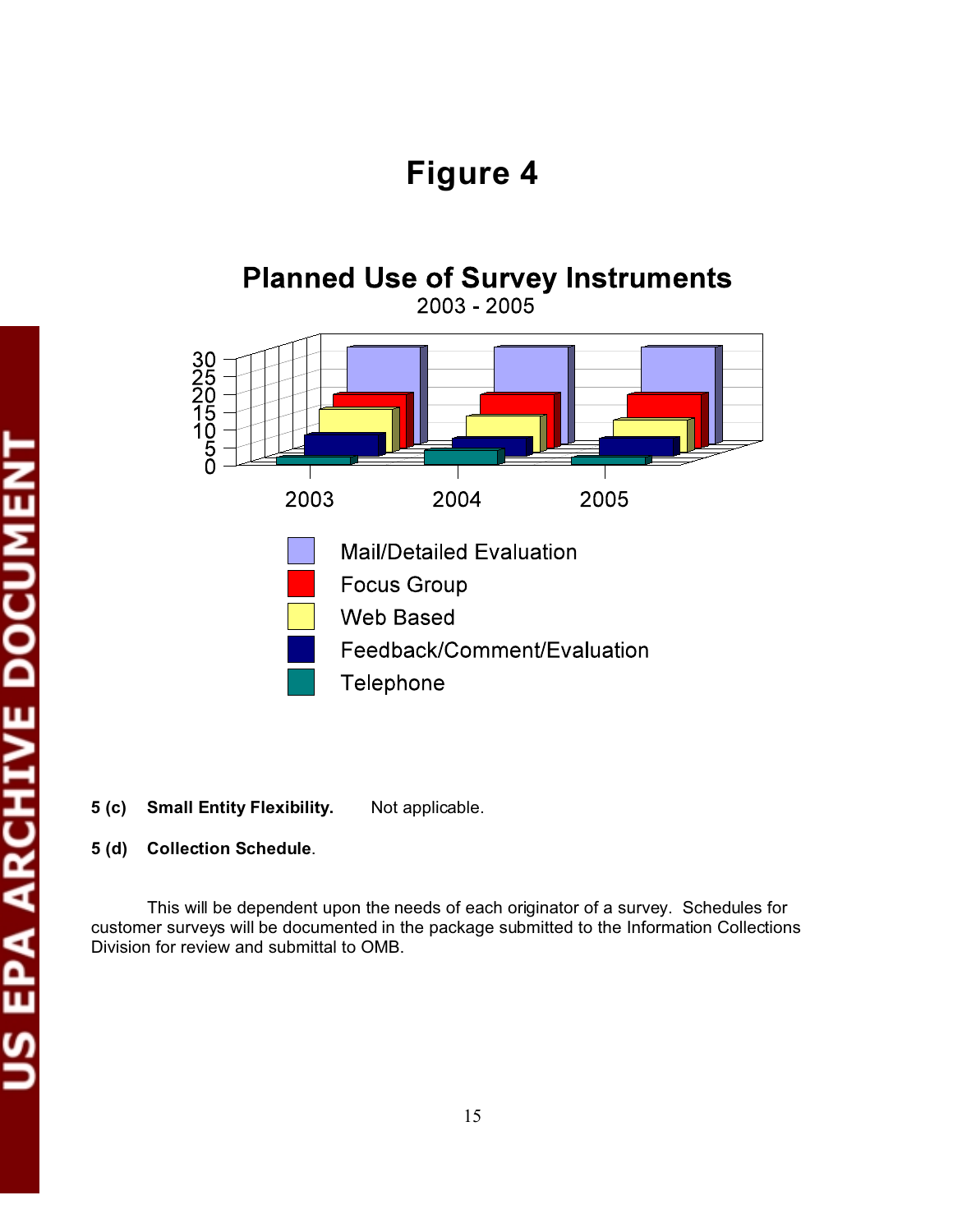# Figure 4

## Planned Use of Survey Instruments

2003 - 2005

5 (c) **Small Entity Flexibility.** Not applicable.

5 (d) **Collection Schedule**.

This will be dependent upon the needs of each originator of a survey. Schedules for customer surveys will be documented in the package submitted to the Information Collections Division for review and submittal to OMB.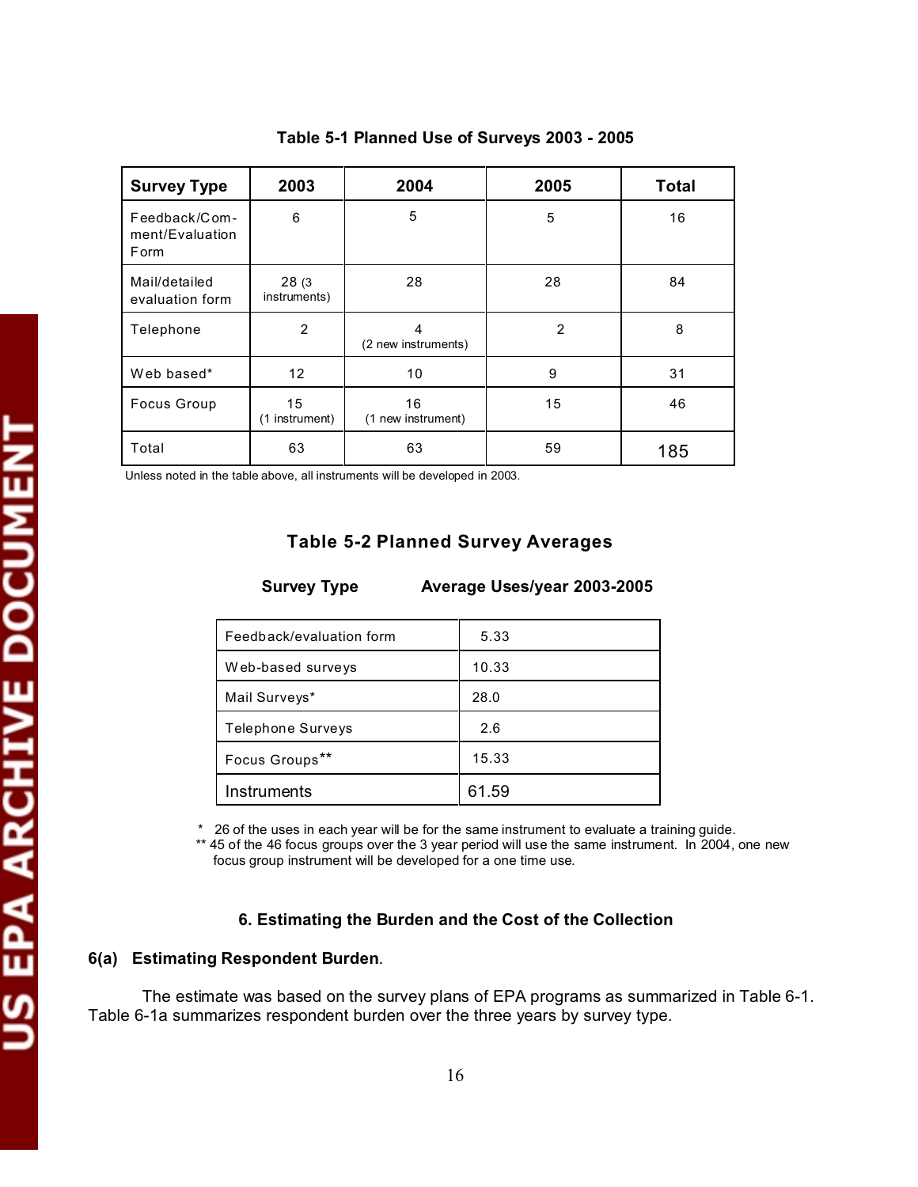**Table 5-1 Planned Use of Surveys 2003 - 2005**

| Survey Type | 2003 | 2004 | 2005 | Total |
|---|---|---|---|---|
| Feedback/Comment/Evaluation Form | 6 | 5 | 5 | 16 |
| Mail/detailed evaluation form | 28 (3 instruments) | 28 | 28 | 84 |
| Telephone | 2 | 4 (2 new instruments) | 2 | 8 |
| Web based* | 12 | 10 | 9 | 31 |
| Focus Group | 15 (1 instrument) | 16 (1 new instrument) | 15 | 46 |
| Total | 63 | 63 | 59 | 185 |

Unless noted in the table above, all instruments will be developed in 2003.

**Table 5-2 Planned Survey Averages**

| Survey Type | Average Uses/year 2003-2005 |
|---|---|
| Feedback/evaluation form | 5.33 |
| Web-based surveys | 10.33 |
| Mail Surveys* | 28.0 |
| Telephone Surveys | 2.6 |
| Focus Groups** | 15.33 |
| Instruments | 61.59 |

\* 26 of the uses in each year will be for the same instrument to evaluate a training guide.
\** 45 of the 46 focus groups over the 3 year period will use the same instrument. In 2004, one new focus group instrument will be developed for a one time use.

## 6. Estimating the Burden and the Cost of the Collection

### 6(a) Estimating Respondent Burden.

The estimate was based on the survey plans of EPA programs as summarized in Table 6-1. Table 6-1a summarizes respondent burden over the three years by survey type.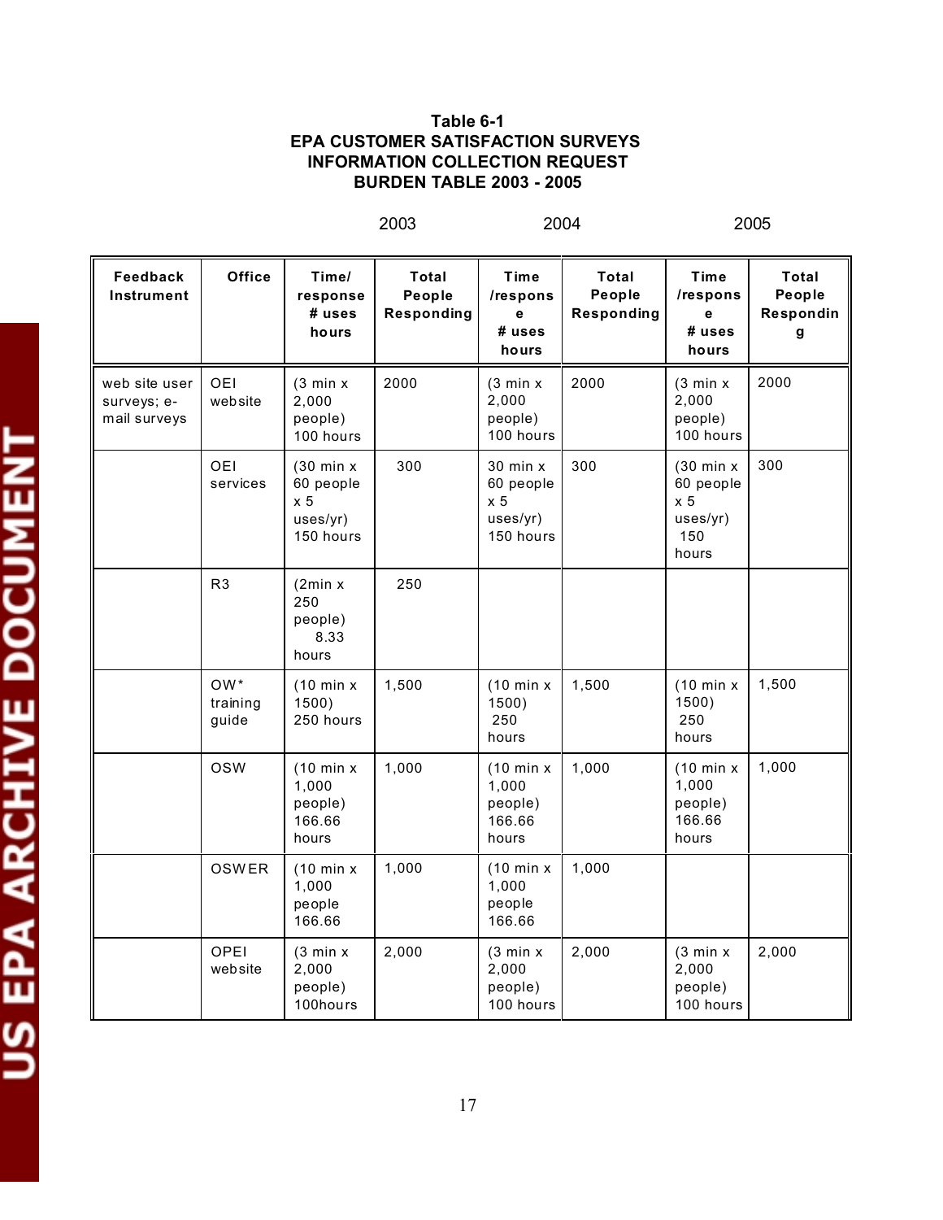**Table 6-1**
**EPA CUSTOMER SATISFACTION SURVEYS**
**INFORMATION COLLECTION REQUEST**
**BURDEN TABLE 2003 - 2005**

| | | 2003 | | 2004 | | 2005 | |
|---|---|---|---|---|---|---|---|
| **Feedback Instrument** | **Office** | **Time/ response # uses hours** | **Total People Responding** | **Time /response # uses hours** | **Total People Responding** | **Time /response # uses hours** | **Total People Responding** |
| web site user surveys; e-mail surveys | OEI website | (3 min x 2,000 people) 100 hours | 2000 | (3 min x 2,000 people) 100 hours | 2000 | (3 min x 2,000 people) 100 hours | 2000 |
| | OEI services | (30 min x 60 people x 5 uses/yr) 150 hours | 300 | 30 min x 60 people x 5 uses/yr) 150 hours | 300 | (30 min x 60 people x 5 uses/yr) 150 hours | 300 |
| | R3 | (2min x 250 people) 8.33 hours | 250 | | | | |
| | OW* training guide | (10 min x 1500) 250 hours | 1,500 | (10 min x 1500) 250 hours | 1,500 | (10 min x 1500) 250 hours | 1,500 |
| | OSW | (10 min x 1,000 people) 166.66 hours | 1,000 | (10 min x 1,000 people) 166.66 hours | 1,000 | (10 min x 1,000 people) 166.66 hours | 1,000 |
| | OSWER | (10 min x 1,000 people 166.66 | 1,000 | (10 min x 1,000 people 166.66 | 1,000 | | |
| | OPEI website | (3 min x 2,000 people) 100hours | 2,000 | (3 min x 2,000 people) 100 hours | 2,000 | (3 min x 2,000 people) 100 hours | 2,000 |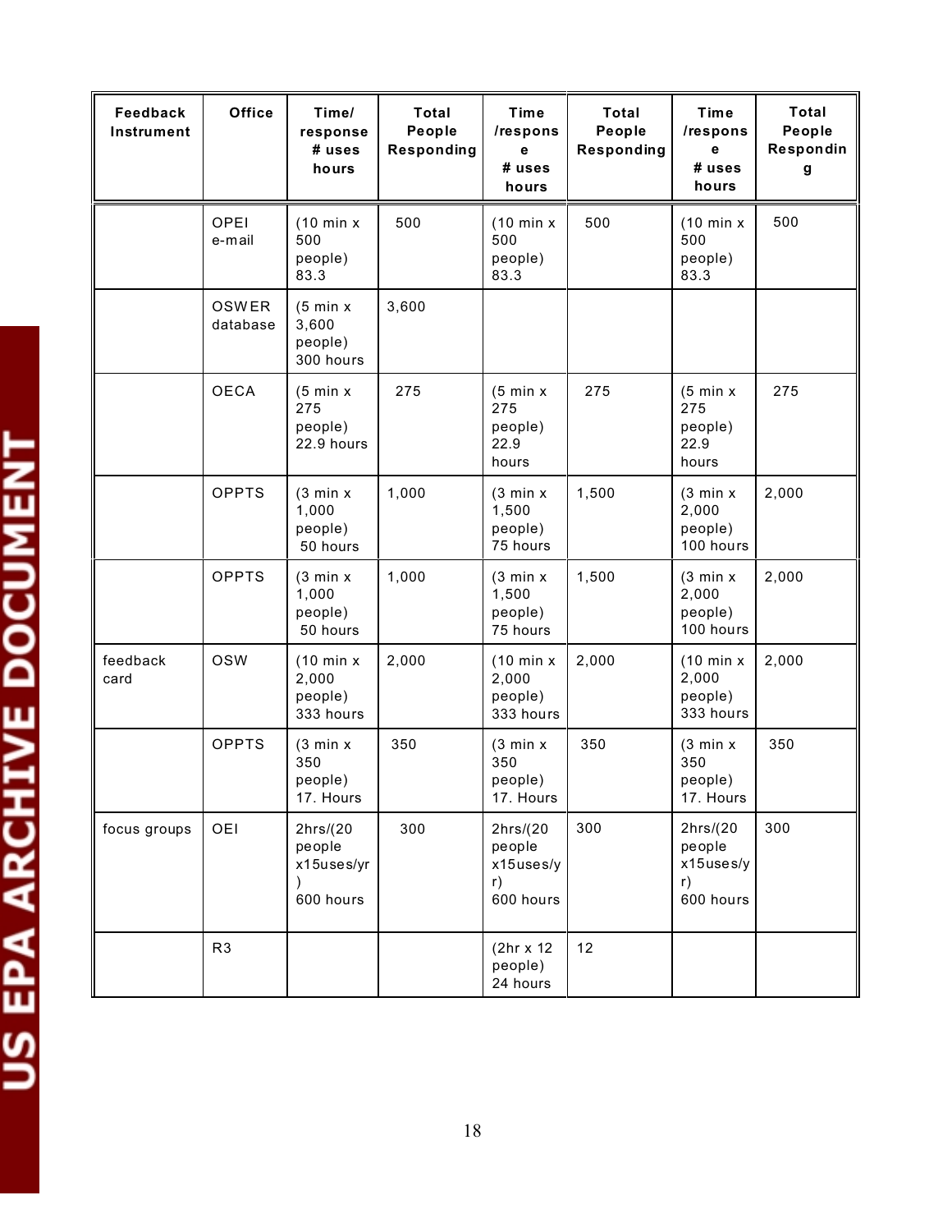| Feedback Instrument | Office | Time/ response # uses hours | Total People Responding | Time /response # uses hours | Total People Responding | Time /response # uses hours | Total People Responding |
|---|---|---|---|---|---|---|---|
| | OPEI e-mail | (10 min x 500 people) 83.3 | 500 | (10 min x 500 people) 83.3 | 500 | (10 min x 500 people) 83.3 | 500 |
| | OSWER database | (5 min x 3,600 people) 300 hours | 3,600 | | | | |
| | OECA | (5 min x 275 people) 22.9 hours | 275 | (5 min x 275 people) 22.9 hours | 275 | (5 min x 275 people) 22.9 hours | 275 |
| | OPPTS | (3 min x 1,000 people) 50 hours | 1,000 | (3 min x 1,500 people) 75 hours | 1,500 | (3 min x 2,000 people) 100 hours | 2,000 |
| | OPPTS | (3 min x 1,000 people) 50 hours | 1,000 | (3 min x 1,500 people) 75 hours | 1,500 | (3 min x 2,000 people) 100 hours | 2,000 |
| feedback card | OSW | (10 min x 2,000 people) 333 hours | 2,000 | (10 min x 2,000 people) 333 hours | 2,000 | (10 min x 2,000 people) 333 hours | 2,000 |
| | OPPTS | (3 min x 350 people) 17. Hours | 350 | (3 min x 350 people) 17. Hours | 350 | (3 min x 350 people) 17. Hours | 350 |
| focus groups | OEI | 2hrs/(20 people x15uses/yr) 600 hours | 300 | 2hrs/(20 people x15uses/yr) 600 hours | 300 | 2hrs/(20 people x15uses/yr) 600 hours | 300 |
| | R3 | | | (2hr x 12 people) 24 hours | 12 | | |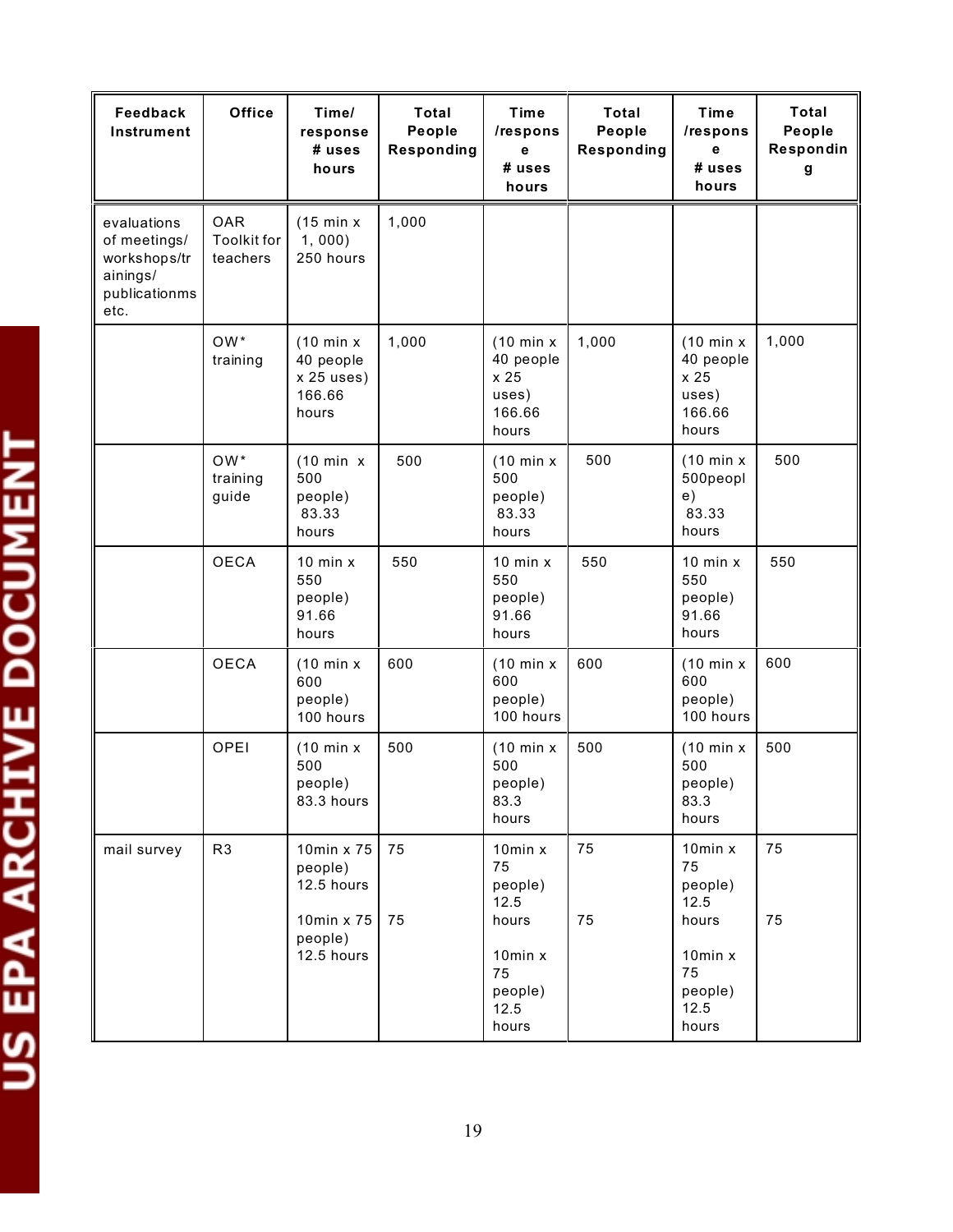| Feedback Instrument | Office | Time/ response # uses hours | Total People Responding | Time /response # uses hours | Total People Responding | Time /response # uses hours | Total People Responding |
|---|---|---|---|---|---|---|---|
| evaluations of meetings/ workshops/trainings/ publicationms etc. | OAR Toolkit for teachers | (15 min x 1, 000) 250 hours | 1,000 | | | | |
| | OW* training | (10 min x 40 people x 25 uses) 166.66 hours | 1,000 | (10 min x 40 people x 25 uses) 166.66 hours | 1,000 | (10 min x 40 people x 25 uses) 166.66 hours | 1,000 |
| | OW* training guide | (10 min x 500 people) 83.33 hours | 500 | (10 min x 500 people) 83.33 hours | 500 | (10 min x 500people) 83.33 hours | 500 |
| | OECA | 10 min x 550 people) 91.66 hours | 550 | 10 min x 550 people) 91.66 hours | 550 | 10 min x 550 people) 91.66 hours | 550 |
| | OECA | (10 min x 600 people) 100 hours | 600 | (10 min x 600 people) 100 hours | 600 | (10 min x 600 people) 100 hours | 600 |
| | OPEI | (10 min x 500 people) 83.3 hours | 500 | (10 min x 500 people) 83.3 hours | 500 | (10 min x 500 people) 83.3 hours | 500 |
| mail survey | R3 | 10min x 75 people) 12.5 hours<br><br>10min x 75 people) 12.5 hours | 75<br><br>75 | 10min x 75 people) 12.5 hours<br><br>10min x 75 people) 12.5 hours | 75<br><br>75 | 10min x 75 people) 12.5 hours<br><br>10min x 75 people) 12.5 hours | 75<br><br>75 |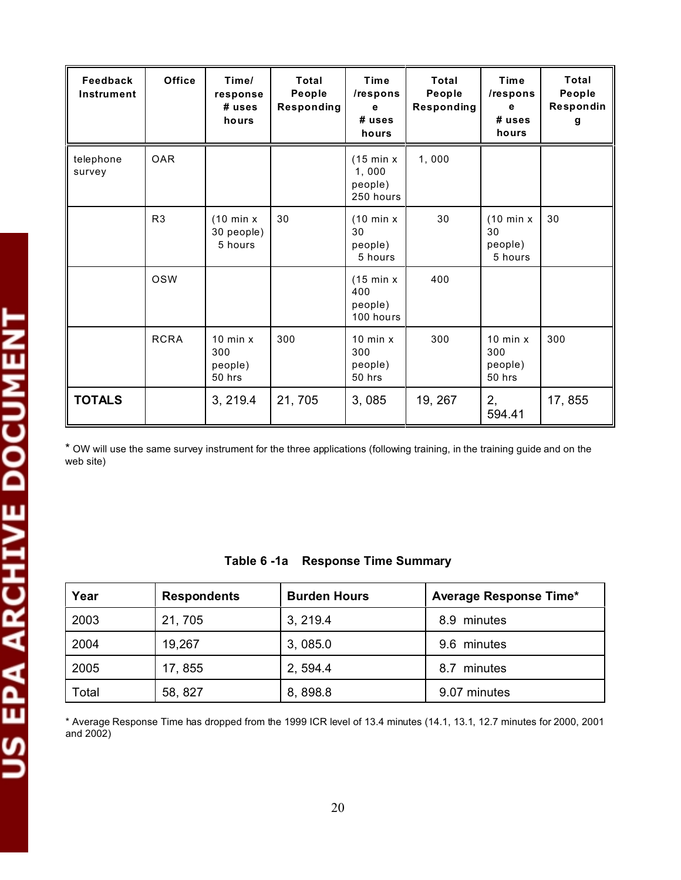| Feedback Instrument | Office | Time/ response # uses hours | Total People Responding | Time /response # uses hours | Total People Responding | Time /response # uses hours | Total People Responding |
|---|---|---|---|---|---|---|---|
| telephone survey | OAR | | | (15 min x 1, 000 people) 250 hours | 1, 000 | | |
| | R3 | (10 min x 30 people) 5 hours | 30 | (10 min x 30 people) 5 hours | 30 | (10 min x 30 people) 5 hours | 30 |
| | OSW | | | (15 min x 400 people) 100 hours | 400 | | |
| | RCRA | 10 min x 300 people) 50 hrs | 300 | 10 min x 300 people) 50 hrs | 300 | 10 min x 300 people) 50 hrs | 300 |
| **TOTALS** | | 3, 219.4 | 21, 705 | 3, 085 | 19, 267 | 2, 594.41 | 17, 855 |

* OW will use the same survey instrument for the three applications (following training, in the training guide and on the web site)

**Table 6 -1a Response Time Summary**

| Year | Respondents | Burden Hours | Average Response Time* |
|---|---|---|---|
| 2003 | 21, 705 | 3, 219.4 | 8.9 minutes |
| 2004 | 19,267 | 3, 085.0 | 9.6 minutes |
| 2005 | 17, 855 | 2, 594.4 | 8.7 minutes |
| Total | 58, 827 | 8, 898.8 | 9.07 minutes |

* Average Response Time has dropped from the 1999 ICR level of 13.4 minutes (14.1, 13.1, 12.7 minutes for 2000, 2001 and 2002)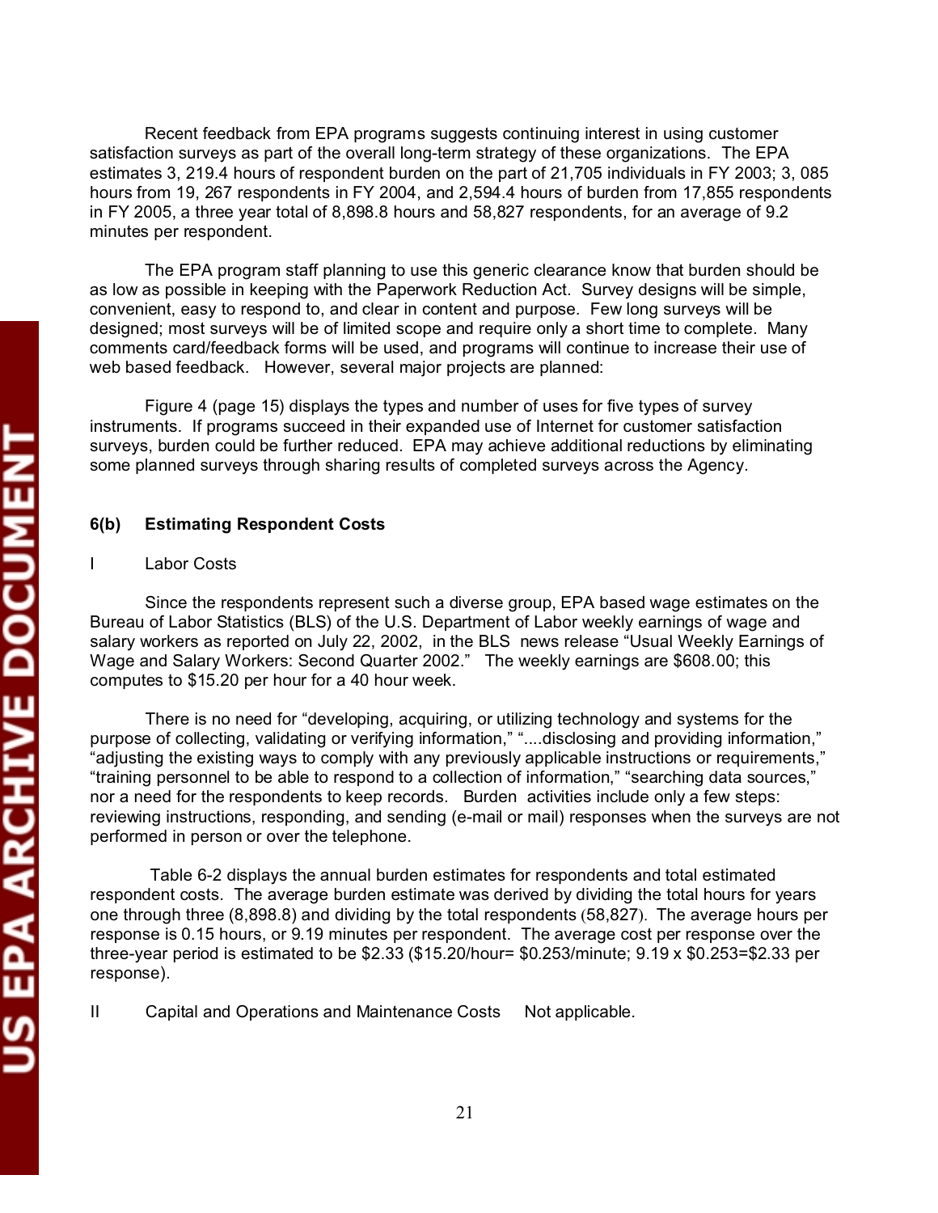Recent feedback from EPA programs suggests continuing interest in using customer satisfaction surveys as part of the overall long-term strategy of these organizations. The EPA estimates 3, 219.4 hours of respondent burden on the part of 21,705 individuals in FY 2003; 3, 085 hours from 19, 267 respondents in FY 2004, and 2,594.4 hours of burden from 17,855 respondents in FY 2005, a three year total of 8,898.8 hours and 58,827 respondents, for an average of 9.2 minutes per respondent.

The EPA program staff planning to use this generic clearance know that burden should be as low as possible in keeping with the Paperwork Reduction Act. Survey designs will be simple, convenient, easy to respond to, and clear in content and purpose. Few long surveys will be designed; most surveys will be of limited scope and require only a short time to complete. Many comments card/feedback forms will be used, and programs will continue to increase their use of web based feedback. However, several major projects are planned:

Figure 4 (page 15) displays the types and number of uses for five types of survey instruments. If programs succeed in their expanded use of Internet for customer satisfaction surveys, burden could be further reduced. EPA may achieve additional reductions by eliminating some planned surveys through sharing results of completed surveys across the Agency.

### 6(b) Estimating Respondent Costs

I Labor Costs

Since the respondents represent such a diverse group, EPA based wage estimates on the Bureau of Labor Statistics (BLS) of the U.S. Department of Labor weekly earnings of wage and salary workers as reported on July 22, 2002, in the BLS news release "Usual Weekly Earnings of Wage and Salary Workers: Second Quarter 2002." The weekly earnings are $608.00; this computes to $15.20 per hour for a 40 hour week.

There is no need for "developing, acquiring, or utilizing technology and systems for the purpose of collecting, validating or verifying information," "....disclosing and providing information," "adjusting the existing ways to comply with any previously applicable instructions or requirements," "training personnel to be able to respond to a collection of information," "searching data sources," nor a need for the respondents to keep records. Burden activities include only a few steps: reviewing instructions, responding, and sending (e-mail or mail) responses when the surveys are not performed in person or over the telephone.

Table 6-2 displays the annual burden estimates for respondents and total estimated respondent costs. The average burden estimate was derived by dividing the total hours for years one through three (8,898.8) and dividing by the total respondents (58,827). The average hours per response is 0.15 hours, or 9.19 minutes per respondent. The average cost per response over the three-year period is estimated to be $2.33 ($15.20/hour= $0.253/minute; 9.19 x $0.253=$2.33 per response).

II Capital and Operations and Maintenance Costs Not applicable.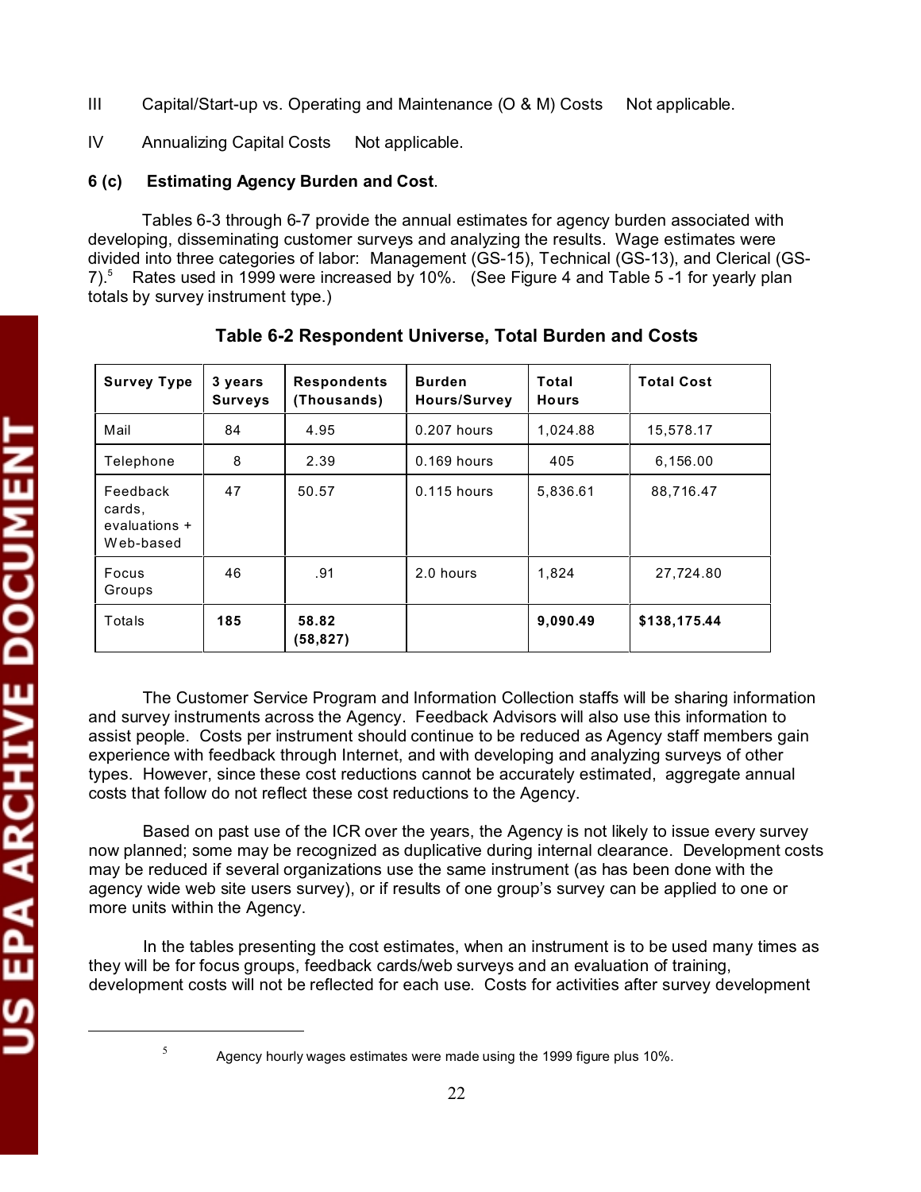III Capital/Start-up vs. Operating and Maintenance (O & M) Costs Not applicable.

IV Annualizing Capital Costs Not applicable.

**6 (c) Estimating Agency Burden and Cost**.

Tables 6-3 through 6-7 provide the annual estimates for agency burden associated with developing, disseminating customer surveys and analyzing the results. Wage estimates were divided into three categories of labor: Management (GS-15), Technical (GS-13), and Clerical (GS-7).[5] Rates used in 1999 were increased by 10%. (See Figure 4 and Table 5 -1 for yearly plan totals by survey instrument type.)

**Table 6-2 Respondent Universe, Total Burden and Costs**

| Survey Type | 3 years Surveys | Respondents (Thousands) | Burden Hours/Survey | Total Hours | Total Cost |
|---|---|---|---|---|---|
| Mail | 84 | 4.95 | 0.207 hours | 1,024.88 | 15,578.17 |
| Telephone | 8 | 2.39 | 0.169 hours | 405 | 6,156.00 |
| Feedback cards, evaluations + Web-based | 47 | 50.57 | 0.115 hours | 5,836.61 | 88,716.47 |
| Focus Groups | 46 | .91 | 2.0 hours | 1,824 | 27,724.80 |
| Totals | **185** | **58.82 (58,827)** | | **9,090.49** | **$138,175.44** |

The Customer Service Program and Information Collection staffs will be sharing information and survey instruments across the Agency. Feedback Advisors will also use this information to assist people. Costs per instrument should continue to be reduced as Agency staff members gain experience with feedback through Internet, and with developing and analyzing surveys of other types. However, since these cost reductions cannot be accurately estimated, aggregate annual costs that follow do not reflect these cost reductions to the Agency.

Based on past use of the ICR over the years, the Agency is not likely to issue every survey now planned; some may be recognized as duplicative during internal clearance. Development costs may be reduced if several organizations use the same instrument (as has been done with the agency wide web site users survey), or if results of one group's survey can be applied to one or more units within the Agency.

In the tables presenting the cost estimates, when an instrument is to be used many times as they will be for focus groups, feedback cards/web surveys and an evaluation of training, development costs will not be reflected for each use. Costs for activities after survey development

---

[5] Agency hourly wages estimates were made using the 1999 figure plus 10%.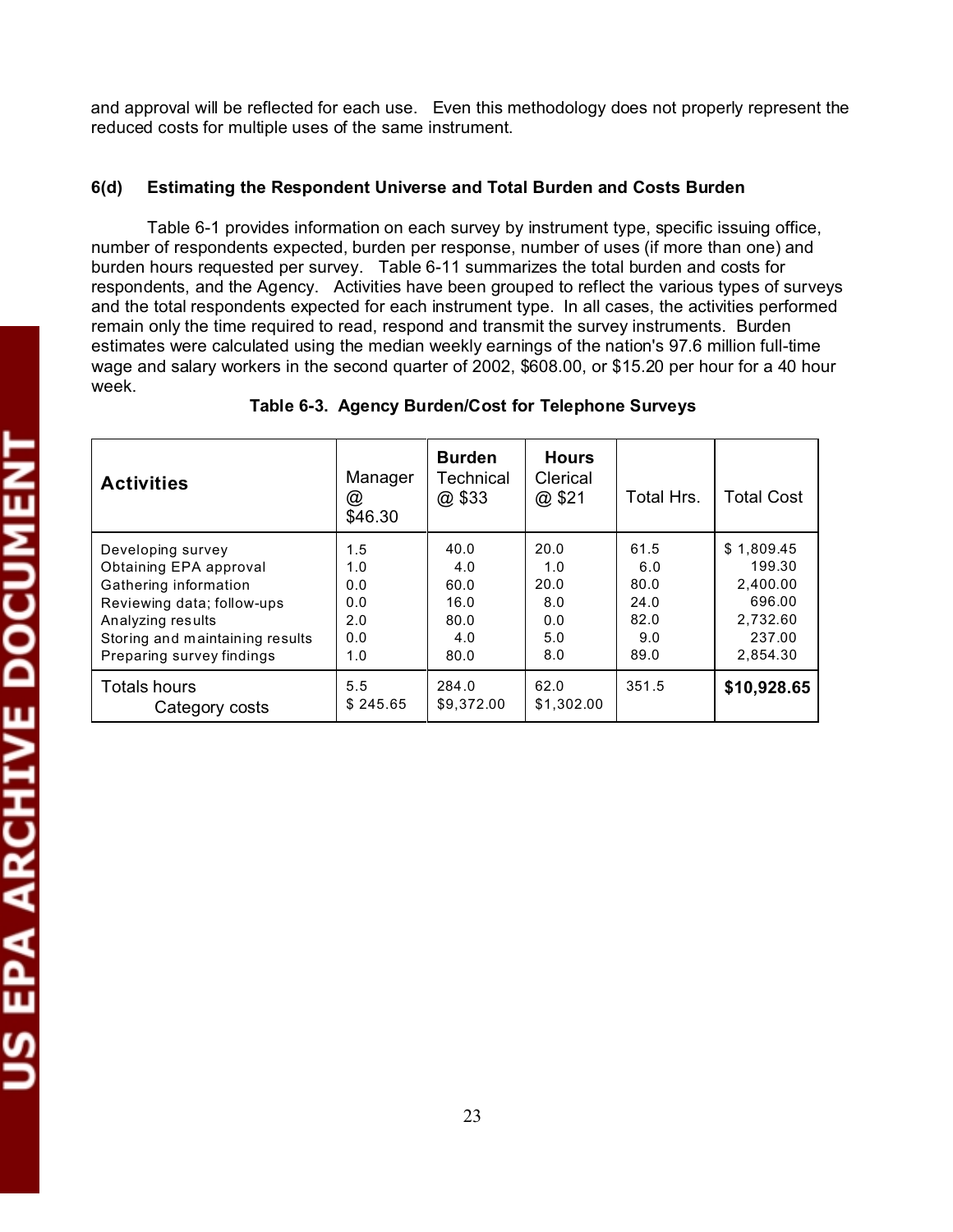and approval will be reflected for each use. Even this methodology does not properly represent the reduced costs for multiple uses of the same instrument.

### 6(d) Estimating the Respondent Universe and Total Burden and Costs Burden

Table 6-1 provides information on each survey by instrument type, specific issuing office, number of respondents expected, burden per response, number of uses (if more than one) and burden hours requested per survey. Table 6-11 summarizes the total burden and costs for respondents, and the Agency. Activities have been grouped to reflect the various types of surveys and the total respondents expected for each instrument type. In all cases, the activities performed remain only the time required to read, respond and transmit the survey instruments. Burden estimates were calculated using the median weekly earnings of the nation's 97.6 million full-time wage and salary workers in the second quarter of 2002, $608.00, or $15.20 per hour for a 40 hour week.

**Table 6-3. Agency Burden/Cost for Telephone Surveys**

| **Activities** | Manager @ $46.30 | **Burden** Technical @ $33 | **Hours** Clerical @ $21 | Total Hrs. | Total Cost |
|---|---|---|---|---|---|
| Developing survey | 1.5 | 40.0 | 20.0 | 61.5 | $ 1,809.45 |
| Obtaining EPA approval | 1.0 | 4.0 | 1.0 | 6.0 | 199.30 |
| Gathering information | 0.0 | 60.0 | 20.0 | 80.0 | 2,400.00 |
| Reviewing data; follow-ups | 0.0 | 16.0 | 8.0 | 24.0 | 696.00 |
| Analyzing results | 2.0 | 80.0 | 0.0 | 82.0 | 2,732.60 |
| Storing and maintaining results | 0.0 | 4.0 | 5.0 | 9.0 | 237.00 |
| Preparing survey findings | 1.0 | 80.0 | 8.0 | 89.0 | 2,854.30 |
| Totals hours<br>Category costs | 5.5<br>$ 245.65 | 284.0<br>$9,372.00 | 62.0<br>$1,302.00 | 351.5 | **$10,928.65** |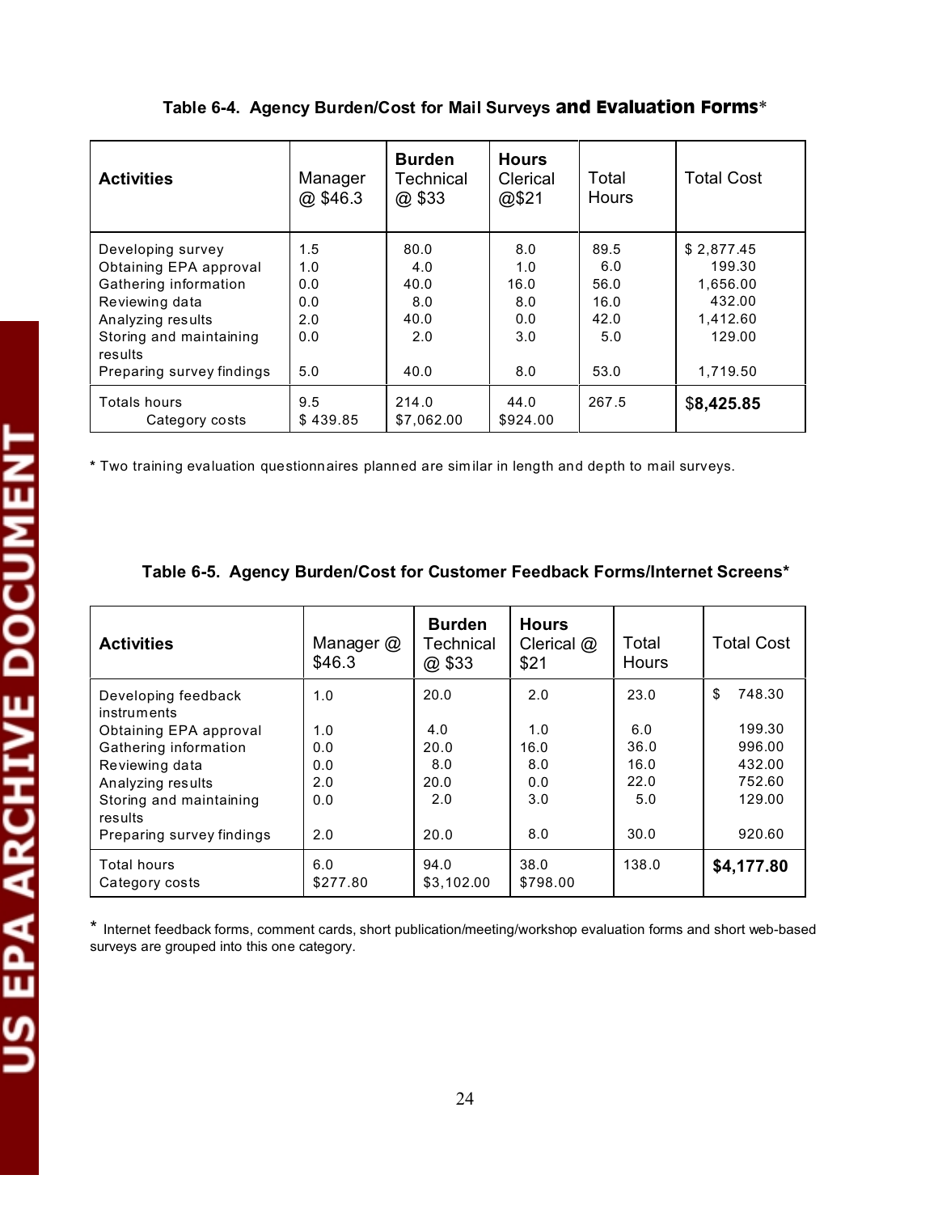### Table 6-4. Agency Burden/Cost for Mail Surveys and Evaluation Forms*

| Activities | Manager @ $46.3 | Burden Technical @ $33 | Hours Clerical @$21 | Total Hours | Total Cost |
|---|---|---|---|---|---|
| Developing survey | 1.5 | 80.0 | 8.0 | 89.5 | $ 2,877.45 |
| Obtaining EPA approval | 1.0 | 4.0 | 1.0 | 6.0 | 199.30 |
| Gathering information | 0.0 | 40.0 | 16.0 | 56.0 | 1,656.00 |
| Reviewing data | 0.0 | 8.0 | 8.0 | 16.0 | 432.00 |
| Analyzing results | 2.0 | 40.0 | 0.0 | 42.0 | 1,412.60 |
| Storing and maintaining results | 0.0 | 2.0 | 3.0 | 5.0 | 129.00 |
| Preparing survey findings | 5.0 | 40.0 | 8.0 | 53.0 | 1,719.50 |
| Totals hours<br>Category costs | 9.5<br>$ 439.85 | 214.0<br>$7,062.00 | 44.0<br>$924.00 | 267.5 | **$8,425.85** |

* Two training evaluation questionnaires planned are similar in length and depth to mail surveys.

### Table 6-5. Agency Burden/Cost for Customer Feedback Forms/Internet Screens*

| Activities | Manager @ $46.3 | Burden Technical @ $33 | Hours Clerical @ $21 | Total Hours | Total Cost |
|---|---|---|---|---|---|
| Developing feedback instruments | 1.0 | 20.0 | 2.0 | 23.0 | $ 748.30 |
| Obtaining EPA approval | 1.0 | 4.0 | 1.0 | 6.0 | 199.30 |
| Gathering information | 0.0 | 20.0 | 16.0 | 36.0 | 996.00 |
| Reviewing data | 0.0 | 8.0 | 8.0 | 16.0 | 432.00 |
| Analyzing results | 2.0 | 20.0 | 0.0 | 22.0 | 752.60 |
| Storing and maintaining results | 0.0 | 2.0 | 3.0 | 5.0 | 129.00 |
| Preparing survey findings | 2.0 | 20.0 | 8.0 | 30.0 | 920.60 |
| Total hours<br>Category costs | 6.0<br>$277.80 | 94.0<br>$3,102.00 | 38.0<br>$798.00 | 138.0 | **$4,177.80** |

* Internet feedback forms, comment cards, short publication/meeting/workshop evaluation forms and short web-based surveys are grouped into this one category.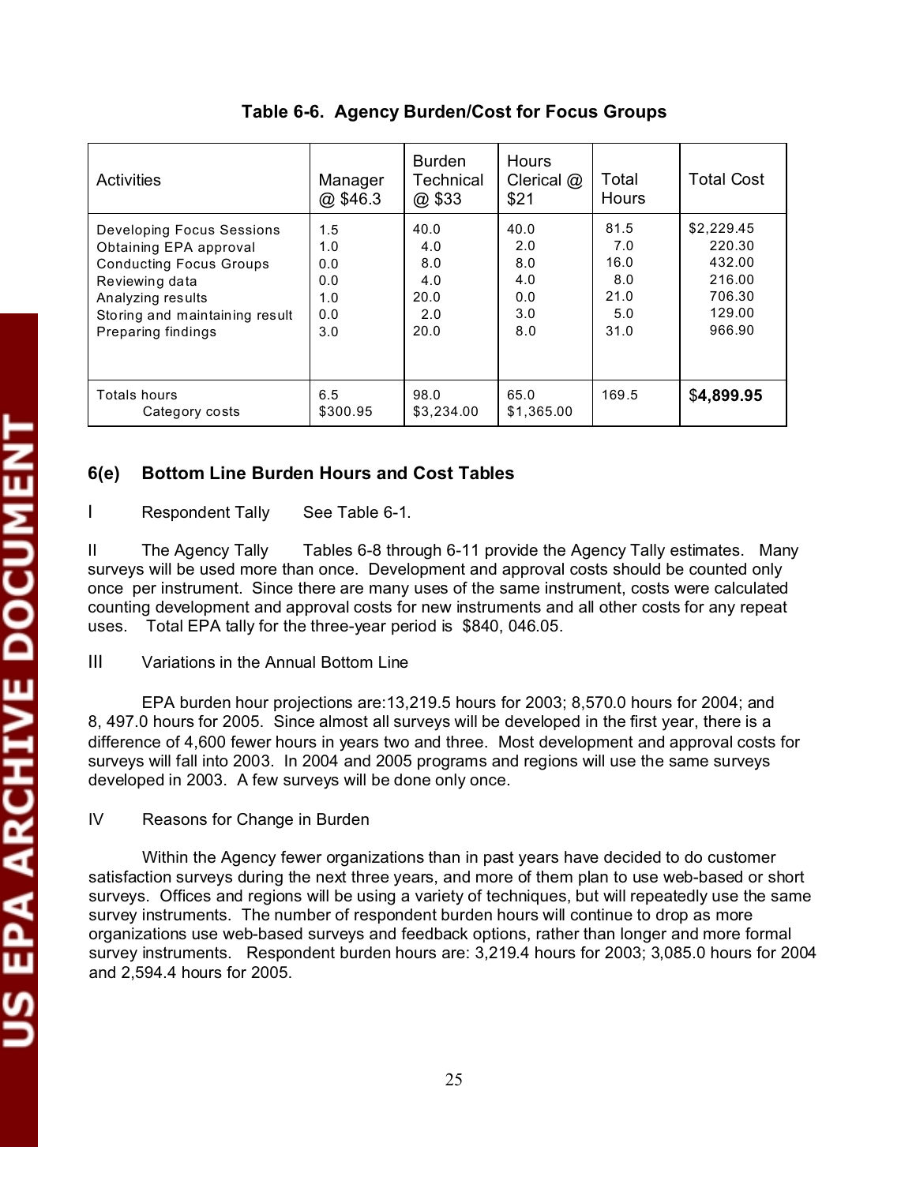**Table 6-6. Agency Burden/Cost for Focus Groups**

| Activities | Manager @ $46.3 | Burden Technical @ $33 | Hours Clerical @ $21 | Total Hours | Total Cost |
|---|---|---|---|---|---|
| Developing Focus Sessions | 1.5 | 40.0 | 40.0 | 81.5 | $2,229.45 |
| Obtaining EPA approval | 1.0 | 4.0 | 2.0 | 7.0 | 220.30 |
| Conducting Focus Groups | 0.0 | 8.0 | 8.0 | 16.0 | 432.00 |
| Reviewing data | 0.0 | 4.0 | 4.0 | 8.0 | 216.00 |
| Analyzing results | 1.0 | 20.0 | 0.0 | 21.0 | 706.30 |
| Storing and maintaining result | 0.0 | 2.0 | 3.0 | 5.0 | 129.00 |
| Preparing findings | 3.0 | 20.0 | 8.0 | 31.0 | 966.90 |
| Totals hours | 6.5 | 98.0 | 65.0 | 169.5 | **$4,899.95** |
| Category costs | $300.95 | $3,234.00 | $1,365.00 | | |

## 6(e) Bottom Line Burden Hours and Cost Tables

I Respondent Tally See Table 6-1.

II The Agency Tally Tables 6-8 through 6-11 provide the Agency Tally estimates. Many surveys will be used more than once. Development and approval costs should be counted only once per instrument. Since there are many uses of the same instrument, costs were calculated counting development and approval costs for new instruments and all other costs for any repeat uses. Total EPA tally for the three-year period is $840, 046.05.

III Variations in the Annual Bottom Line

EPA burden hour projections are:13,219.5 hours for 2003; 8,570.0 hours for 2004; and 8, 497.0 hours for 2005. Since almost all surveys will be developed in the first year, there is a difference of 4,600 fewer hours in years two and three. Most development and approval costs for surveys will fall into 2003. In 2004 and 2005 programs and regions will use the same surveys developed in 2003. A few surveys will be done only once.

IV Reasons for Change in Burden

Within the Agency fewer organizations than in past years have decided to do customer satisfaction surveys during the next three years, and more of them plan to use web-based or short surveys. Offices and regions will be using a variety of techniques, but will repeatedly use the same survey instruments. The number of respondent burden hours will continue to drop as more organizations use web-based surveys and feedback options, rather than longer and more formal survey instruments. Respondent burden hours are: 3,219.4 hours for 2003; 3,085.0 hours for 2004 and 2,594.4 hours for 2005.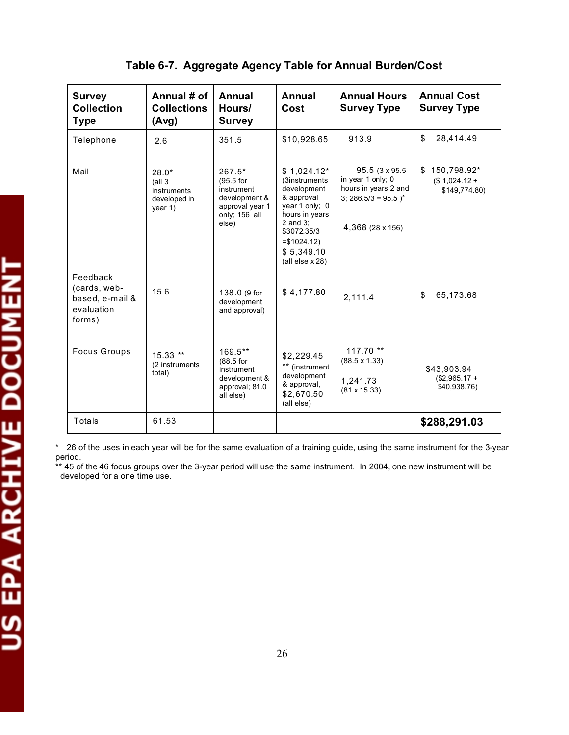### Table 6-7. Aggregate Agency Table for Annual Burden/Cost

| Survey Collection Type | Annual # of Collections (Avg) | Annual Hours/ Survey | Annual Cost | Annual Hours Survey Type | Annual Cost Survey Type |
|---|---|---|---|---|---|
| Telephone | 2.6 | 351.5 | $10,928.65 | 913.9 | $ 28,414.49 |
| Mail | 28.0* (all 3 instruments developed in year 1) | 267.5* (95.5 for instrument development & approval year 1 only; 156 all else) | $ 1,024.12* (3instruments development & approval year 1 only; 0 hours in years 2 and 3; $3072.35/3 =$1024.12) $ 5,349.10 (all else x 28) | 95.5 (3 x 95.5 in year 1 only; 0 hours in years 2 and 3; 286.5/3 = 95.5 )* 4,368 (28 x 156) | $ 150,798.92* ($ 1,024.12 + $149,774.80) |
| Feedback (cards, web-based, e-mail & evaluation forms) | 15.6 | 138.0 (9 for development and approval) | $ 4,177.80 | 2,111.4 | $ 65,173.68 |
| Focus Groups | 15.33 ** (2 instruments total) | 169.5** (88.5 for instrument development & approval; 81.0 all else) | $2,229.45 ** (instrument development & approval, $2,670.50 (all else) | 117.70 ** (88.5 x 1.33) 1,241.73 (81 x 15.33) | $43,903.94 ($2,965.17 + $40,938.76) |
| Totals | 61.53 | | | | **$288,291.03** |

\* 26 of the uses in each year will be for the same evaluation of a training guide, using the same instrument for the 3-year period.

** 45 of the 46 focus groups over the 3-year period will use the same instrument. In 2004, one new instrument will be developed for a one time use.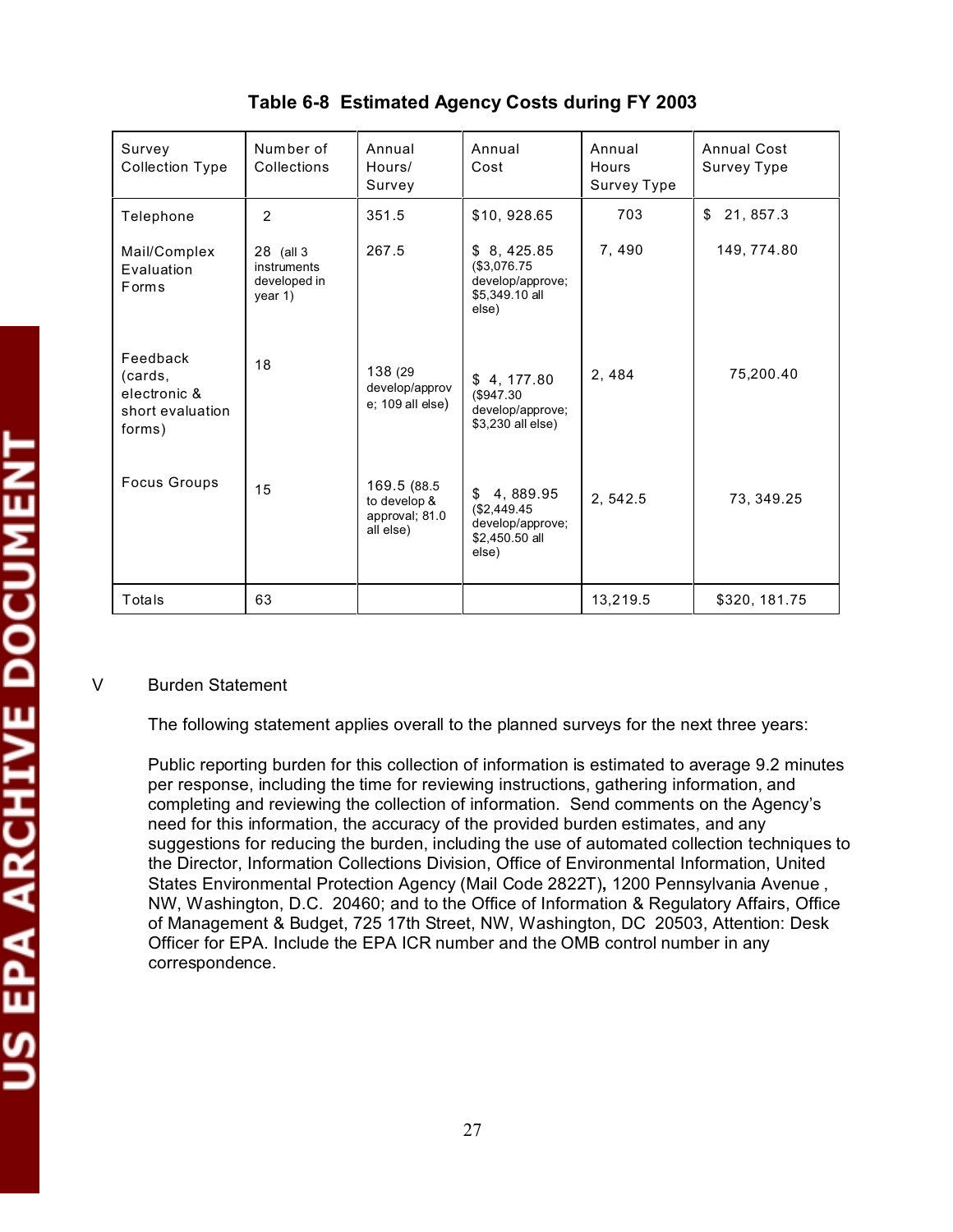**Table 6-8 Estimated Agency Costs during FY 2003**

| Survey Collection Type | Number of Collections | Annual Hours/ Survey | Annual Cost | Annual Hours Survey Type | Annual Cost Survey Type |
|---|---|---|---|---|---|
| Telephone | 2 | 351.5 | $10, 928.65 | 703 | $ 21, 857.3 |
| Mail/Complex Evaluation Forms | 28 (all 3 instruments developed in year 1) | 267.5 | $ 8, 425.85 ($3,076.75 develop/approve; $5,349.10 all else) | 7, 490 | 149, 774.80 |
| Feedback (cards, electronic & short evaluation forms) | 18 | 138 (29 develop/approve; 109 all else) | $ 4, 177.80 ($947.30 develop/approve; $3,230 all else) | 2, 484 | 75,200.40 |
| Focus Groups | 15 | 169.5 (88.5 to develop & approval; 81.0 all else) | $ 4, 889.95 ($2,449.45 develop/approve; $2,450.50 all else) | 2, 542.5 | 73, 349.25 |
| Totals | 63 | | | 13,219.5 | $320, 181.75 |

V Burden Statement

The following statement applies overall to the planned surveys for the next three years:

Public reporting burden for this collection of information is estimated to average 9.2 minutes per response, including the time for reviewing instructions, gathering information, and completing and reviewing the collection of information. Send comments on the Agency's need for this information, the accuracy of the provided burden estimates, and any suggestions for reducing the burden, including the use of automated collection techniques to the Director, Information Collections Division, Office of Environmental Information, United States Environmental Protection Agency (Mail Code 2822T)**,** 1200 Pennsylvania Avenue , NW, Washington, D.C. 20460; and to the Office of Information & Regulatory Affairs, Office of Management & Budget, 725 17th Street, NW, Washington, DC 20503, Attention: Desk Officer for EPA. Include the EPA ICR number and the OMB control number in any correspondence.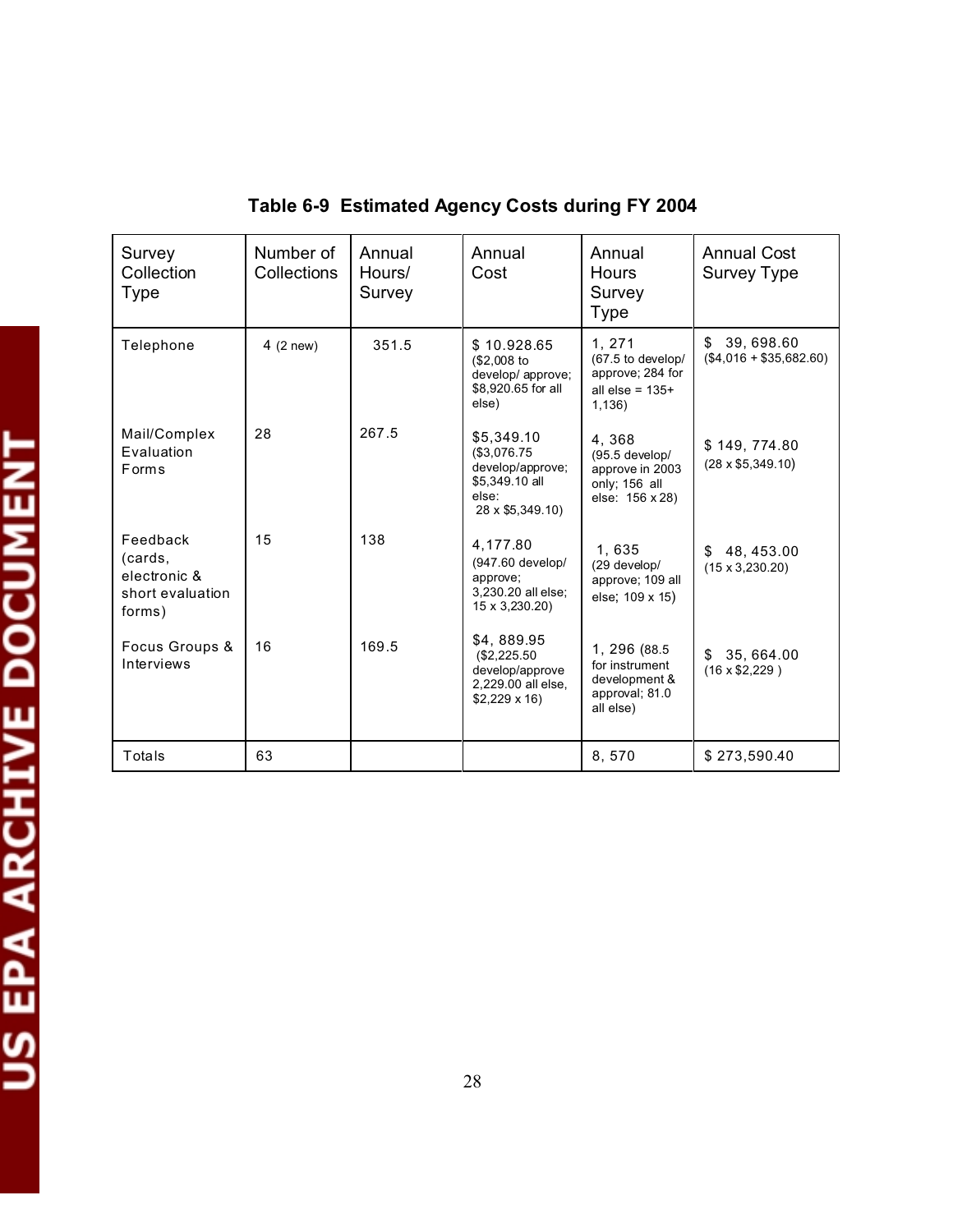**Table 6-9 Estimated Agency Costs during FY 2004**

| Survey Collection Type | Number of Collections | Annual Hours/ Survey | Annual Cost | Annual Hours Survey Type | Annual Cost Survey Type |
|---|---|---|---|---|---|
| Telephone | 4 (2 new) | 351.5 | $ 10.928.65 ($2,008 to develop/ approve; $8,920.65 for all else) | 1, 271 (67.5 to develop/ approve; 284 for all else = 135+ 1,136) | $ 39, 698.60 ($4,016 + $35,682.60) |
| Mail/Complex Evaluation Forms | 28 | 267.5 | $5,349.10 ($3,076.75 develop/approve; $5,349.10 all else: 28 x $5,349.10) | 4, 368 (95.5 develop/ approve in 2003 only; 156 all else: 156 x 28) | $ 149, 774.80 (28 x $5,349.10) |
| Feedback (cards, electronic & short evaluation forms) | 15 | 138 | 4,177.80 (947.60 develop/ approve; 3,230.20 all else; 15 x 3,230.20) | 1, 635 (29 develop/ approve; 109 all else; 109 x 15) | $ 48, 453.00 (15 x 3,230.20) |
| Focus Groups & Interviews | 16 | 169.5 | $4, 889.95 ($2,225.50 develop/approve 2,229.00 all else, $2,229 x 16) | 1, 296 (88.5 for instrument development & approval; 81.0 all else) | $ 35, 664.00 (16 x $2,229 ) |
| Totals | 63 | | | 8, 570 | $ 273,590.40 |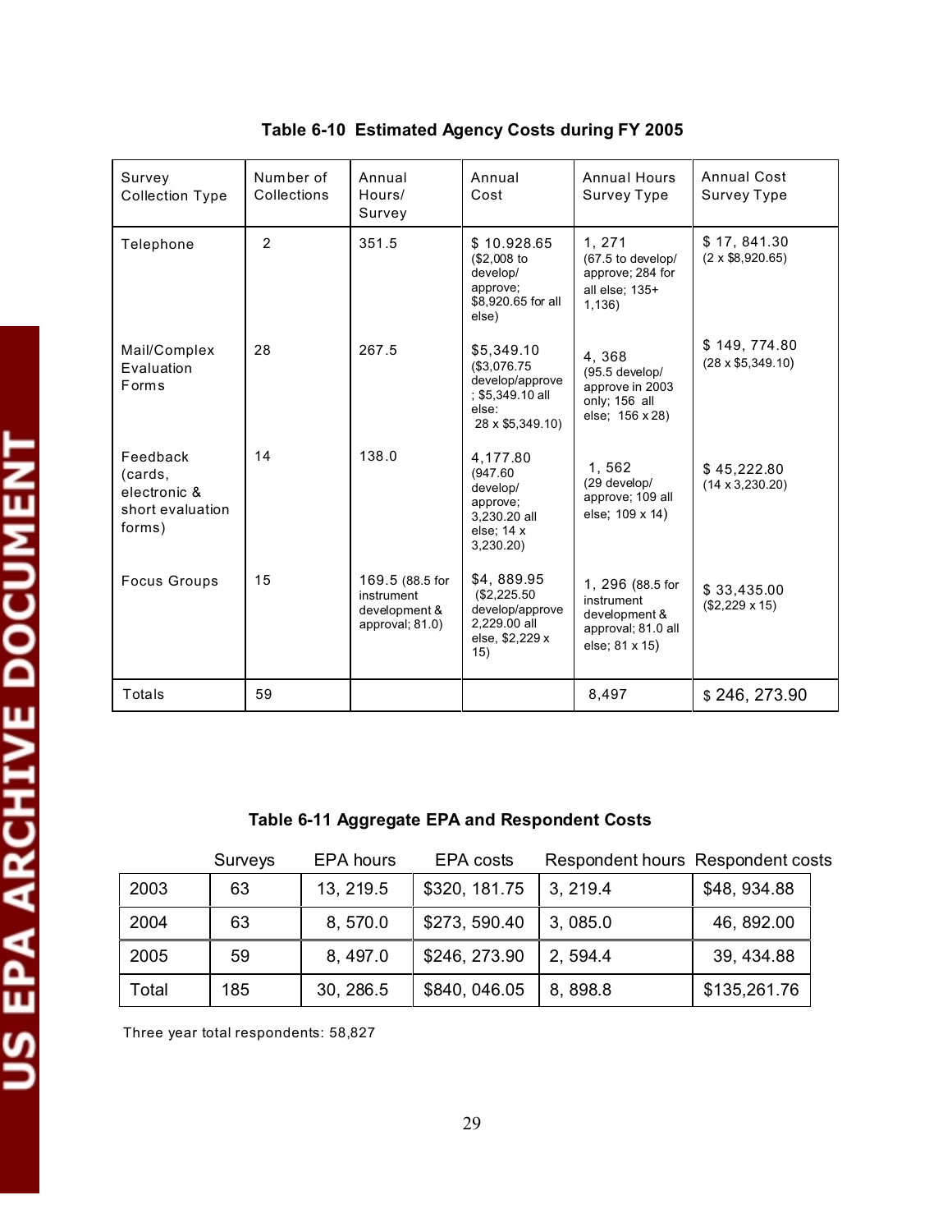**Table 6-10 Estimated Agency Costs during FY 2005**

| Survey Collection Type | Number of Collections | Annual Hours/ Survey | Annual Cost | Annual Hours Survey Type | Annual Cost Survey Type |
|---|---|---|---|---|---|
| Telephone | 2 | 351.5 | $ 10.928.65 ($2,008 to develop/ approve; $8,920.65 for all else) | 1, 271 (67.5 to develop/ approve; 284 for all else; 135+ 1,136) | $ 17, 841.30 (2 x $8,920.65) |
| Mail/Complex Evaluation Forms | 28 | 267.5 | $5,349.10 ($3,076.75 develop/approve ; $5,349.10 all else: 28 x $5,349.10) | 4, 368 (95.5 develop/ approve in 2003 only; 156 all else; 156 x 28) | $ 149, 774.80 (28 x $5,349.10) |
| Feedback (cards, electronic & short evaluation forms) | 14 | 138.0 | 4,177.80 (947.60 develop/ approve; 3,230.20 all else; 14 x 3,230.20) | 1, 562 (29 develop/ approve; 109 all else; 109 x 14) | $ 45,222.80 (14 x 3,230.20) |
| Focus Groups | 15 | 169.5 (88.5 for instrument development & approval; 81.0) | $4, 889.95 ($2,225.50 develop/approve 2,229.00 all else, $2,229 x 15) | 1, 296 (88.5 for instrument development & approval; 81.0 all else; 81 x 15) | $ 33,435.00 ($2,229 x 15) |
| Totals | 59 | | | 8,497 | $ 246, 273.90 |

**Table 6-11 Aggregate EPA and Respondent Costs**

| | Surveys | EPA hours | EPA costs | Respondent hours | Respondent costs |
|---|---|---|---|---|---|
| 2003 | 63 | 13, 219.5 | $320, 181.75 | 3, 219.4 | $48, 934.88 |
| 2004 | 63 | 8, 570.0 | $273, 590.40 | 3, 085.0 | 46, 892.00 |
| 2005 | 59 | 8, 497.0 | $246, 273.90 | 2, 594.4 | 39, 434.88 |
| Total | 185 | 30, 286.5 | $840, 046.05 | 8, 898.8 | $135,261.76 |

Three year total respondents: 58,827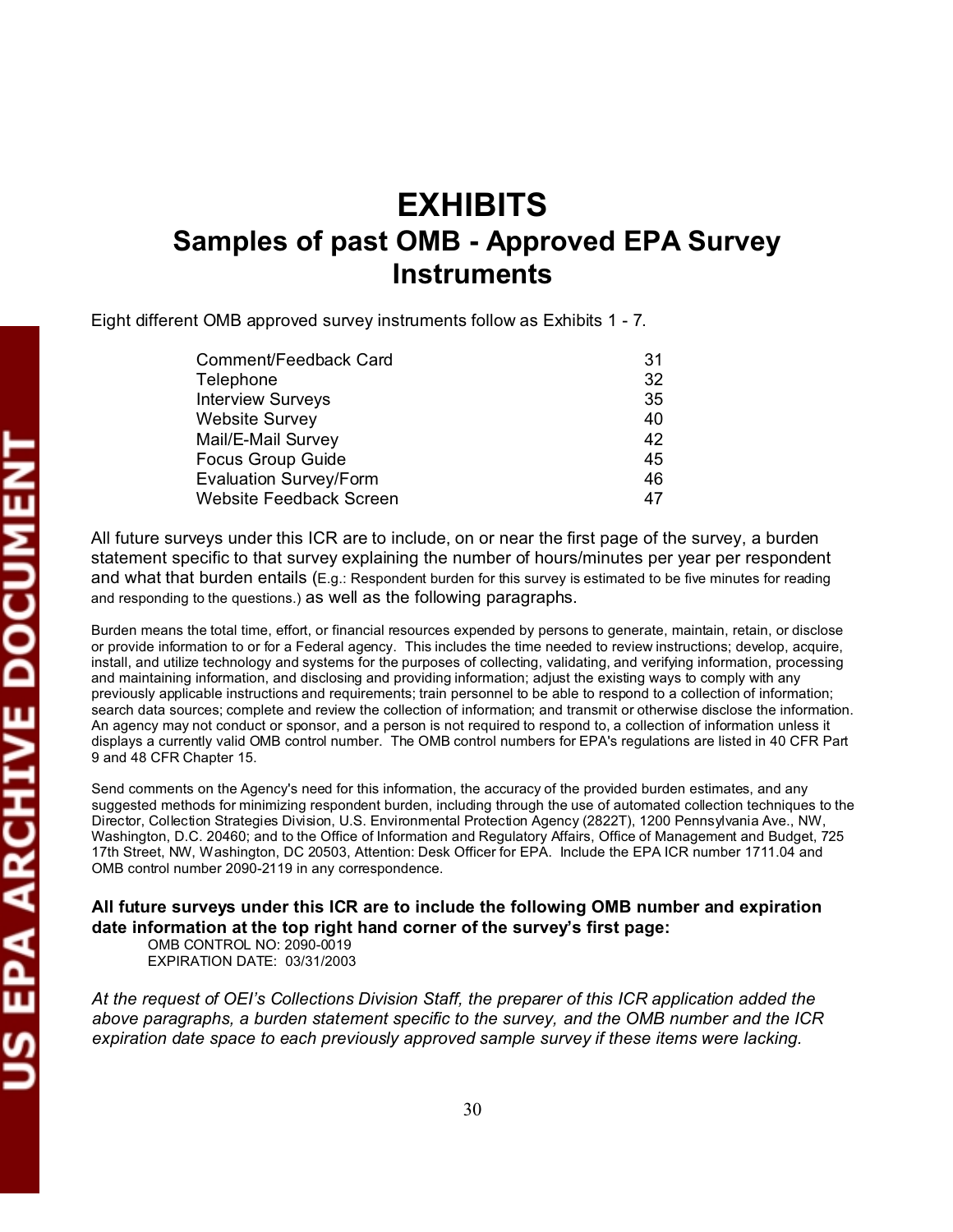# EXHIBITS

## Samples of past OMB - Approved EPA Survey Instruments

Eight different OMB approved survey instruments follow as Exhibits 1 - 7.

| | |
|---|---|
| Comment/Feedback Card | 31 |
| Telephone | 32 |
| Interview Surveys | 35 |
| Website Survey | 40 |
| Mail/E-Mail Survey | 42 |
| Focus Group Guide | 45 |
| Evaluation Survey/Form | 46 |
| Website Feedback Screen | 47 |

All future surveys under this ICR are to include, on or near the first page of the survey, a burden statement specific to that survey explaining the number of hours/minutes per year per respondent and what that burden entails (E.g.: Respondent burden for this survey is estimated to be five minutes for reading and responding to the questions.) as well as the following paragraphs.

Burden means the total time, effort, or financial resources expended by persons to generate, maintain, retain, or disclose or provide information to or for a Federal agency. This includes the time needed to review instructions; develop, acquire, install, and utilize technology and systems for the purposes of collecting, validating, and verifying information, processing and maintaining information, and disclosing and providing information; adjust the existing ways to comply with any previously applicable instructions and requirements; train personnel to be able to respond to a collection of information; search data sources; complete and review the collection of information; and transmit or otherwise disclose the information. An agency may not conduct or sponsor, and a person is not required to respond to, a collection of information unless it displays a currently valid OMB control number. The OMB control numbers for EPA's regulations are listed in 40 CFR Part 9 and 48 CFR Chapter 15.

Send comments on the Agency's need for this information, the accuracy of the provided burden estimates, and any suggested methods for minimizing respondent burden, including through the use of automated collection techniques to the Director, Collection Strategies Division, U.S. Environmental Protection Agency (2822T), 1200 Pennsylvania Ave., NW, Washington, D.C. 20460; and to the Office of Information and Regulatory Affairs, Office of Management and Budget, 725 17th Street, NW, Washington, DC 20503, Attention: Desk Officer for EPA. Include the EPA ICR number 1711.04 and OMB control number 2090-2119 in any correspondence.

**All future surveys under this ICR are to include the following OMB number and expiration date information at the top right hand corner of the survey's first page:**

OMB CONTROL NO: 2090-0019
EXPIRATION DATE: 03/31/2003

*At the request of OEI's Collections Division Staff, the preparer of this ICR application added the above paragraphs, a burden statement specific to the survey, and the OMB number and the ICR expiration date space to each previously approved sample survey if these items were lacking.*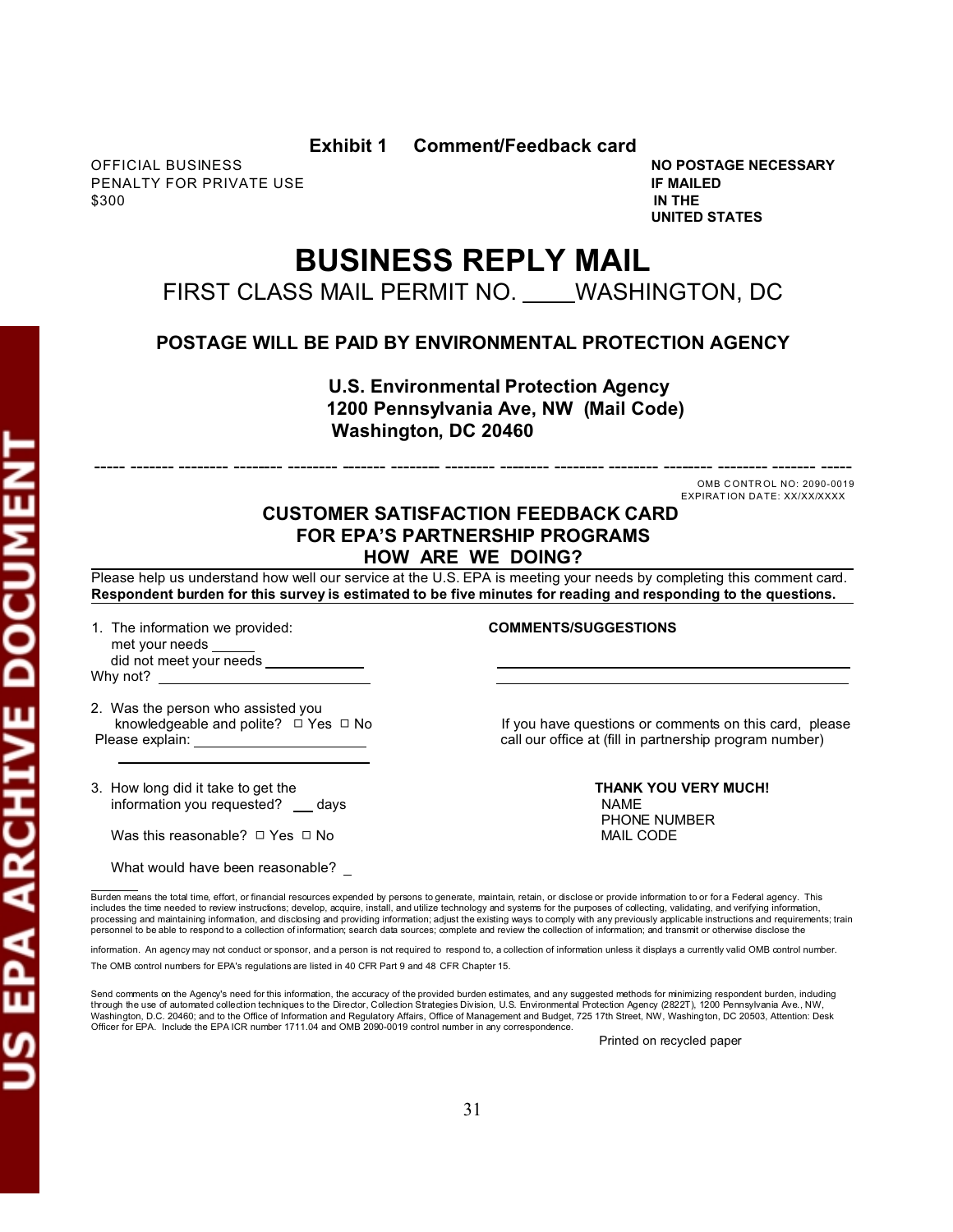## Exhibit 1 Comment/Feedback card

OFFICIAL BUSINESS
PENALTY FOR PRIVATE USE
$300

**NO POSTAGE NECESSARY
IF MAILED
IN THE
UNITED STATES**

# BUSINESS REPLY MAIL

FIRST CLASS MAIL PERMIT NO. ____WASHINGTON, DC

**POSTAGE WILL BE PAID BY ENVIRONMENTAL PROTECTION AGENCY**

**U.S. Environmental Protection Agency
1200 Pennsylvania Ave, NW (Mail Code)
Washington, DC 20460**

----- ------- -------- -------- -------- ------- -------- -------- -------- -------- -------- -------- -------- ------- -----

OMB CONTROL NO: 2090-0019
EXPIRATION DATE: XX/XX/XXXX

## CUSTOMER SATISFACTION FEEDBACK CARD FOR EPA'S PARTNERSHIP PROGRAMS HOW ARE WE DOING?

Please help us understand how well our service at the U.S. EPA is meeting your needs by completing this comment card. **Respondent burden for this survey is estimated to be five minutes for reading and responding to the questions.**

1. The information we provided:
   met your needs ______
   did not meet your needs _____________
   Why not? ______________________________

2. Was the person who assisted you knowledgeable and polite? ☐ Yes ☐ No
   Please explain: ______________________________
   ______________________________

3. How long did it take to get the information you requested? ___ days

   Was this reasonable? ☐ Yes ☐ No

   What would have been reasonable? _

**COMMENTS/SUGGESTIONS**

______________________________________________

______________________________________________

If you have questions or comments on this card, please call our office at (fill in partnership program number)

**THANK YOU VERY MUCH!**
NAME
PHONE NUMBER
MAIL CODE

Burden means the total time, effort, or financial resources expended by persons to generate, maintain, retain, or disclose or provide information to or for a Federal agency. This includes the time needed to review instructions; develop, acquire, install, and utilize technology and systems for the purposes of collecting, validating, and verifying information, processing and maintaining information, and disclosing and providing information; adjust the existing ways to comply with any previously applicable instructions and requirements; train personnel to be able to respond to a collection of information; search data sources; complete and review the collection of information; and transmit or otherwise disclose the information. An agency may not conduct or sponsor, and a person is not required to respond to, a collection of information unless it displays a currently valid OMB control number. The OMB control numbers for EPA's regulations are listed in 40 CFR Part 9 and 48 CFR Chapter 15.

Send comments on the Agency's need for this information, the accuracy of the provided burden estimates, and any suggested methods for minimizing respondent burden, including through the use of automated collection techniques to the Director, Collection Strategies Division, U.S. Environmental Protection Agency (2822T), 1200 Pennsylvania Ave., NW, Washington, D.C. 20460; and to the Office of Information and Regulatory Affairs, Office of Management and Budget, 725 17th Street, NW, Washington, DC 20503, Attention: Desk Officer for EPA. Include the EPA ICR number 1711.04 and OMB 2090-0019 control number in any correspondence.

Printed on recycled paper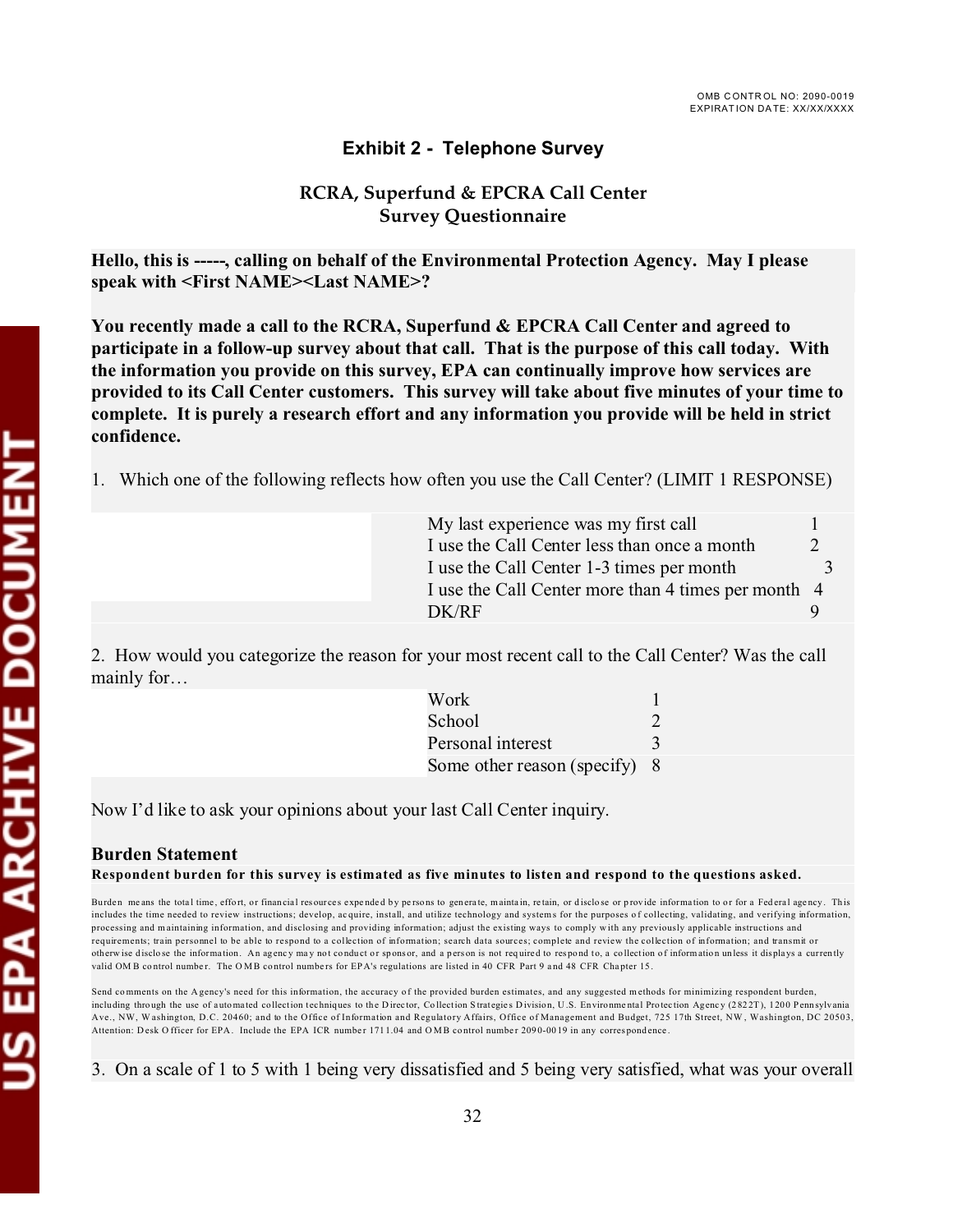OMB CONTROL NO: 2090-0019
EXPIRATION DATE: XX/XX/XXXX

## Exhibit 2 - Telephone Survey

### RCRA, Superfund & EPCRA Call Center
### Survey Questionnaire

**Hello, this is -----, calling on behalf of the Environmental Protection Agency. May I please speak with <First NAME><Last NAME>?**

**You recently made a call to the RCRA, Superfund & EPCRA Call Center and agreed to participate in a follow-up survey about that call. That is the purpose of this call today. With the information you provide on this survey, EPA can continually improve how services are provided to its Call Center customers. This survey will take about five minutes of your time to complete. It is purely a research effort and any information you provide will be held in strict confidence.**

1. Which one of the following reflects how often you use the Call Center? (LIMIT 1 RESPONSE)

| Response | Code |
|---|---|
| My last experience was my first call | 1 |
| I use the Call Center less than once a month | 2 |
| I use the Call Center 1-3 times per month | 3 |
| I use the Call Center more than 4 times per month | 4 |
| DK/RF | 9 |

2. How would you categorize the reason for your most recent call to the Call Center? Was the call mainly for…

| Response | Code |
|---|---|
| Work | 1 |
| School | 2 |
| Personal interest | 3 |
| Some other reason (specify) | 8 |

Now I'd like to ask your opinions about your last Call Center inquiry.

**Burden Statement**

**Respondent burden for this survey is estimated as five minutes to listen and respond to the questions asked.**

Burden means the total time, effort, or financial resources expended by persons to generate, maintain, retain, or disclose or provide information to or for a Federal agency. This includes the time needed to review instructions; develop, acquire, install, and utilize technology and systems for the purposes of collecting, validating, and verifying information, processing and maintaining information, and disclosing and providing information; adjust the existing ways to comply with any previously applicable instructions and requirements; train personnel to be able to respond to a collection of information; search data sources; complete and review the collection of information; and transmit or otherwise disclose the information. An agency may not conduct or sponsor, and a person is not required to respond to, a collection of information unless it displays a currently valid OMB control number. The OMB control numbers for EPA's regulations are listed in 40 CFR Part 9 and 48 CFR Chapter 15.

Send comments on the Agency's need for this information, the accuracy of the provided burden estimates, and any suggested methods for minimizing respondent burden, including through the use of automated collection techniques to the Director, Collection Strategies Division, U.S. Environmental Protection Agency (2822T), 1200 Pennsylvania Ave., NW, Washington, D.C. 20460; and to the Office of Information and Regulatory Affairs, Office of Management and Budget, 725 17th Street, NW, Washington, DC 20503, Attention: Desk Officer for EPA. Include the EPA ICR number 1711.04 and OMB control number 2090-0019 in any correspondence.

3. On a scale of 1 to 5 with 1 being very dissatisfied and 5 being very satisfied, what was your overall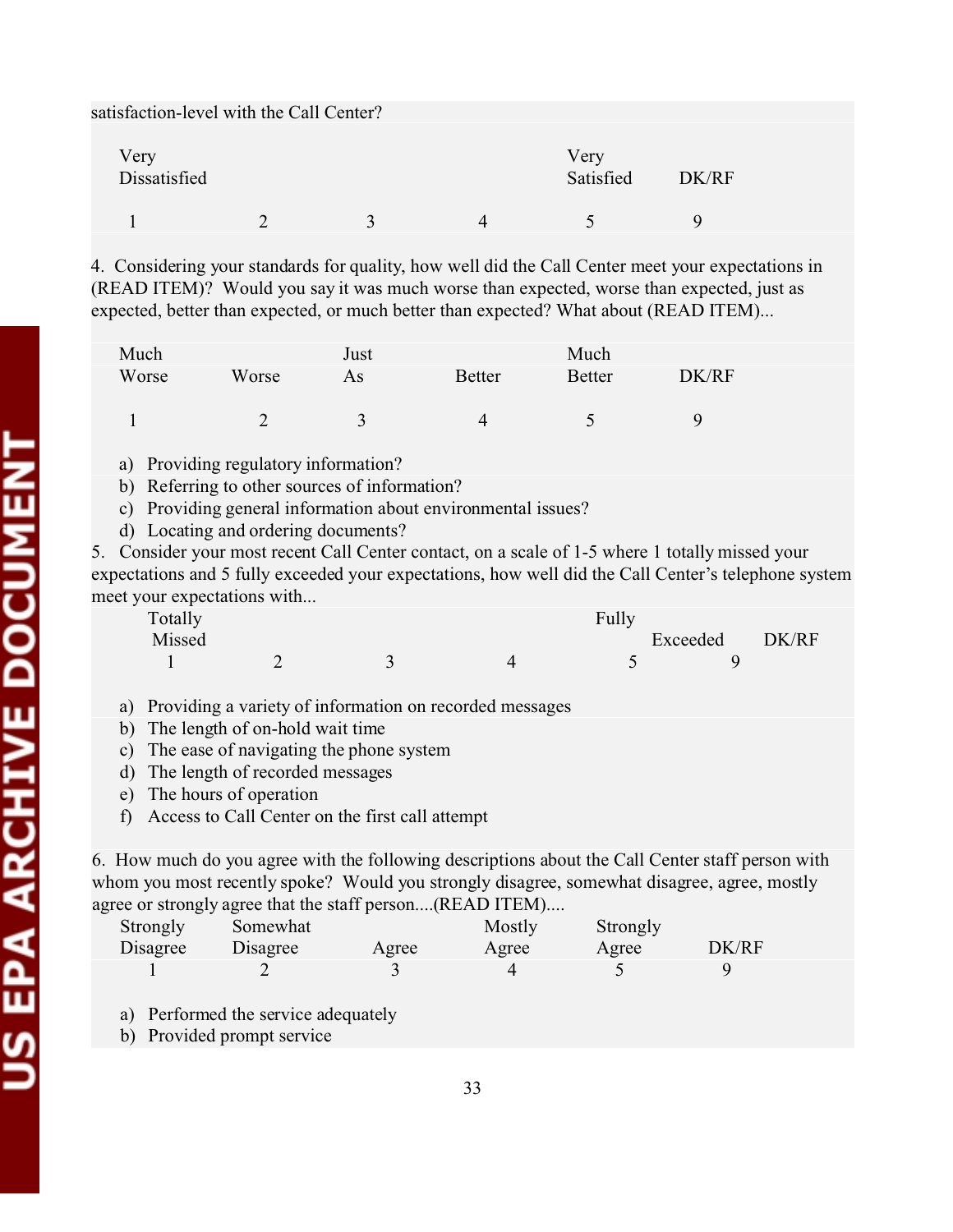satisfaction-level with the Call Center?

| Very Dissatisfied | | | | Very Satisfied | DK/RF |
|---|---|---|---|---|---|
| 1 | 2 | 3 | 4 | 5 | 9 |

4. Considering your standards for quality, how well did the Call Center meet your expectations in (READ ITEM)? Would you say it was much worse than expected, worse than expected, just as expected, better than expected, or much better than expected? What about (READ ITEM)...

| Much Worse | Worse | Just As | Better | Much Better | DK/RF |
|---|---|---|---|---|---|
| 1 | 2 | 3 | 4 | 5 | 9 |

a) Providing regulatory information?
b) Referring to other sources of information?
c) Providing general information about environmental issues?
d) Locating and ordering documents?

5. Consider your most recent Call Center contact, on a scale of 1-5 where 1 totally missed your expectations and 5 fully exceeded your expectations, how well did the Call Center's telephone system meet your expectations with...

| Totally Missed | | | | Fully Exceeded | DK/RF |
|---|---|---|---|---|---|
| 1 | 2 | 3 | 4 | 5 | 9 |

a) Providing a variety of information on recorded messages
b) The length of on-hold wait time
c) The ease of navigating the phone system
d) The length of recorded messages
e) The hours of operation
f) Access to Call Center on the first call attempt

6. How much do you agree with the following descriptions about the Call Center staff person with whom you most recently spoke? Would you strongly disagree, somewhat disagree, agree, mostly agree or strongly agree that the staff person....(READ ITEM)....

| Strongly Disagree | Somewhat Disagree | Agree | Mostly Agree | Strongly Agree | DK/RF |
|---|---|---|---|---|---|
| 1 | 2 | 3 | 4 | 5 | 9 |

a) Performed the service adequately
b) Provided prompt service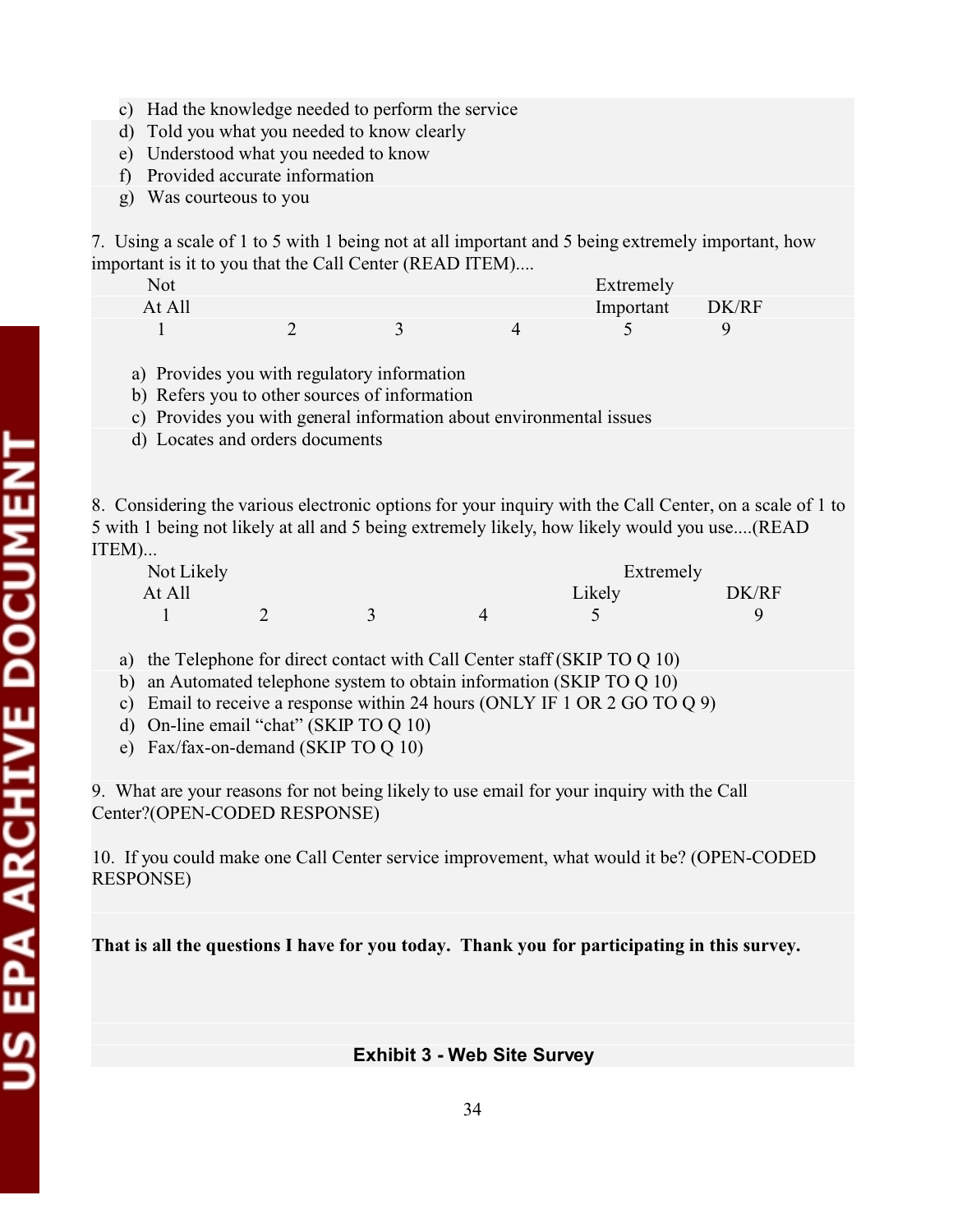c) Had the knowledge needed to perform the service
d) Told you what you needed to know clearly
e) Understood what you needed to know
f) Provided accurate information
g) Was courteous to you

7. Using a scale of 1 to 5 with 1 being not at all important and 5 being extremely important, how important is it to you that the Call Center (READ ITEM)....

| Not At All | | | | Extremely Important | DK/RF |
|---|---|---|---|---|---|
| 1 | 2 | 3 | 4 | 5 | 9 |

a) Provides you with regulatory information
b) Refers you to other sources of information
c) Provides you with general information about environmental issues
d) Locates and orders documents

8. Considering the various electronic options for your inquiry with the Call Center, on a scale of 1 to 5 with 1 being not likely at all and 5 being extremely likely, how likely would you use....(READ ITEM)...

| Not Likely At All | | | | Extremely Likely | DK/RF |
|---|---|---|---|---|---|
| 1 | 2 | 3 | 4 | 5 | 9 |

a) the Telephone for direct contact with Call Center staff (SKIP TO Q 10)
b) an Automated telephone system to obtain information (SKIP TO Q 10)
c) Email to receive a response within 24 hours (ONLY IF 1 OR 2 GO TO Q 9)
d) On-line email "chat" (SKIP TO Q 10)
e) Fax/fax-on-demand (SKIP TO Q 10)

9. What are your reasons for not being likely to use email for your inquiry with the Call Center?(OPEN-CODED RESPONSE)

10. If you could make one Call Center service improvement, what would it be? (OPEN-CODED RESPONSE)

**That is all the questions I have for you today. Thank you for participating in this survey.**

**Exhibit 3 - Web Site Survey**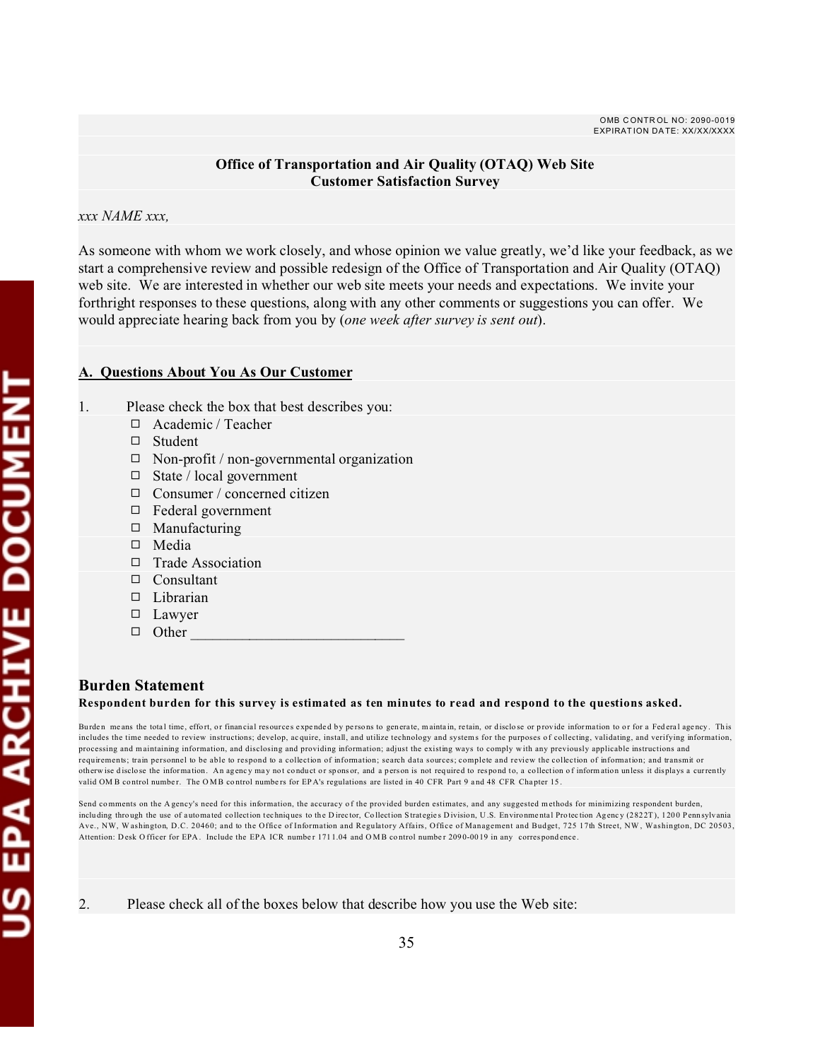OMB CONTROL NO: 2090-0019
EXPIRATION DATE: XX/XX/XXXX

**Office of Transportation and Air Quality (OTAQ) Web Site**
**Customer Satisfaction Survey**

*xxx NAME xxx,*

As someone with whom we work closely, and whose opinion we value greatly, we'd like your feedback, as we start a comprehensive review and possible redesign of the Office of Transportation and Air Quality (OTAQ) web site. We are interested in whether our web site meets your needs and expectations. We invite your forthright responses to these questions, along with any other comments or suggestions you can offer. We would appreciate hearing back from you by (*one week after survey is sent out*).

## A. Questions About You As Our Customer

1. Please check the box that best describes you:
   - ☐ Academic / Teacher
   - ☐ Student
   - ☐ Non-profit / non-governmental organization
   - ☐ State / local government
   - ☐ Consumer / concerned citizen
   - ☐ Federal government
   - ☐ Manufacturing
   - ☐ Media
   - ☐ Trade Association
   - ☐ Consultant
   - ☐ Librarian
   - ☐ Lawyer
   - ☐ Other ____________________________

## Burden Statement

**Respondent burden for this survey is estimated as ten minutes to read and respond to the questions asked.**

Burden means the total time, effort, or financial resources expended by persons to generate, maintain, retain, or disclose or provide information to or for a Federal agency. This includes the time needed to review instructions; develop, acquire, install, and utilize technology and systems for the purposes of collecting, validating, and verifying information, processing and maintaining information, and disclosing and providing information; adjust the existing ways to comply with any previously applicable instructions and requirements; train personnel to be able to respond to a collection of information; search data sources; complete and review the collection of information; and transmit or otherwise disclose the information. An agency may not conduct or sponsor, and a person is not required to respond to, a collection of information unless it displays a currently valid OMB control number. The OMB control numbers for EPA's regulations are listed in 40 CFR Part 9 and 48 CFR Chapter 15.

Send comments on the Agency's need for this information, the accuracy of the provided burden estimates, and any suggested methods for minimizing respondent burden, including through the use of automated collection techniques to the Director, Collection Strategies Division, U.S. Environmental Protection Agency (2822T), 1200 Pennsylvania Ave., NW, Washington, D.C. 20460; and to the Office of Information and Regulatory Affairs, Office of Management and Budget, 725 17th Street, NW, Washington, DC 20503, Attention: Desk Officer for EPA. Include the EPA ICR number 1711.04 and OMB control number 2090-0019 in any correspondence.

2. Please check all of the boxes below that describe how you use the Web site: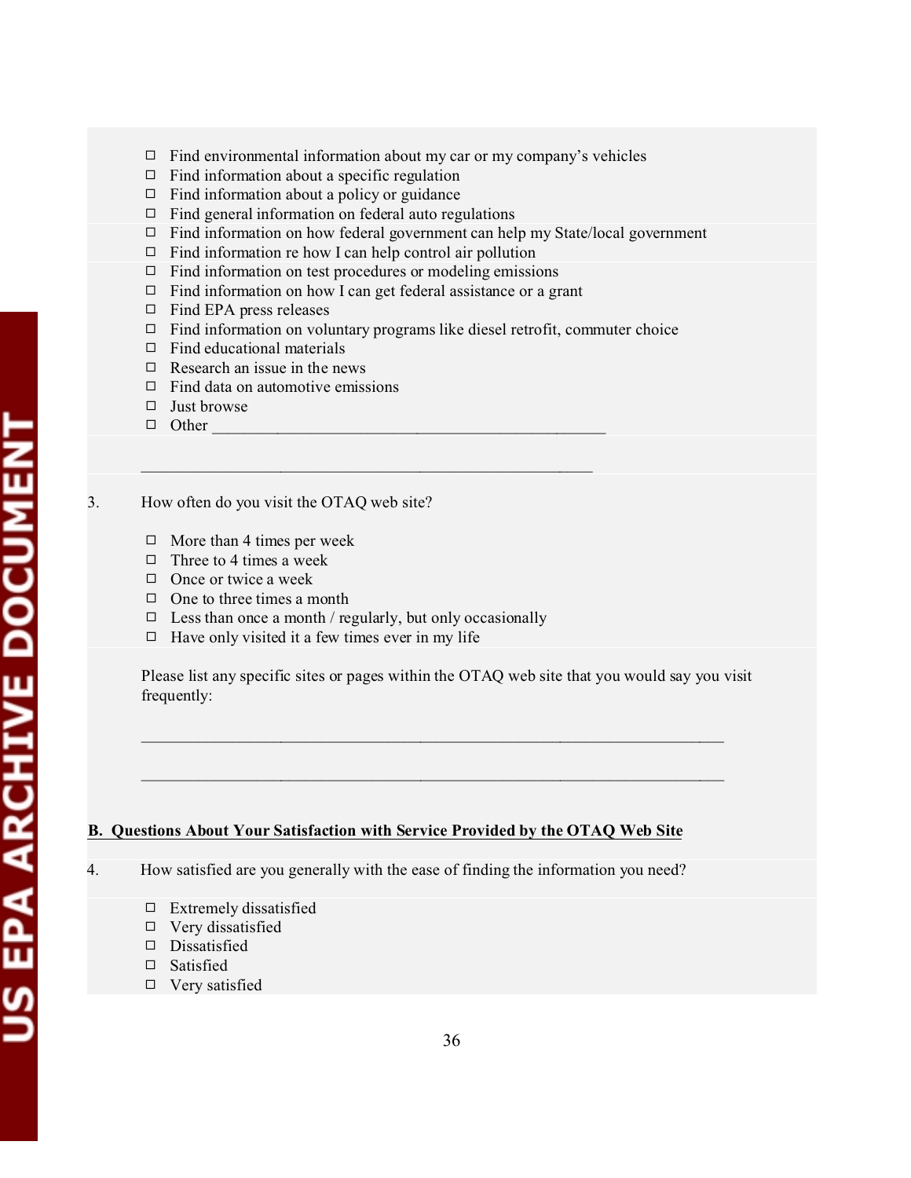- ☐ Find environmental information about my car or my company's vehicles
- ☐ Find information about a specific regulation
- ☐ Find information about a policy or guidance
- ☐ Find general information on federal auto regulations
- ☐ Find information on how federal government can help my State/local government
- ☐ Find information re how I can help control air pollution
- ☐ Find information on test procedures or modeling emissions
- ☐ Find information on how I can get federal assistance or a grant
- ☐ Find EPA press releases
- ☐ Find information on voluntary programs like diesel retrofit, commuter choice
- ☐ Find educational materials
- ☐ Research an issue in the news
- ☐ Find data on automotive emissions
- ☐ Just browse
- ☐ Other ____________________________________________

____________________________________________________

3. How often do you visit the OTAQ web site?

- ☐ More than 4 times per week
- ☐ Three to 4 times a week
- ☐ Once or twice a week
- ☐ One to three times a month
- ☐ Less than once a month / regularly, but only occasionally
- ☐ Have only visited it a few times ever in my life

Please list any specific sites or pages within the OTAQ web site that you would say you visit frequently:

__________________________________________________________________

__________________________________________________________________

**B. Questions About Your Satisfaction with Service Provided by the OTAQ Web Site**

4. How satisfied are you generally with the ease of finding the information you need?

- ☐ Extremely dissatisfied
- ☐ Very dissatisfied
- ☐ Dissatisfied
- ☐ Satisfied
- ☐ Very satisfied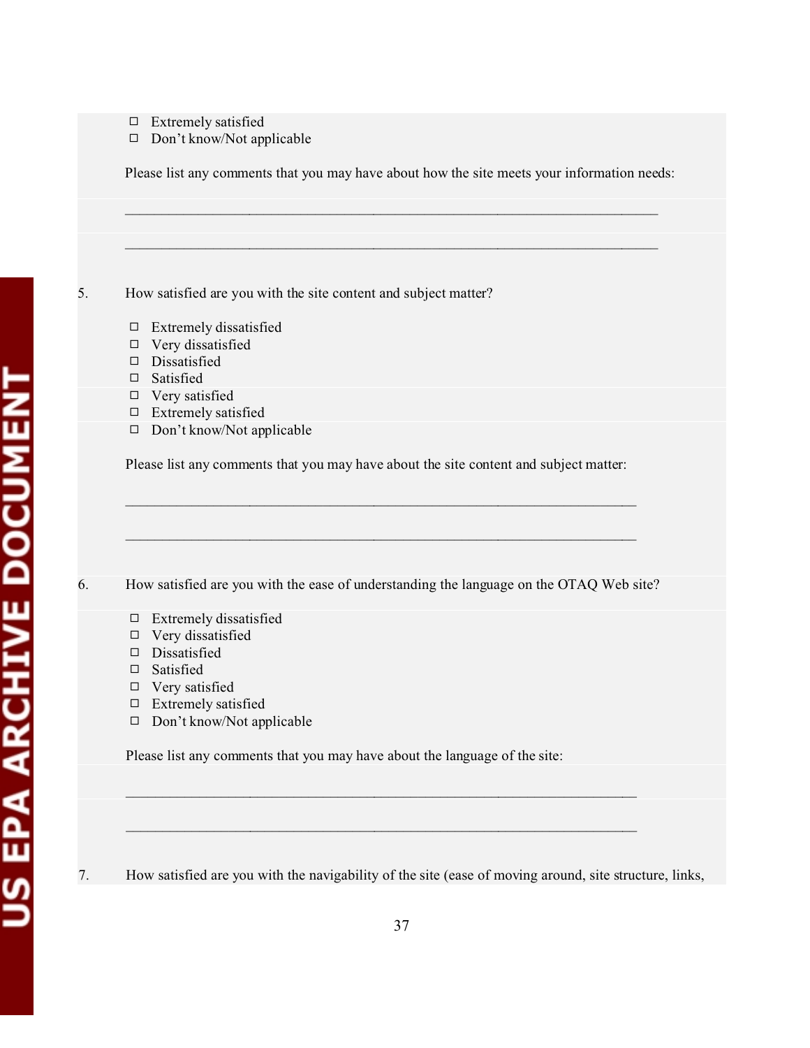- ☐ Extremely satisfied
- ☐ Don't know/Not applicable

Please list any comments that you may have about how the site meets your information needs:

\_\_\_\_\_\_\_\_\_\_\_\_\_\_\_\_\_\_\_\_\_\_\_\_\_\_\_\_\_\_\_\_\_\_\_\_\_\_\_\_\_\_\_\_\_\_\_\_\_\_\_\_\_\_\_\_\_\_\_\_\_\_\_\_\_\_

\_\_\_\_\_\_\_\_\_\_\_\_\_\_\_\_\_\_\_\_\_\_\_\_\_\_\_\_\_\_\_\_\_\_\_\_\_\_\_\_\_\_\_\_\_\_\_\_\_\_\_\_\_\_\_\_\_\_\_\_\_\_\_\_\_\_

5. How satisfied are you with the site content and subject matter?

- ☐ Extremely dissatisfied
- ☐ Very dissatisfied
- ☐ Dissatisfied
- ☐ Satisfied
- ☐ Very satisfied
- ☐ Extremely satisfied
- ☐ Don't know/Not applicable

Please list any comments that you may have about the site content and subject matter:

\_\_\_\_\_\_\_\_\_\_\_\_\_\_\_\_\_\_\_\_\_\_\_\_\_\_\_\_\_\_\_\_\_\_\_\_\_\_\_\_\_\_\_\_\_\_\_\_\_\_\_\_\_\_\_\_\_\_\_\_\_\_\_\_\_\_

\_\_\_\_\_\_\_\_\_\_\_\_\_\_\_\_\_\_\_\_\_\_\_\_\_\_\_\_\_\_\_\_\_\_\_\_\_\_\_\_\_\_\_\_\_\_\_\_\_\_\_\_\_\_\_\_\_\_\_\_\_\_\_\_\_\_

6. How satisfied are you with the ease of understanding the language on the OTAQ Web site?

- ☐ Extremely dissatisfied
- ☐ Very dissatisfied
- ☐ Dissatisfied
- ☐ Satisfied
- ☐ Very satisfied
- ☐ Extremely satisfied
- ☐ Don't know/Not applicable

Please list any comments that you may have about the language of the site:

\_\_\_\_\_\_\_\_\_\_\_\_\_\_\_\_\_\_\_\_\_\_\_\_\_\_\_\_\_\_\_\_\_\_\_\_\_\_\_\_\_\_\_\_\_\_\_\_\_\_\_\_\_\_\_\_\_\_\_\_\_\_\_\_\_\_

\_\_\_\_\_\_\_\_\_\_\_\_\_\_\_\_\_\_\_\_\_\_\_\_\_\_\_\_\_\_\_\_\_\_\_\_\_\_\_\_\_\_\_\_\_\_\_\_\_\_\_\_\_\_\_\_\_\_\_\_\_\_\_\_\_\_

7. How satisfied are you with the navigability of the site (ease of moving around, site structure, links,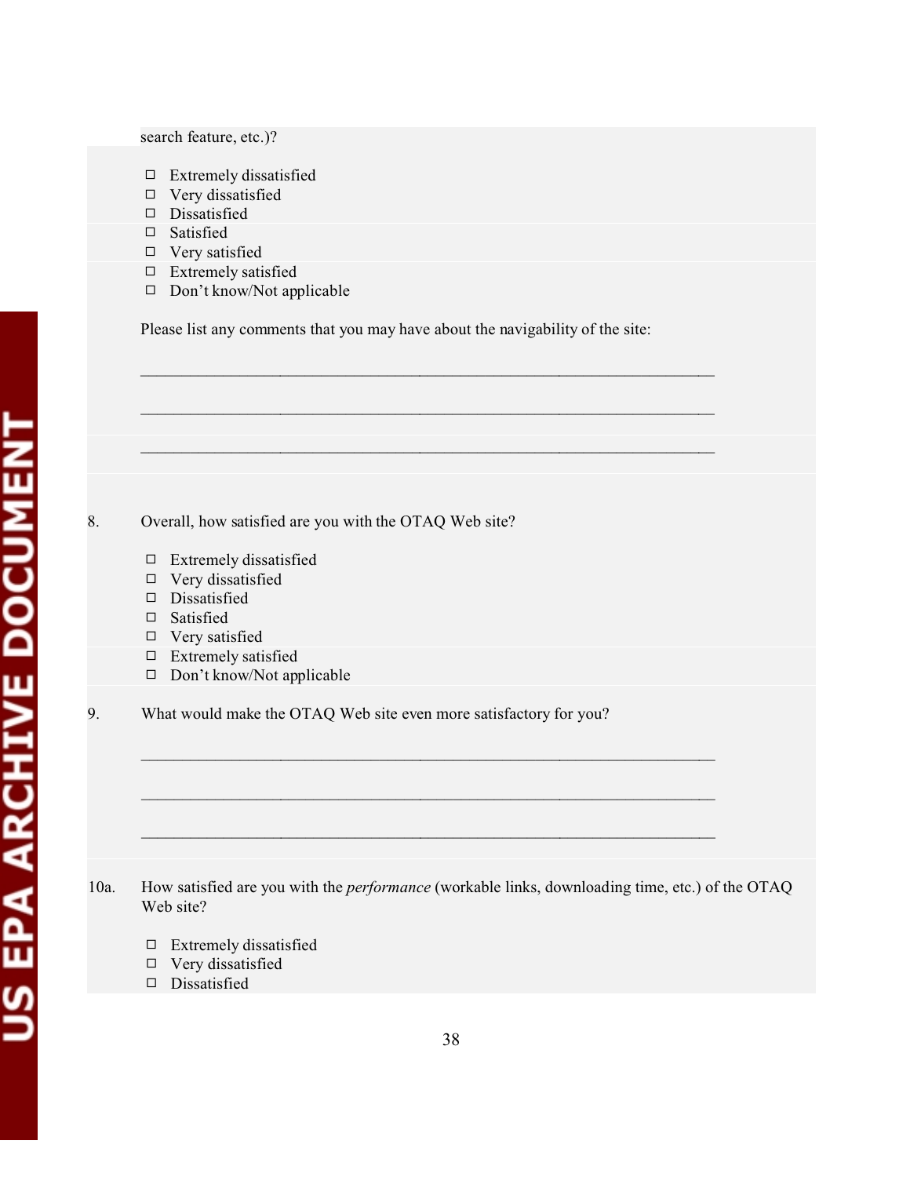search feature, etc.)?

- ☐ Extremely dissatisfied
- ☐ Very dissatisfied
- ☐ Dissatisfied
- ☐ Satisfied
- ☐ Very satisfied
- ☐ Extremely satisfied
- ☐ Don't know/Not applicable

Please list any comments that you may have about the navigability of the site:

_______________________________________________________________

_______________________________________________________________

_______________________________________________________________

8. Overall, how satisfied are you with the OTAQ Web site?

- ☐ Extremely dissatisfied
- ☐ Very dissatisfied
- ☐ Dissatisfied
- ☐ Satisfied
- ☐ Very satisfied
- ☐ Extremely satisfied
- ☐ Don't know/Not applicable

9. What would make the OTAQ Web site even more satisfactory for you?

_______________________________________________________________

_______________________________________________________________

_______________________________________________________________

10a. How satisfied are you with the *performance* (workable links, downloading time, etc.) of the OTAQ Web site?

- ☐ Extremely dissatisfied
- ☐ Very dissatisfied
- ☐ Dissatisfied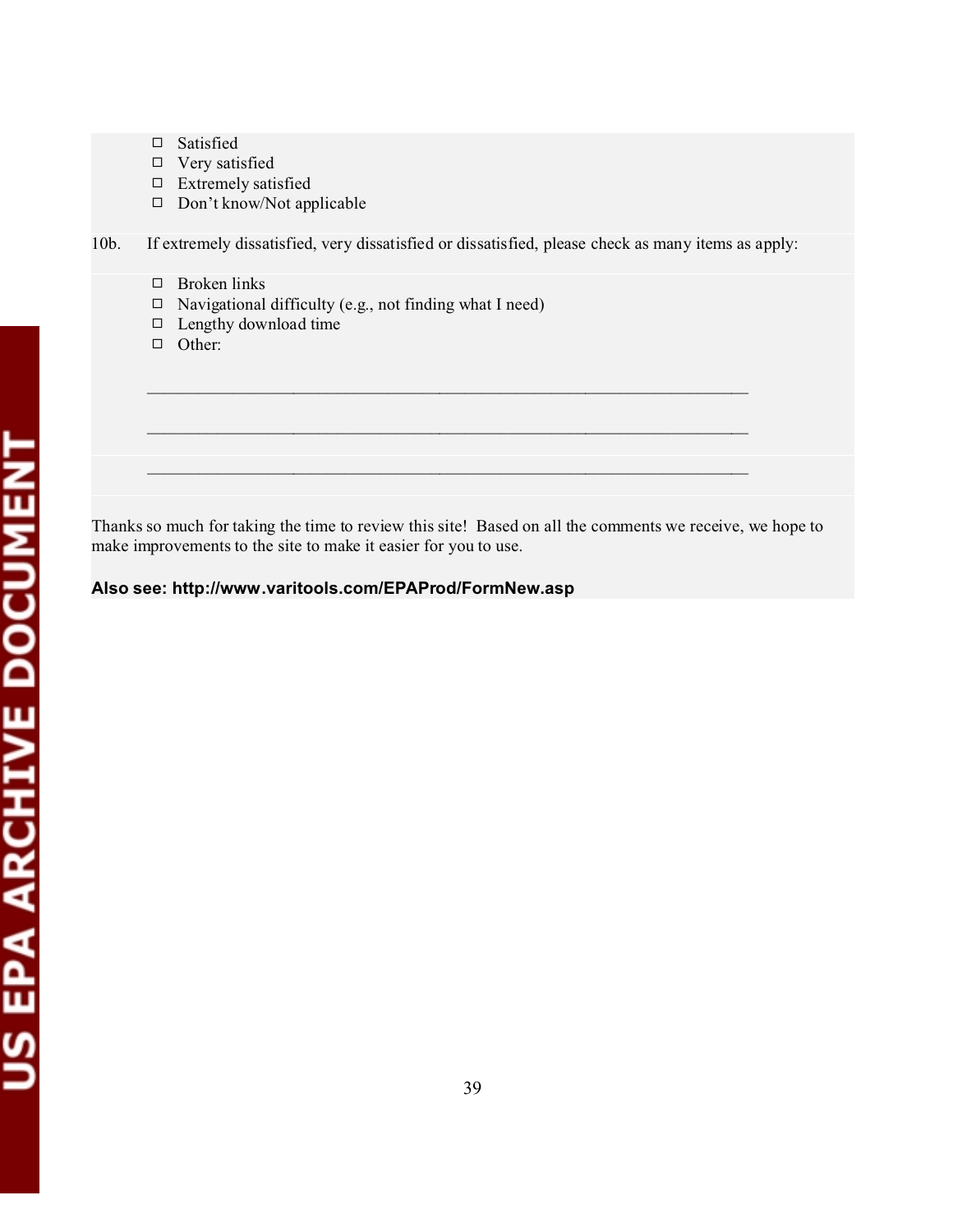- ☐ Satisfied
- ☐ Very satisfied
- ☐ Extremely satisfied
- ☐ Don't know/Not applicable

10b. If extremely dissatisfied, very dissatisfied or dissatisfied, please check as many items as apply:

- ☐ Broken links
- ☐ Navigational difficulty (e.g., not finding what I need)
- ☐ Lengthy download time
- ☐ Other:

_____________________________________________________________________

_____________________________________________________________________

_____________________________________________________________________

Thanks so much for taking the time to review this site! Based on all the comments we receive, we hope to make improvements to the site to make it easier for you to use.

**Also see: http://www.varitools.com/EPAProd/FormNew.asp**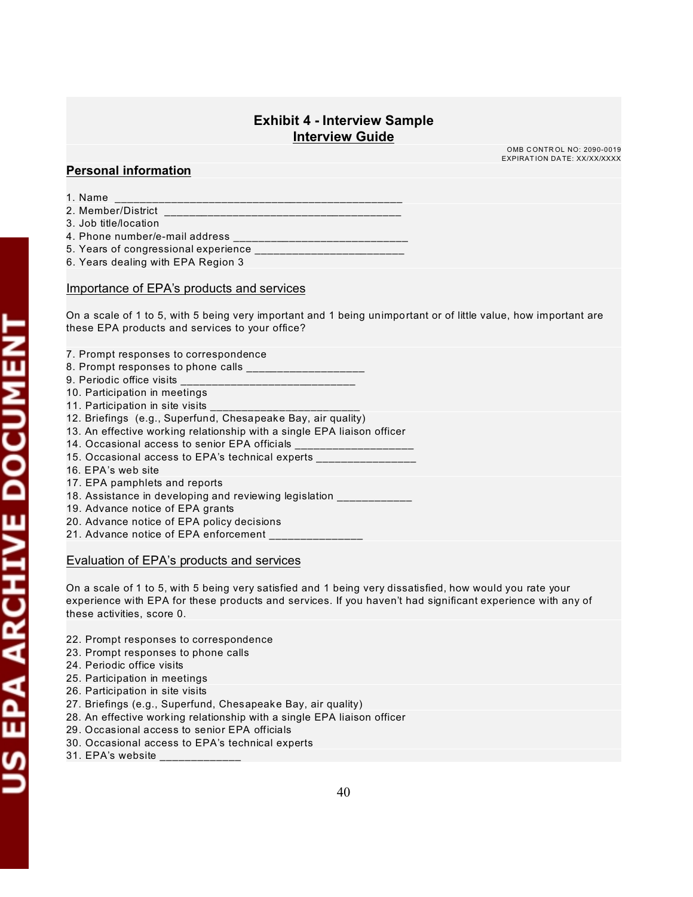## Exhibit 4 - Interview Sample
## Interview Guide

OMB CONTROL NO: 2090-0019
EXPIRATION DATE: XX/XX/XXXX

**Personal information**

1. Name ______________________________________________
2. Member/District ______________________________________
3. Job title/location
4. Phone number/e-mail address ____________________________
5. Years of congressional experience ________________________
6. Years dealing with EPA Region 3

Importance of EPA's products and services

On a scale of 1 to 5, with 5 being very important and 1 being unimportant or of little value, how important are these EPA products and services to your office?

7. Prompt responses to correspondence
8. Prompt responses to phone calls ___________________
9. Periodic office visits _____________________________
10. Participation in meetings
11. Participation in site visits _________________________
12. Briefings (e.g., Superfund, Chesapeake Bay, air quality)
13. An effective working relationship with a single EPA liaison officer
14. Occasional access to senior EPA officials ___________________
15. Occasional access to EPA's technical experts ________________
16. EPA's web site
17. EPA pamphlets and reports
18. Assistance in developing and reviewing legislation ____________
19. Advance notice of EPA grants
20. Advance notice of EPA policy decisions
21. Advance notice of EPA enforcement _______________

Evaluation of EPA's products and services

On a scale of 1 to 5, with 5 being very satisfied and 1 being very dissatisfied, how would you rate your experience with EPA for these products and services. If you haven't had significant experience with any of these activities, score 0.

22. Prompt responses to correspondence
23. Prompt responses to phone calls
24. Periodic office visits
25. Participation in meetings
26. Participation in site visits
27. Briefings (e.g., Superfund, Chesapeake Bay, air quality)
28. An effective working relationship with a single EPA liaison officer
29. Occasional access to senior EPA officials
30. Occasional access to EPA's technical experts
31. EPA's website _____________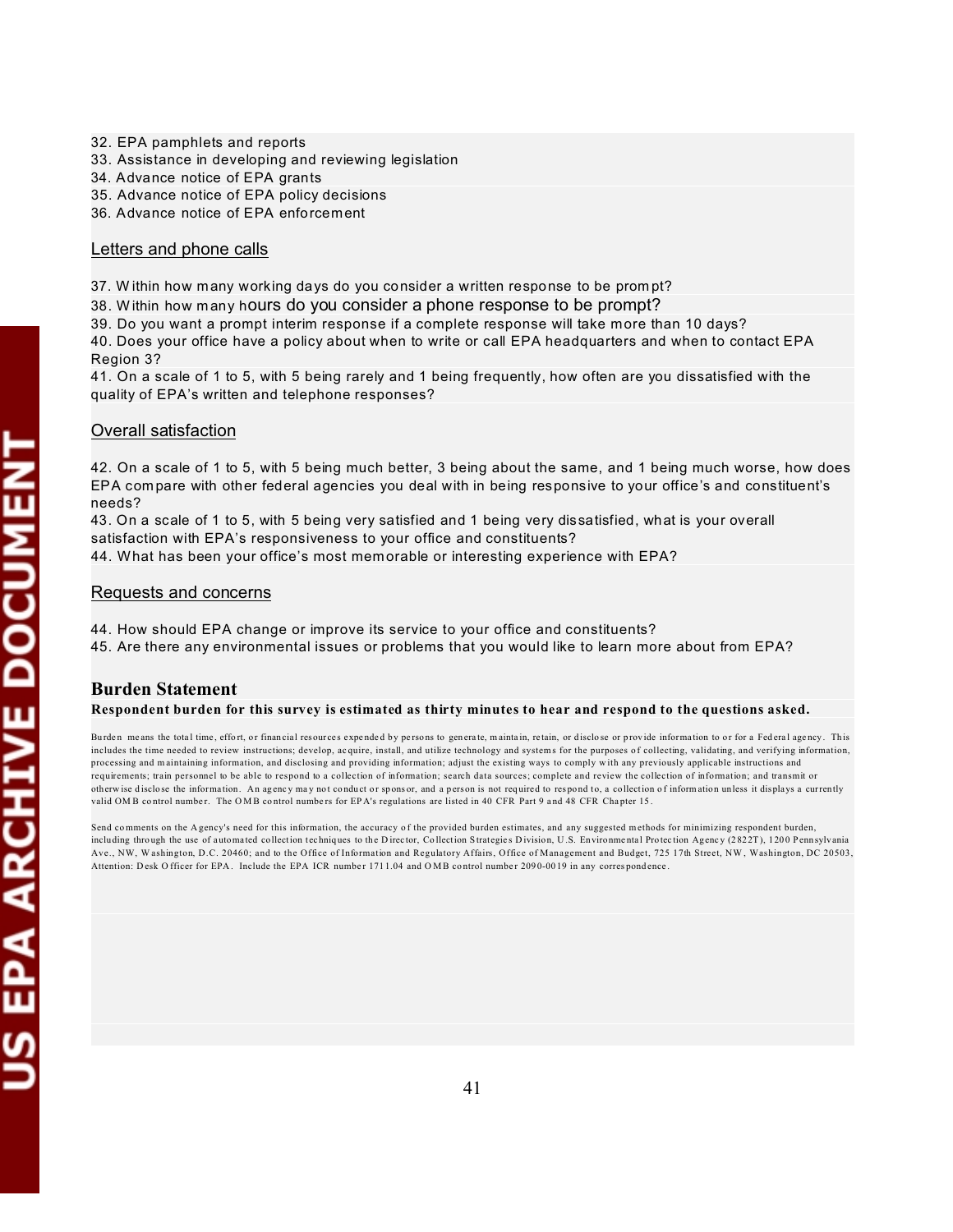32. EPA pamphlets and reports
33. Assistance in developing and reviewing legislation
34. Advance notice of EPA grants
35. Advance notice of EPA policy decisions
36. Advance notice of EPA enforcement

Letters and phone calls

37. Within how many working days do you consider a written response to be prompt?
38. Within how many hours do you consider a phone response to be prompt?
39. Do you want a prompt interim response if a complete response will take more than 10 days?
40. Does your office have a policy about when to write or call EPA headquarters and when to contact EPA Region 3?
41. On a scale of 1 to 5, with 5 being rarely and 1 being frequently, how often are you dissatisfied with the quality of EPA's written and telephone responses?

Overall satisfaction

42. On a scale of 1 to 5, with 5 being much better, 3 being about the same, and 1 being much worse, how does EPA compare with other federal agencies you deal with in being responsive to your office's and constituent's needs?
43. On a scale of 1 to 5, with 5 being very satisfied and 1 being very dissatisfied, what is your overall satisfaction with EPA's responsiveness to your office and constituents?
44. What has been your office's most memorable or interesting experience with EPA?

Requests and concerns

44. How should EPA change or improve its service to your office and constituents?
45. Are there any environmental issues or problems that you would like to learn more about from EPA?

## Burden Statement

**Respondent burden for this survey is estimated as thirty minutes to hear and respond to the questions asked.**

Burden means the total time, effort, or financial resources expended by persons to generate, maintain, retain, or disclose or provide information to or for a Federal agency. This includes the time needed to review instructions; develop, acquire, install, and utilize technology and systems for the purposes of collecting, validating, and verifying information, processing and maintaining information, and disclosing and providing information; adjust the existing ways to comply with any previously applicable instructions and requirements; train personnel to be able to respond to a collection of information; search data sources; complete and review the collection of information; and transmit or otherwise disclose the information. An agency may not conduct or sponsor, and a person is not required to respond to, a collection of information unless it displays a currently valid OMB control number. The OMB control numbers for EPA's regulations are listed in 40 CFR Part 9 and 48 CFR Chapter 15.

Send comments on the Agency's need for this information, the accuracy of the provided burden estimates, and any suggested methods for minimizing respondent burden, including through the use of automated collection techniques to the Director, Collection Strategies Division, U.S. Environmental Protection Agency (2822T), 1200 Pennsylvania Ave., NW, Washington, D.C. 20460; and to the Office of Information and Regulatory Affairs, Office of Management and Budget, 725 17th Street, NW, Washington, DC 20503, Attention: Desk Officer for EPA. Include the EPA ICR number 1711.04 and OMB control number 2090-0019 in any correspondence.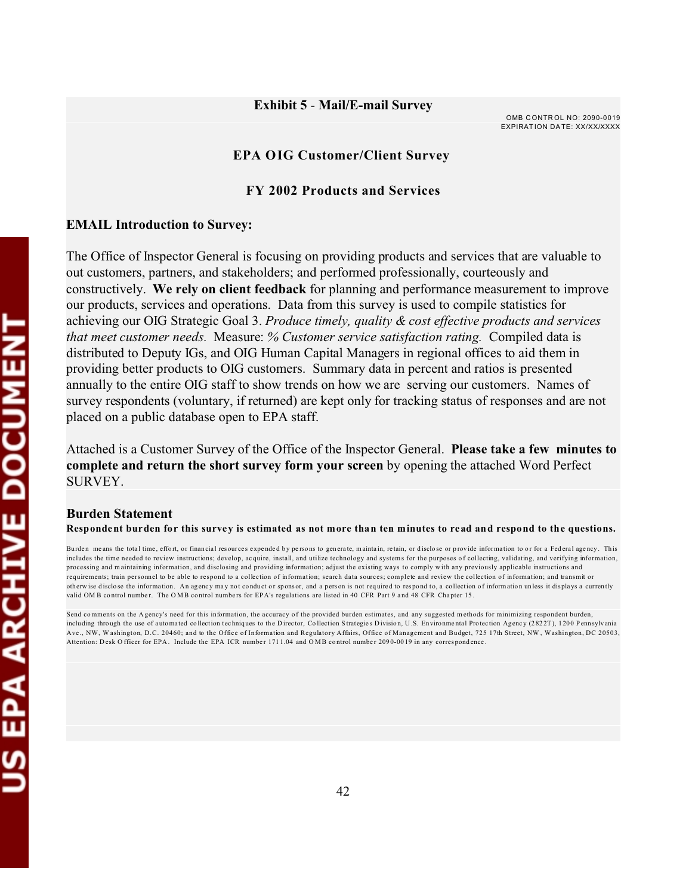**Exhibit 5** - **Mail/E-mail Survey**

OMB CONTROL NO: 2090-0019
EXPIRATION DATE: XX/XX/XXXX

**EPA OIG Customer/Client Survey**

**FY 2002 Products and Services**

**EMAIL Introduction to Survey:**

The Office of Inspector General is focusing on providing products and services that are valuable to out customers, partners, and stakeholders; and performed professionally, courteously and constructively. **We rely on client feedback** for planning and performance measurement to improve our products, services and operations. Data from this survey is used to compile statistics for achieving our OIG Strategic Goal 3. *Produce timely, quality & cost effective products and services that meet customer needs.* Measure: *% Customer service satisfaction rating.* Compiled data is distributed to Deputy IGs, and OIG Human Capital Managers in regional offices to aid them in providing better products to OIG customers. Summary data in percent and ratios is presented annually to the entire OIG staff to show trends on how we are serving our customers. Names of survey respondents (voluntary, if returned) are kept only for tracking status of responses and are not placed on a public database open to EPA staff.

Attached is a Customer Survey of the Office of the Inspector General. **Please take a few minutes to complete and return the short survey form your screen** by opening the attached Word Perfect SURVEY.

**Burden Statement**

**Respondent burden for this survey is estimated as not more than ten minutes to read and respond to the questions.**

Burden means the total time, effort, or financial resources expended by persons to generate, maintain, retain, or disclose or provide information to or for a Federal agency. This includes the time needed to review instructions; develop, acquire, install, and utilize technology and systems for the purposes of collecting, validating, and verifying information, processing and maintaining information, and disclosing and providing information; adjust the existing ways to comply with any previously applicable instructions and requirements; train personnel to be able to respond to a collection of information; search data sources; complete and review the collection of information; and transmit or otherwise disclose the information. An agency may not conduct or sponsor, and a person is not required to respond to, a collection of information unless it displays a currently valid OMB control number. The OMB control numbers for EPA's regulations are listed in 40 CFR Part 9 and 48 CFR Chapter 15.

Send comments on the Agency's need for this information, the accuracy of the provided burden estimates, and any suggested methods for minimizing respondent burden, including through the use of automated collection techniques to the Director, Collection Strategies Division, U.S. Environmental Protection Agency (2822T), 1200 Pennsylvania Ave., NW, Washington, D.C. 20460; and to the Office of Information and Regulatory Affairs, Office of Management and Budget, 725 17th Street, NW, Washington, DC 20503, Attention: Desk Officer for EPA. Include the EPA ICR number 1711.04 and OMB control number 2090-0019 in any correspondence.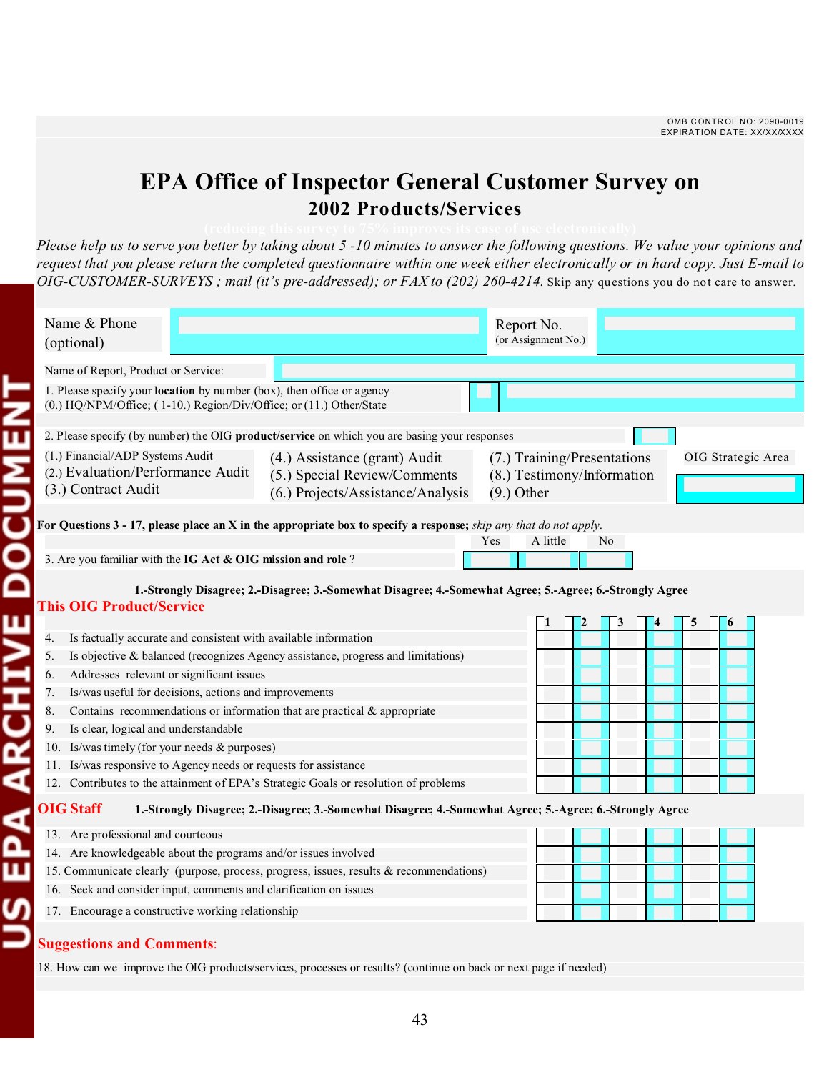OMB CONTROL NO: 2090-0019
EXPIRATION DATE: XX/XX/XXXX

# EPA Office of Inspector General Customer Survey on
## 2002 Products/Services

(reducing this survey to 75% improves its ease of use electronically)

*Please help us to serve you better by taking about 5 -10 minutes to answer the following questions. We value your opinions and request that you please return the completed questionnaire within one week either electronically or in hard copy. Just E-mail to OIG-CUSTOMER-SURVEYS ; mail (it's pre-addressed); or FAX to (202) 260-4214.* Skip any questions you do not care to answer.

| Name & Phone (optional) | | Report No. (or Assignment No.) | |
|---|---|---|---|

Name of Report, Product or Service:

1. Please specify your **location** by number (box), then office or agency
(0.) HQ/NPM/Office; ( 1-10.) Region/Div/Office; or (11.) Other/State

2. Please specify (by number) the OIG **product/service** on which you are basing your responses

| | | | |
|---|---|---|---|
| (1.) Financial/ADP Systems Audit | (4.) Assistance (grant) Audit | (7.) Training/Presentations | OIG Strategic Area |
| (2.) Evaluation/Performance Audit | (5.) Special Review/Comments | (8.) Testimony/Information | |
| (3.) Contract Audit | (6.) Projects/Assistance/Analysis | (9.) Other | |

**For Questions 3 - 17, please place an X in the appropriate box to specify a response;** *skip any that do not apply.*

| | Yes | A little | No |
|---|---|---|---|
| 3. Are you familiar with the **IG Act & OIG mission and role** ? | | | |

**1.-Strongly Disagree; 2.-Disagree; 3.-Somewhat Disagree; 4.-Somewhat Agree; 5.-Agree; 6.-Strongly Agree**

**This OIG Product/Service**

| | 1 | 2 | 3 | 4 | 5 | 6 |
|---|---|---|---|---|---|---|
| 4. Is factually accurate and consistent with available information | | | | | | |
| 5. Is objective & balanced (recognizes Agency assistance, progress and limitations) | | | | | | |
| 6. Addresses relevant or significant issues | | | | | | |
| 7. Is/was useful for decisions, actions and improvements | | | | | | |
| 8. Contains recommendations or information that are practical & appropriate | | | | | | |
| 9. Is clear, logical and understandable | | | | | | |
| 10. Is/was timely (for your needs & purposes) | | | | | | |
| 11. Is/was responsive to Agency needs or requests for assistance | | | | | | |
| 12. Contributes to the attainment of EPA's Strategic Goals or resolution of problems | | | | | | |

**OIG Staff** **1.-Strongly Disagree; 2.-Disagree; 3.-Somewhat Disagree; 4.-Somewhat Agree; 5.-Agree; 6.-Strongly Agree**

| | 1 | 2 | 3 | 4 | 5 | 6 |
|---|---|---|---|---|---|---|
| 13. Are professional and courteous | | | | | | |
| 14. Are knowledgeable about the programs and/or issues involved | | | | | | |
| 15. Communicate clearly (purpose, process, progress, issues, results & recommendations) | | | | | | |
| 16. Seek and consider input, comments and clarification on issues | | | | | | |
| 17. Encourage a constructive working relationship | | | | | | |

**Suggestions and Comments**:

18. How can we improve the OIG products/services, processes or results? (continue on back or next page if needed)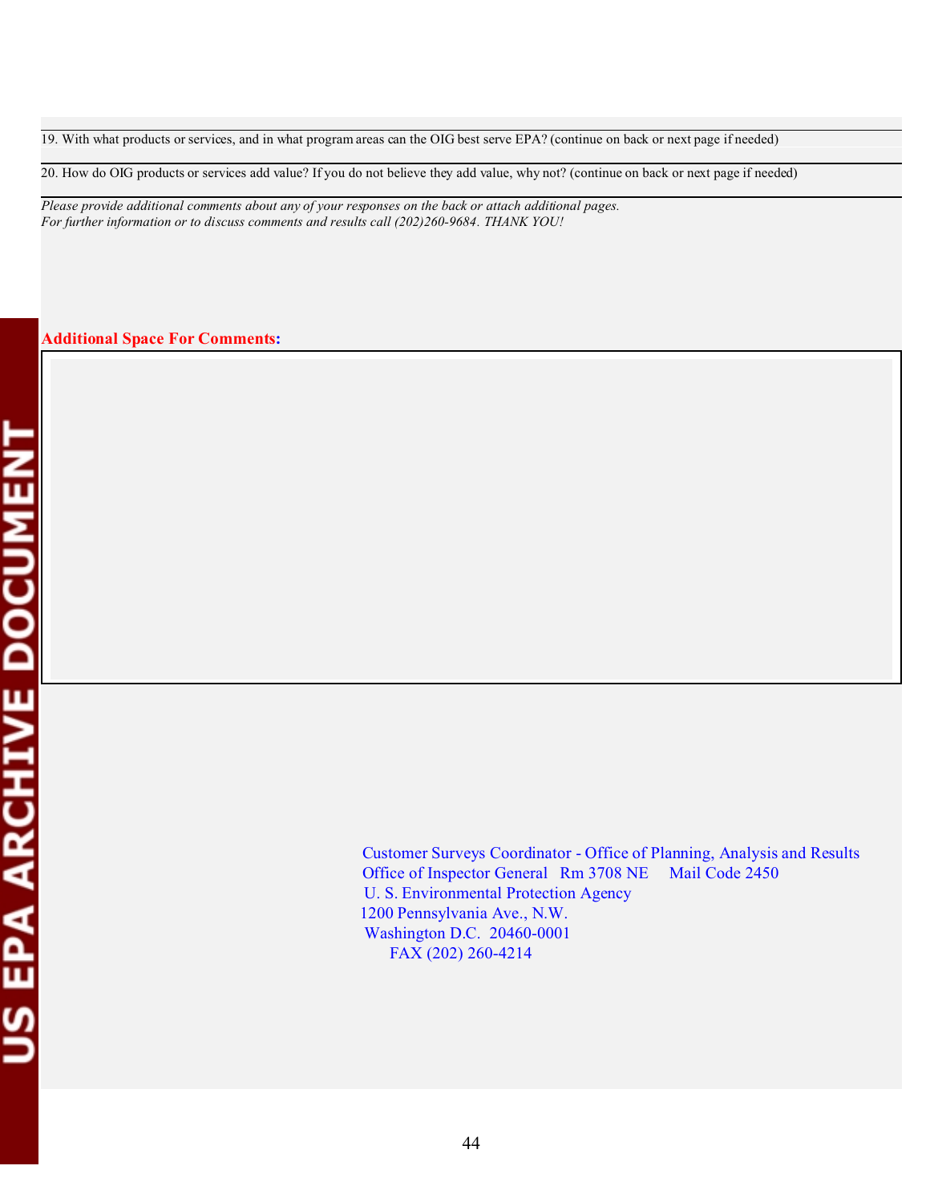19. With what products or services, and in what program areas can the OIG best serve EPA? (continue on back or next page if needed)

20. How do OIG products or services add value? If you do not believe they add value, why not? (continue on back or next page if needed)

*Please provide additional comments about any of your responses on the back or attach additional pages.*
*For further information or to discuss comments and results call (202)260-9684. THANK YOU!*

**Additional Space For Comments:**

Customer Surveys Coordinator - Office of Planning, Analysis and Results
Office of Inspector General Rm 3708 NE Mail Code 2450
U. S. Environmental Protection Agency
1200 Pennsylvania Ave., N.W.
Washington D.C. 20460-0001
FAX (202) 260-4214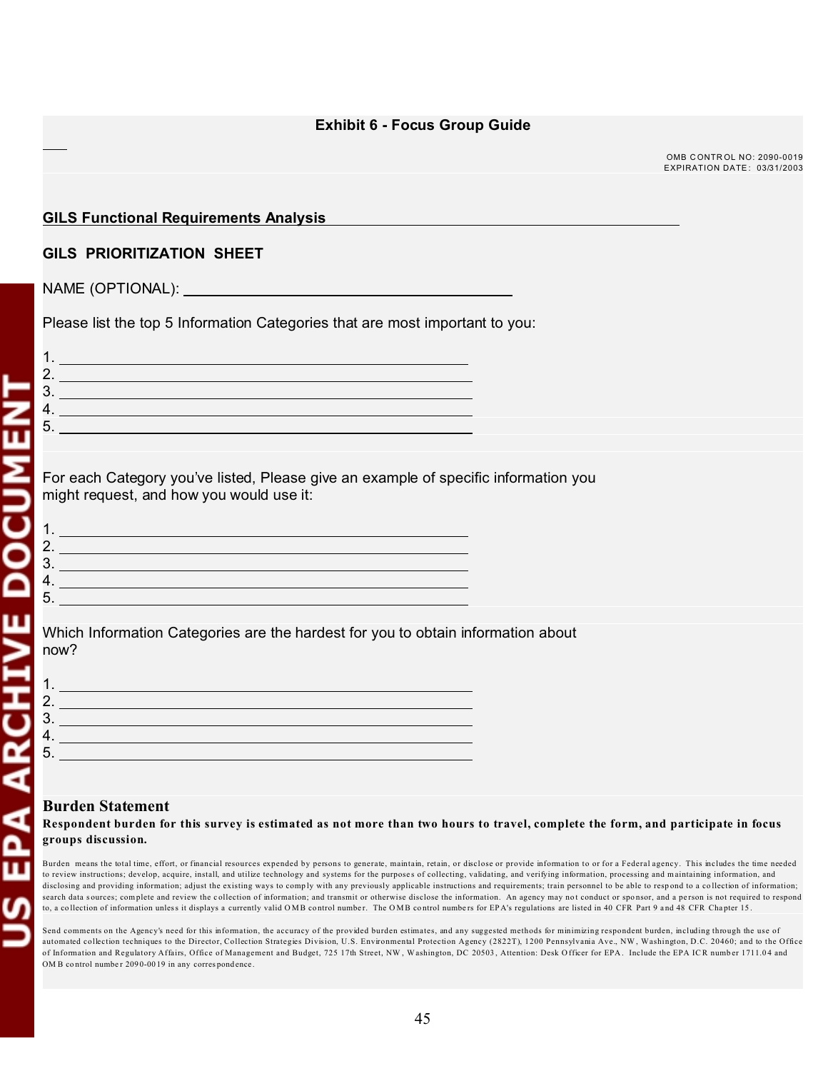## Exhibit 6 - Focus Group Guide

OMB CONTROL NO: 2090-0019
EXPIRATION DATE: 03/31/2003

**GILS Functional Requirements Analysis**

**GILS PRIORITIZATION SHEET**

NAME (OPTIONAL): ______________________________

Please list the top 5 Information Categories that are most important to you:

1. ______________________________
2. ______________________________
3. ______________________________
4. ______________________________
5. ______________________________

For each Category you've listed, Please give an example of specific information you might request, and how you would use it:

1. ______________________________
2. ______________________________
3. ______________________________
4. ______________________________
5. ______________________________

Which Information Categories are the hardest for you to obtain information about now?

1. ______________________________
2. ______________________________
3. ______________________________
4. ______________________________
5. ______________________________

### Burden Statement

**Respondent burden for this survey is estimated as not more than two hours to travel, complete the form, and participate in focus groups discussion.**

Burden means the total time, effort, or financial resources expended by persons to generate, maintain, retain, or disclose or provide information to or for a Federal agency. This includes the time needed to review instructions; develop, acquire, install, and utilize technology and systems for the purposes of collecting, validating, and verifying information, processing and maintaining information, and disclosing and providing information; adjust the existing ways to comply with any previously applicable instructions and requirements; train personnel to be able to respond to a collection of information; search data sources; complete and review the collection of information; and transmit or otherwise disclose the information. An agency may not conduct or sponsor, and a person is not required to respond to, a collection of information unless it displays a currently valid OMB control number. The OMB control numbers for EPA's regulations are listed in 40 CFR Part 9 and 48 CFR Chapter 15.

Send comments on the Agency's need for this information, the accuracy of the provided burden estimates, and any suggested methods for minimizing respondent burden, including through the use of automated collection techniques to the Director, Collection Strategies Division, U.S. Environmental Protection Agency (2822T), 1200 Pennsylvania Ave., NW, Washington, D.C. 20460; and to the Office of Information and Regulatory Affairs, Office of Management and Budget, 725 17th Street, NW, Washington, DC 20503, Attention: Desk Officer for EPA. Include the EPA ICR number 1711.04 and OMB control number 2090-0019 in any correspondence.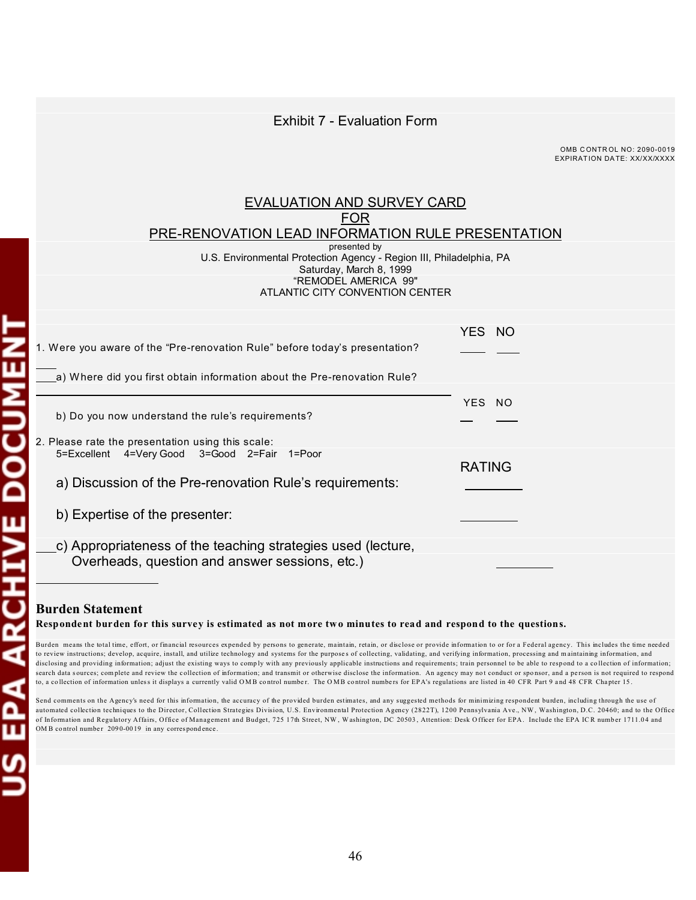Exhibit 7 - Evaluation Form

OMB CONTROL NO: 2090-0019
EXPIRATION DATE: XX/XX/XXXX

# EVALUATION AND SURVEY CARD
# FOR
# PRE-RENOVATION LEAD INFORMATION RULE PRESENTATION

presented by
U.S. Environmental Protection Agency - Region III, Philadelphia, PA
Saturday, March 8, 1999
"REMODEL AMERICA 99"
ATLANTIC CITY CONVENTION CENTER

| | YES | NO |
|---|---|---|
| 1. Were you aware of the "Pre-renovation Rule" before today's presentation? | ____ | ____ |

___a) Where did you first obtain information about the Pre-renovation Rule?

______________________________________________

| | YES | NO |
|---|---|---|
| b) Do you now understand the rule's requirements? | __ | __ |

2. Please rate the presentation using this scale:
5=Excellent 4=Very Good 3=Good 2=Fair 1=Poor

| | RATING |
|---|---|
| a) Discussion of the Pre-renovation Rule's requirements: | ________ |
| b) Expertise of the presenter: | ________ |
| ___c) Appropriateness of the teaching strategies used (lecture, Overheads, question and answer sessions, etc.) | ________ |

## Burden Statement

**Respondent burden for this survey is estimated as not more two minutes to read and respond to the questions.**

Burden means the total time, effort, or financial resources expended by persons to generate, maintain, retain, or disclose or provide information to or for a Federal agency. This includes the time needed to review instructions; develop, acquire, install, and utilize technology and systems for the purposes of collecting, validating, and verifying information, processing and maintaining information, and disclosing and providing information; adjust the existing ways to comply with any previously applicable instructions and requirements; train personnel to be able to respond to a collection of information; search data sources; complete and review the collection of information; and transmit or otherwise disclose the information. An agency may not conduct or sponsor, and a person is not required to respond to, a collection of information unless it displays a currently valid OMB control number. The OMB control numbers for EPA's regulations are listed in 40 CFR Part 9 and 48 CFR Chapter 15.

Send comments on the Agency's need for this information, the accuracy of the provided burden estimates, and any suggested methods for minimizing respondent burden, including through the use of automated collection techniques to the Director, Collection Strategies Division, U.S. Environmental Protection Agency (2822T), 1200 Pennsylvania Ave., NW, Washington, D.C. 20460; and to the Office of Information and Regulatory Affairs, Office of Management and Budget, 725 17th Street, NW, Washington, DC 20503, Attention: Desk Officer for EPA. Include the EPA ICR number 1711.04 and OMB control number 2090-0019 in any correspondence.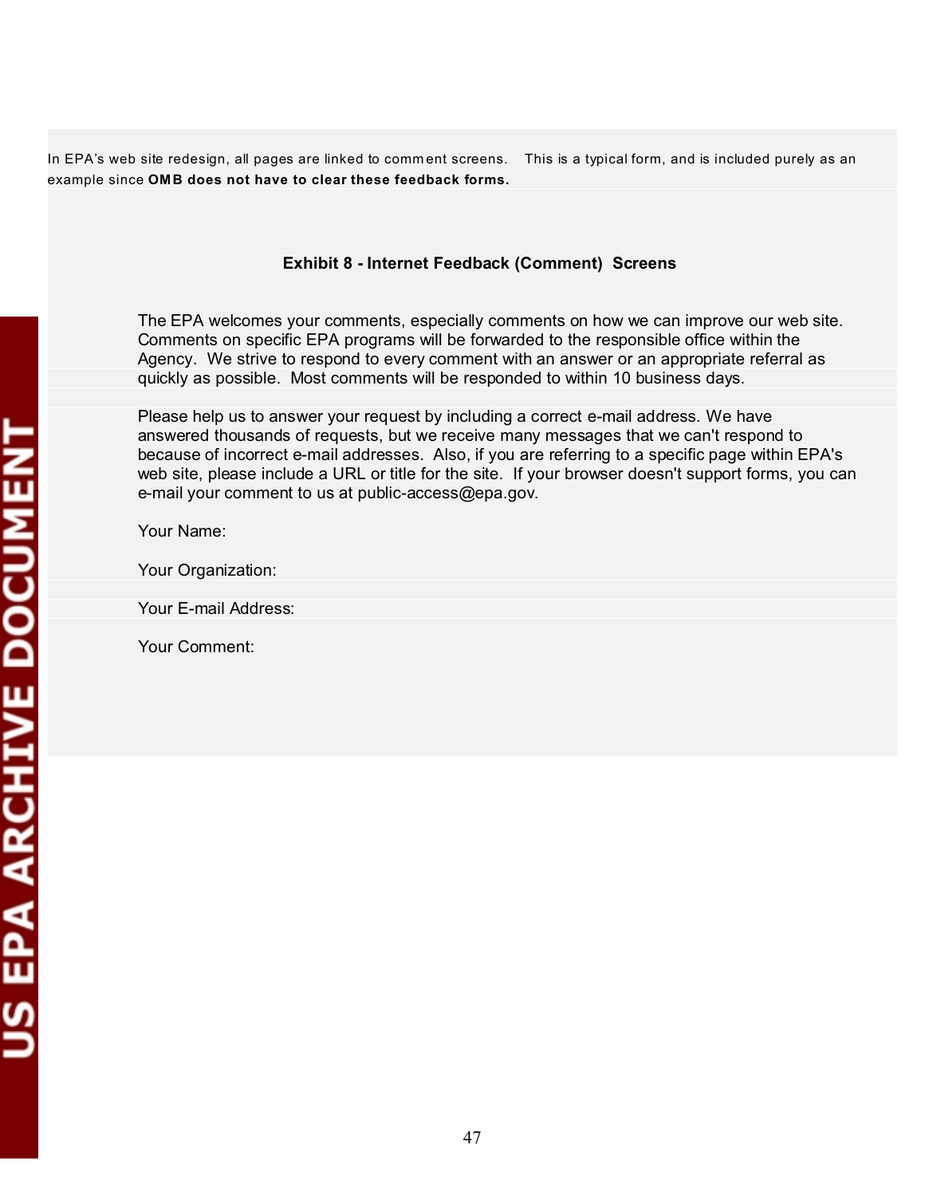In EPA's web site redesign, all pages are linked to comment screens. This is a typical form, and is included purely as an example since **OMB does not have to clear these feedback forms.**

### Exhibit 8 - Internet Feedback (Comment) Screens

The EPA welcomes your comments, especially comments on how we can improve our web site. Comments on specific EPA programs will be forwarded to the responsible office within the Agency. We strive to respond to every comment with an answer or an appropriate referral as quickly as possible. Most comments will be responded to within 10 business days.

Please help us to answer your request by including a correct e-mail address. We have answered thousands of requests, but we receive many messages that we can't respond to because of incorrect e-mail addresses. Also, if you are referring to a specific page within EPA's web site, please include a URL or title for the site. If your browser doesn't support forms, you can e-mail your comment to us at public-access@epa.gov.

Your Name:

Your Organization:

Your E-mail Address:

Your Comment: